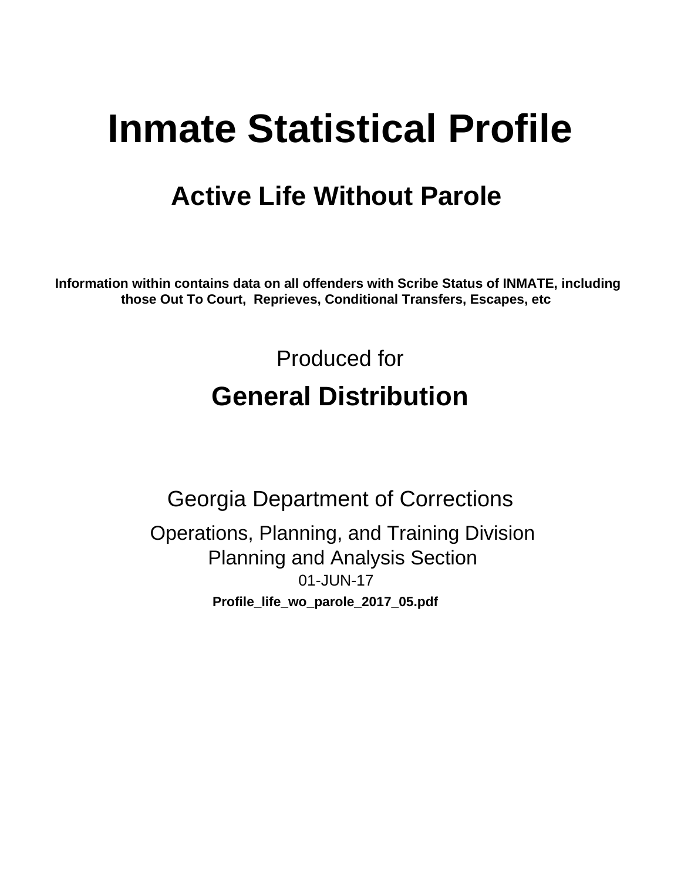# Inmate Statistical Profile

## Active Life Without Parole

**Information within contains data on all offenders with Scribe Status of INMATE, including those Out To Court, Reprieves, Conditional Transfers, Escapes, etc**

Produced for

## General Distribution

Georgia Department of Corrections

Operations, Planning, and Training Division
Planning and Analysis Section
01-JUN-17

**Profile_life_wo_parole_2017_05.pdf**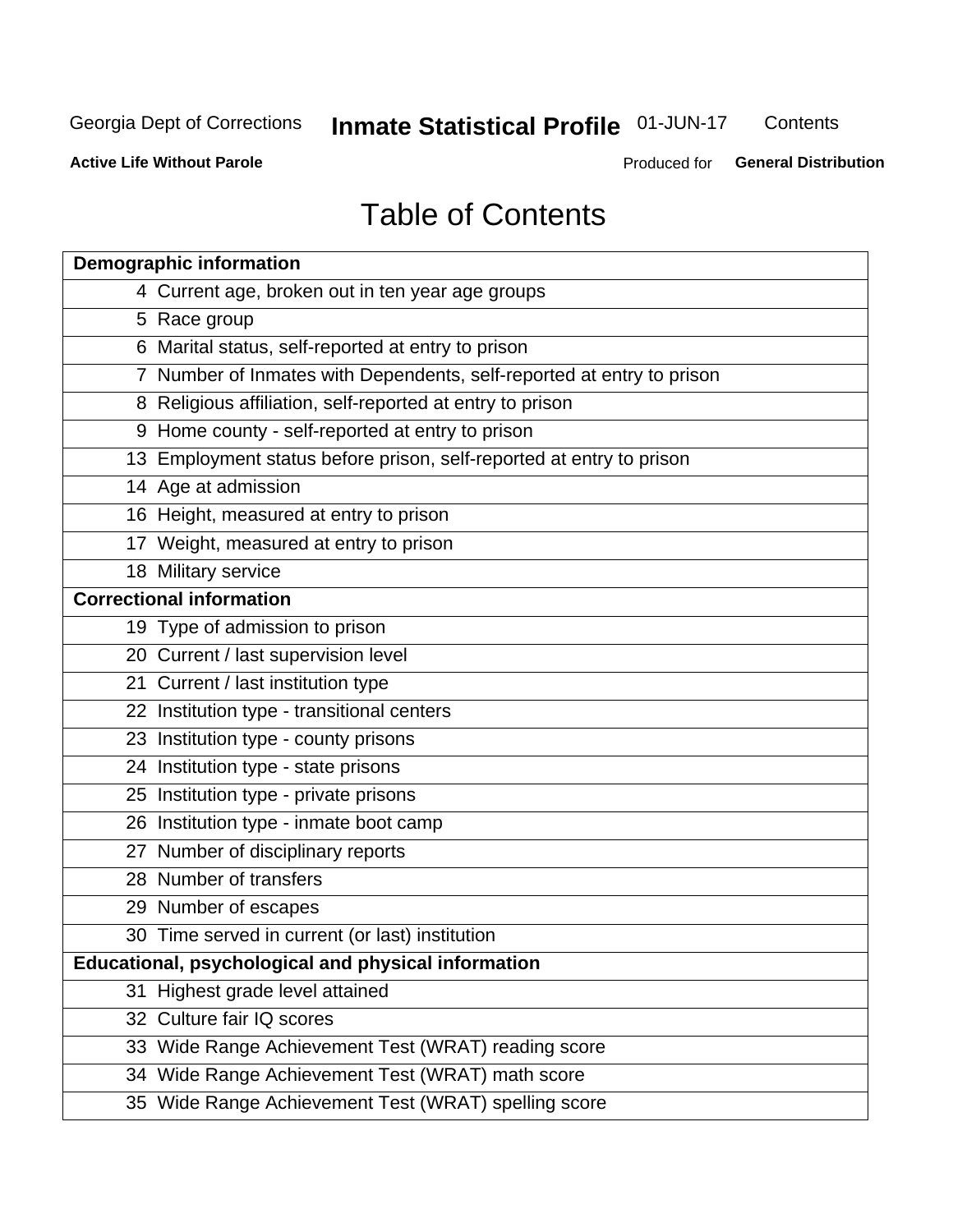# Table of Contents

| Page | Section |
|---|---|
| **Demographic information** | |
| 4 | Current age, broken out in ten year age groups |
| 5 | Race group |
| 6 | Marital status, self-reported at entry to prison |
| 7 | Number of Inmates with Dependents, self-reported at entry to prison |
| 8 | Religious affiliation, self-reported at entry to prison |
| 9 | Home county - self-reported at entry to prison |
| 13 | Employment status before prison, self-reported at entry to prison |
| 14 | Age at admission |
| 16 | Height, measured at entry to prison |
| 17 | Weight, measured at entry to prison |
| 18 | Military service |
| **Correctional information** | |
| 19 | Type of admission to prison |
| 20 | Current / last supervision level |
| 21 | Current / last institution type |
| 22 | Institution type - transitional centers |
| 23 | Institution type - county prisons |
| 24 | Institution type - state prisons |
| 25 | Institution type - private prisons |
| 26 | Institution type - inmate boot camp |
| 27 | Number of disciplinary reports |
| 28 | Number of transfers |
| 29 | Number of escapes |
| 30 | Time served in current (or last) institution |
| **Educational, psychological and physical information** | |
| 31 | Highest grade level attained |
| 32 | Culture fair IQ scores |
| 33 | Wide Range Achievement Test (WRAT) reading score |
| 34 | Wide Range Achievement Test (WRAT) math score |
| 35 | Wide Range Achievement Test (WRAT) spelling score |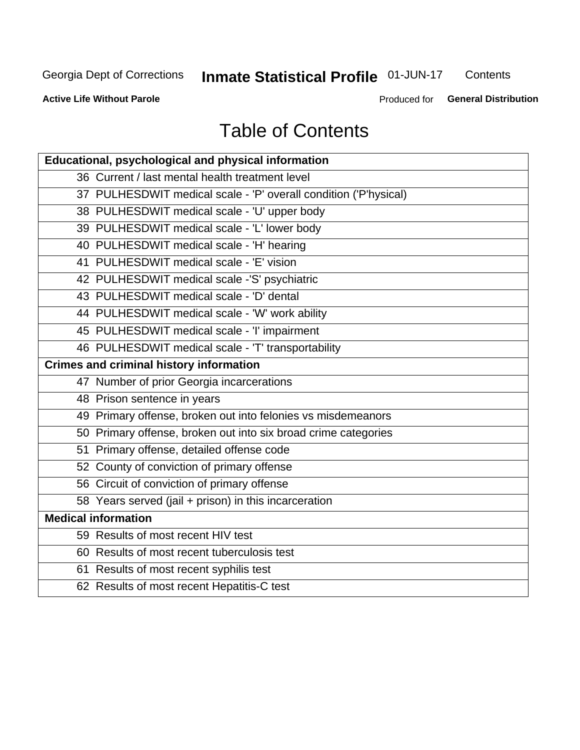# Table of Contents

| Educational, psychological and physical information |
|---|
| 36 Current / last mental health treatment level |
| 37 PULHESDWIT medical scale - 'P' overall condition ('P'hysical) |
| 38 PULHESDWIT medical scale - 'U' upper body |
| 39 PULHESDWIT medical scale - 'L' lower body |
| 40 PULHESDWIT medical scale - 'H' hearing |
| 41 PULHESDWIT medical scale - 'E' vision |
| 42 PULHESDWIT medical scale -'S' psychiatric |
| 43 PULHESDWIT medical scale - 'D' dental |
| 44 PULHESDWIT medical scale - 'W' work ability |
| 45 PULHESDWIT medical scale - 'I' impairment |
| 46 PULHESDWIT medical scale - 'T' transportability |
| **Crimes and criminal history information** |
| 47 Number of prior Georgia incarcerations |
| 48 Prison sentence in years |
| 49 Primary offense, broken out into felonies vs misdemeanors |
| 50 Primary offense, broken out into six broad crime categories |
| 51 Primary offense, detailed offense code |
| 52 County of conviction of primary offense |
| 56 Circuit of conviction of primary offense |
| 58 Years served (jail + prison) in this incarceration |
| **Medical information** |
| 59 Results of most recent HIV test |
| 60 Results of most recent tuberculosis test |
| 61 Results of most recent syphilis test |
| 62 Results of most recent Hepatitis-C test |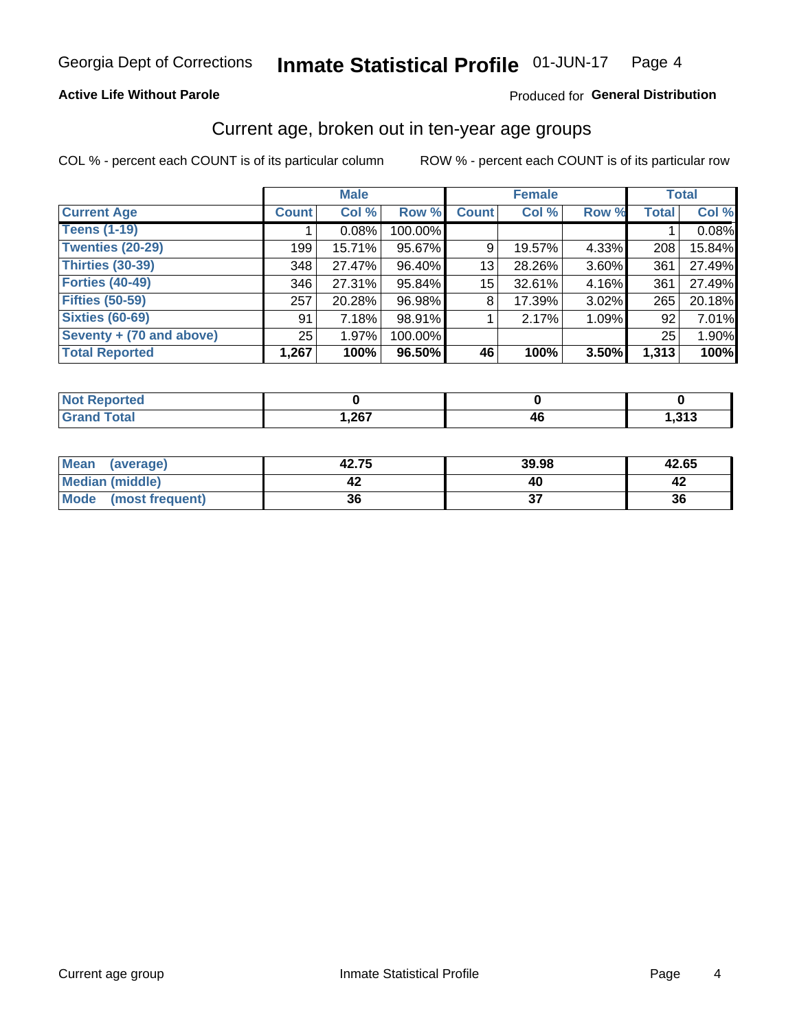Georgia Dept of Corrections **Inmate Statistical Profile** 01-JUN-17

**Active Life Without Parole**

Produced for **General Distribution**

## Current age, broken out in ten-year age groups

COL % - percent each COUNT is of its particular column

ROW % - percent each COUNT is of its particular row

| Current Age | Male | | | Female | | | Total | |
|---|---|---|---|---|---|---|---|---|
| | Count | Col % | Row % | Count | Col % | Row % | Total | Col % |
| Teens (1-19) | 1 | 0.08% | 100.00% | | | | 1 | 0.08% |
| Twenties (20-29) | 199 | 15.71% | 95.67% | 9 | 19.57% | 4.33% | 208 | 15.84% |
| Thirties (30-39) | 348 | 27.47% | 96.40% | 13 | 28.26% | 3.60% | 361 | 27.49% |
| Forties (40-49) | 346 | 27.31% | 95.84% | 15 | 32.61% | 4.16% | 361 | 27.49% |
| Fifties (50-59) | 257 | 20.28% | 96.98% | 8 | 17.39% | 3.02% | 265 | 20.18% |
| Sixties (60-69) | 91 | 7.18% | 98.91% | 1 | 2.17% | 1.09% | 92 | 7.01% |
| Seventy + (70 and above) | 25 | 1.97% | 100.00% | | | | 25 | 1.90% |
| **Total Reported** | **1,267** | **100%** | **96.50%** | **46** | **100%** | **3.50%** | **1,313** | **100%** |

| | Male | Female | Total |
|---|---|---|---|
| Not Reported | **0** | **0** | **0** |
| Grand Total | **1,267** | **46** | **1,313** |

| | Male | Female | Total |
|---|---|---|---|
| Mean (average) | **42.75** | **39.98** | **42.65** |
| Median (middle) | **42** | **40** | **42** |
| Mode (most frequent) | **36** | **37** | **36** |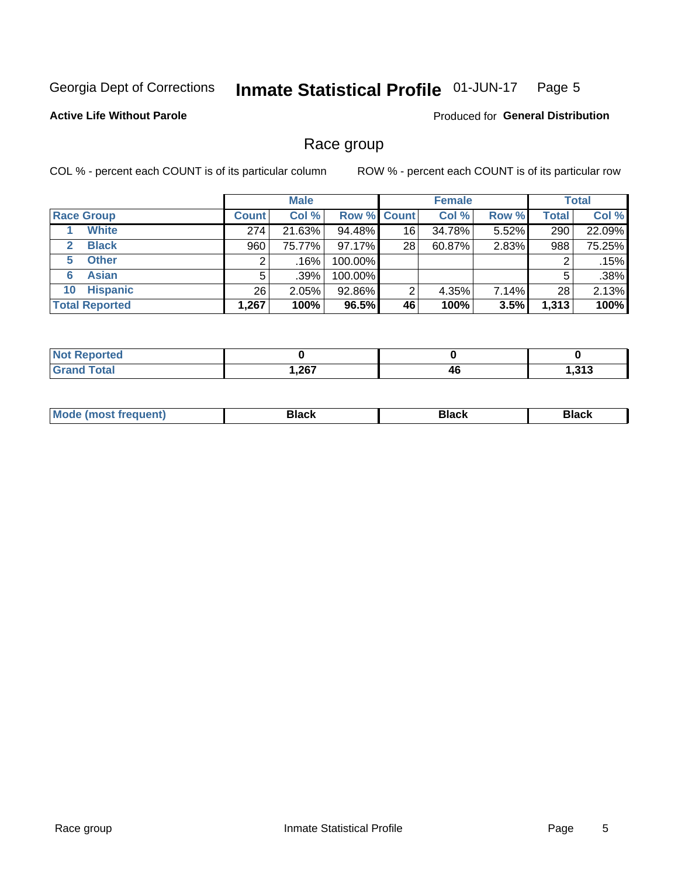Georgia Dept of Corrections **Inmate Statistical Profile** 01-JUN-17 Page 5

**Active Life Without Parole**

Produced for **General Distribution**

## Race group

COL % - percent each COUNT is of its particular column ROW % - percent each COUNT is of its particular row

| | Male | | | Female | | | Total | |
|---|---|---|---|---|---|---|---|---|
| **Race Group** | **Count** | **Col %** | **Row %** | **Count** | **Col %** | **Row %** | **Total** | **Col %** |
| 1 **White** | 274 | 21.63% | 94.48% | 16 | 34.78% | 5.52% | 290 | 22.09% |
| 2 **Black** | 960 | 75.77% | 97.17% | 28 | 60.87% | 2.83% | 988 | 75.25% |
| 5 **Other** | 2 | .16% | 100.00% | | | | 2 | .15% |
| 6 **Asian** | 5 | .39% | 100.00% | | | | 5 | .38% |
| 10 **Hispanic** | 26 | 2.05% | 92.86% | 2 | 4.35% | 7.14% | 28 | 2.13% |
| **Total Reported** | **1,267** | **100%** | **96.5%** | **46** | **100%** | **3.5%** | **1,313** | **100%** |

| | Male | Female | Total |
|---|---|---|---|
| **Not Reported** | **0** | **0** | **0** |
| **Grand Total** | **1,267** | **46** | **1,313** |

| | Male | Female | Total |
|---|---|---|---|
| **Mode (most frequent)** | **Black** | **Black** | **Black** |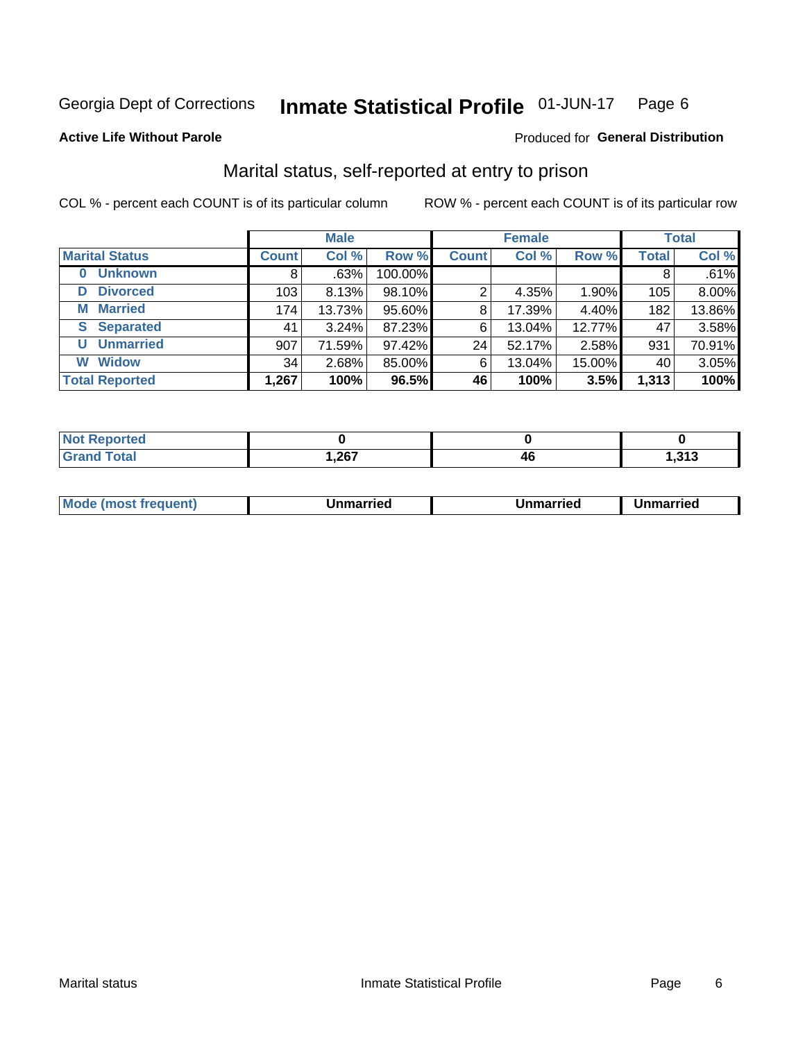Georgia Dept of Corrections **Inmate Statistical Profile** 01-JUN-17 Page 6

**Active Life Without Parole** Produced for **General Distribution**

## Marital status, self-reported at entry to prison

COL % - percent each COUNT is of its particular column ROW % - percent each COUNT is of its particular row

| | Male | | | Female | | | Total | |
|---|---|---|---|---|---|---|---|---|
| **Marital Status** | **Count** | **Col %** | **Row %** | **Count** | **Col %** | **Row %** | **Total** | **Col %** |
| **0 Unknown** | 8 | .63% | 100.00% | | | | 8 | .61% |
| **D Divorced** | 103 | 8.13% | 98.10% | 2 | 4.35% | 1.90% | 105 | 8.00% |
| **M Married** | 174 | 13.73% | 95.60% | 8 | 17.39% | 4.40% | 182 | 13.86% |
| **S Separated** | 41 | 3.24% | 87.23% | 6 | 13.04% | 12.77% | 47 | 3.58% |
| **U Unmarried** | 907 | 71.59% | 97.42% | 24 | 52.17% | 2.58% | 931 | 70.91% |
| **W Widow** | 34 | 2.68% | 85.00% | 6 | 13.04% | 15.00% | 40 | 3.05% |
| **Total Reported** | **1,267** | **100%** | **96.5%** | **46** | **100%** | **3.5%** | **1,313** | **100%** |

| | Male | Female | Total |
|---|---|---|---|
| **Not Reported** | **0** | **0** | **0** |
| **Grand Total** | **1,267** | **46** | **1,313** |

| | Male | Female | Total |
|---|---|---|---|
| **Mode (most frequent)** | **Unmarried** | **Unmarried** | **Unmarried** |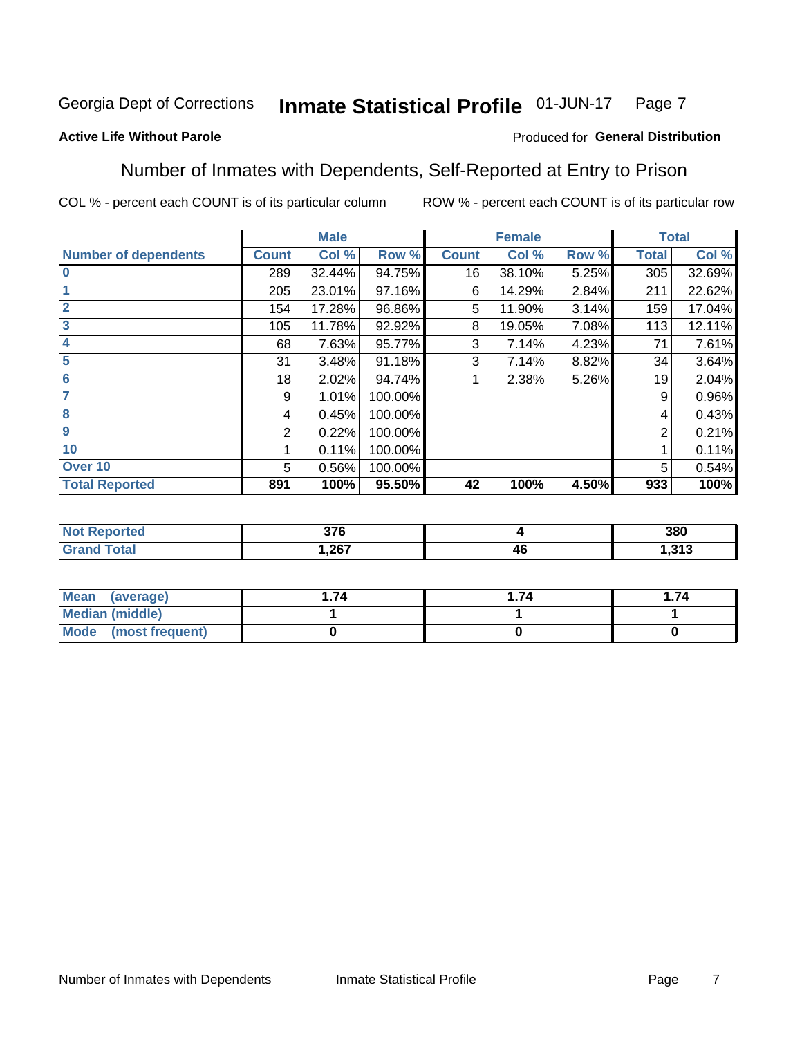Georgia Dept of Corrections **Inmate Statistical Profile** 01-JUN-17

**Active Life Without Parole**

Produced for **General Distribution**

## Number of Inmates with Dependents, Self-Reported at Entry to Prison

COL % - percent each COUNT is of its particular column ROW % - percent each COUNT is of its particular row

| | Male | | | Female | | | Total | |
|---|---|---|---|---|---|---|---|---|
| **Number of dependents** | **Count** | **Col %** | **Row %** | **Count** | **Col %** | **Row %** | **Total** | **Col %** |
| **0** | 289 | 32.44% | 94.75% | 16 | 38.10% | 5.25% | 305 | 32.69% |
| **1** | 205 | 23.01% | 97.16% | 6 | 14.29% | 2.84% | 211 | 22.62% |
| **2** | 154 | 17.28% | 96.86% | 5 | 11.90% | 3.14% | 159 | 17.04% |
| **3** | 105 | 11.78% | 92.92% | 8 | 19.05% | 7.08% | 113 | 12.11% |
| **4** | 68 | 7.63% | 95.77% | 3 | 7.14% | 4.23% | 71 | 7.61% |
| **5** | 31 | 3.48% | 91.18% | 3 | 7.14% | 8.82% | 34 | 3.64% |
| **6** | 18 | 2.02% | 94.74% | 1 | 2.38% | 5.26% | 19 | 2.04% |
| **7** | 9 | 1.01% | 100.00% | | | | 9 | 0.96% |
| **8** | 4 | 0.45% | 100.00% | | | | 4 | 0.43% |
| **9** | 2 | 0.22% | 100.00% | | | | 2 | 0.21% |
| **10** | 1 | 0.11% | 100.00% | | | | 1 | 0.11% |
| **Over 10** | 5 | 0.56% | 100.00% | | | | 5 | 0.54% |
| **Total Reported** | **891** | **100%** | **95.50%** | **42** | **100%** | **4.50%** | **933** | **100%** |

| | Male | Female | Total |
|---|---|---|---|
| **Not Reported** | **376** | **4** | **380** |
| **Grand Total** | **1,267** | **46** | **1,313** |

| | Male | Female | Total |
|---|---|---|---|
| **Mean (average)** | **1.74** | **1.74** | **1.74** |
| **Median (middle)** | **1** | **1** | **1** |
| **Mode (most frequent)** | **0** | **0** | **0** |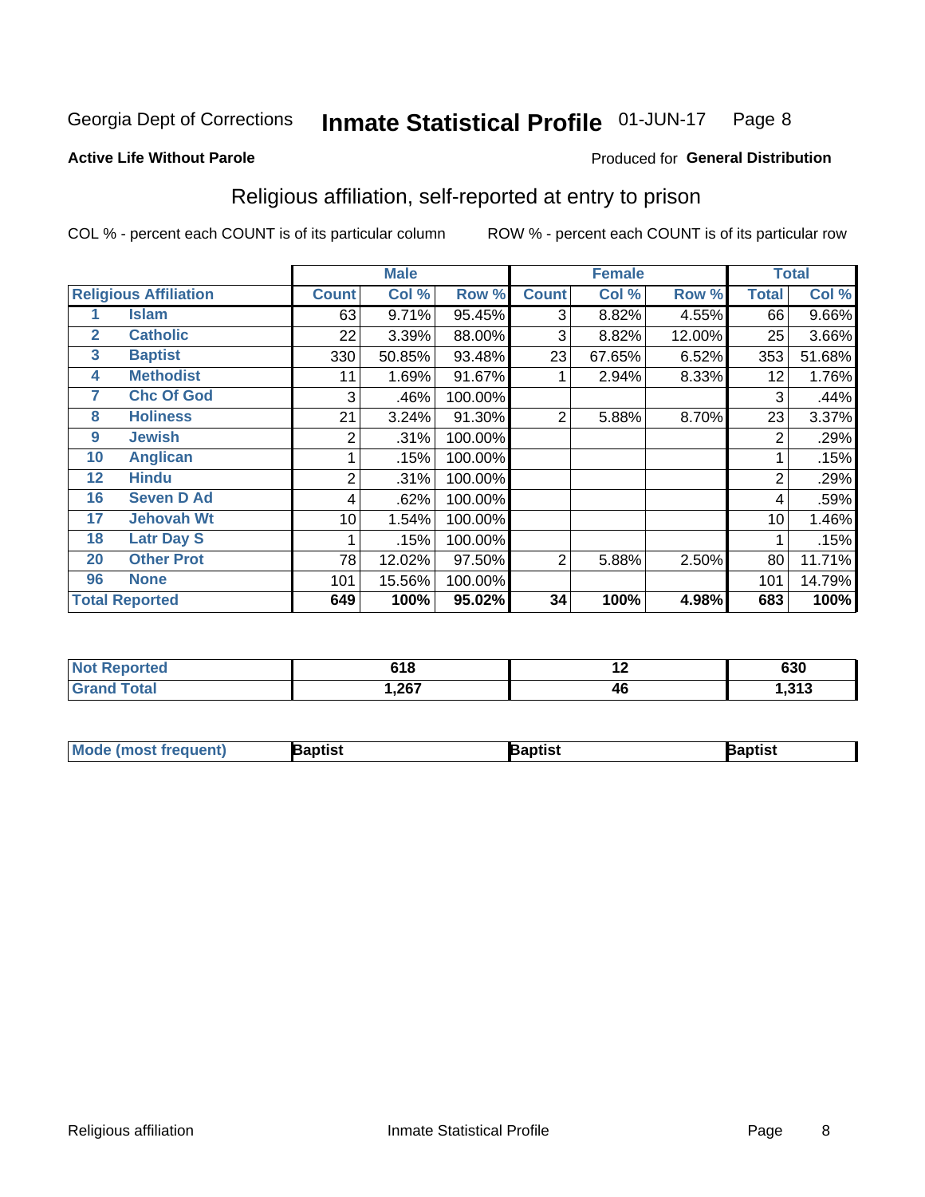Georgia Dept of Corrections **Inmate Statistical Profile** 01-JUN-17 Page 8

**Active Life Without Parole**

Produced for **General Distribution**

## Religious affiliation, self-reported at entry to prison

COL % - percent each COUNT is of its particular column ROW % - percent each COUNT is of its particular row

| Religious Affiliation | | Male | | | Female | | | Total | |
|---|---|---|---|---|---|---|---|---|---|
| | | Count | Col % | Row % | Count | Col % | Row % | Total | Col % |
| 1 | Islam | 63 | 9.71% | 95.45% | 3 | 8.82% | 4.55% | 66 | 9.66% |
| 2 | Catholic | 22 | 3.39% | 88.00% | 3 | 8.82% | 12.00% | 25 | 3.66% |
| 3 | Baptist | 330 | 50.85% | 93.48% | 23 | 67.65% | 6.52% | 353 | 51.68% |
| 4 | Methodist | 11 | 1.69% | 91.67% | 1 | 2.94% | 8.33% | 12 | 1.76% |
| 7 | Chc Of God | 3 | .46% | 100.00% | | | | 3 | .44% |
| 8 | Holiness | 21 | 3.24% | 91.30% | 2 | 5.88% | 8.70% | 23 | 3.37% |
| 9 | Jewish | 2 | .31% | 100.00% | | | | 2 | .29% |
| 10 | Anglican | 1 | .15% | 100.00% | | | | 1 | .15% |
| 12 | Hindu | 2 | .31% | 100.00% | | | | 2 | .29% |
| 16 | Seven D Ad | 4 | .62% | 100.00% | | | | 4 | .59% |
| 17 | Jehovah Wt | 10 | 1.54% | 100.00% | | | | 10 | 1.46% |
| 18 | Latr Day S | 1 | .15% | 100.00% | | | | 1 | .15% |
| 20 | Other Prot | 78 | 12.02% | 97.50% | 2 | 5.88% | 2.50% | 80 | 11.71% |
| 96 | None | 101 | 15.56% | 100.00% | | | | 101 | 14.79% |
| **Total Reported** | | **649** | **100%** | **95.02%** | **34** | **100%** | **4.98%** | **683** | **100%** |

| | Male | Female | Total |
|---|---|---|---|
| Not Reported | 618 | 12 | 630 |
| Grand Total | 1,267 | 46 | 1,313 |

| | Male | Female | Total |
|---|---|---|---|
| Mode (most frequent) | Baptist | Baptist | Baptist |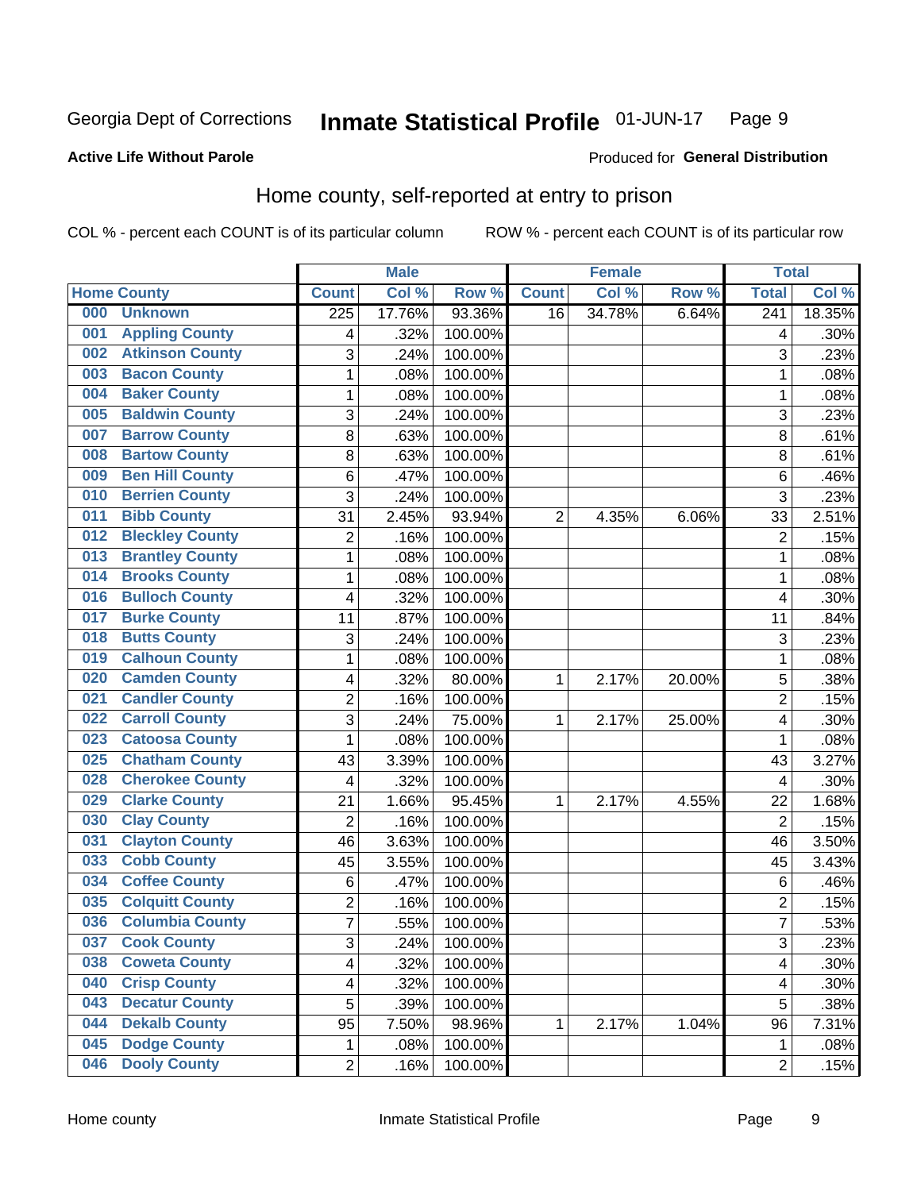Georgia Dept of Corrections **Inmate Statistical Profile** 01-JUN-17

**Active Life Without Parole**

Produced for **General Distribution**

## Home county, self-reported at entry to prison

COL % - percent each COUNT is of its particular column ROW % - percent each COUNT is of its particular row

| Home County | | Male | | | Female | | | Total | |
|---|---|---|---|---|---|---|---|---|---|
| | | Count | Col % | Row % | Count | Col % | Row % | Total | Col % |
| 000 | Unknown | 225 | 17.76% | 93.36% | 16 | 34.78% | 6.64% | 241 | 18.35% |
| 001 | Appling County | 4 | .32% | 100.00% | | | | 4 | .30% |
| 002 | Atkinson County | 3 | .24% | 100.00% | | | | 3 | .23% |
| 003 | Bacon County | 1 | .08% | 100.00% | | | | 1 | .08% |
| 004 | Baker County | 1 | .08% | 100.00% | | | | 1 | .08% |
| 005 | Baldwin County | 3 | .24% | 100.00% | | | | 3 | .23% |
| 007 | Barrow County | 8 | .63% | 100.00% | | | | 8 | .61% |
| 008 | Bartow County | 8 | .63% | 100.00% | | | | 8 | .61% |
| 009 | Ben Hill County | 6 | .47% | 100.00% | | | | 6 | .46% |
| 010 | Berrien County | 3 | .24% | 100.00% | | | | 3 | .23% |
| 011 | Bibb County | 31 | 2.45% | 93.94% | 2 | 4.35% | 6.06% | 33 | 2.51% |
| 012 | Bleckley County | 2 | .16% | 100.00% | | | | 2 | .15% |
| 013 | Brantley County | 1 | .08% | 100.00% | | | | 1 | .08% |
| 014 | Brooks County | 1 | .08% | 100.00% | | | | 1 | .08% |
| 016 | Bulloch County | 4 | .32% | 100.00% | | | | 4 | .30% |
| 017 | Burke County | 11 | .87% | 100.00% | | | | 11 | .84% |
| 018 | Butts County | 3 | .24% | 100.00% | | | | 3 | .23% |
| 019 | Calhoun County | 1 | .08% | 100.00% | | | | 1 | .08% |
| 020 | Camden County | 4 | .32% | 80.00% | 1 | 2.17% | 20.00% | 5 | .38% |
| 021 | Candler County | 2 | .16% | 100.00% | | | | 2 | .15% |
| 022 | Carroll County | 3 | .24% | 75.00% | 1 | 2.17% | 25.00% | 4 | .30% |
| 023 | Catoosa County | 1 | .08% | 100.00% | | | | 1 | .08% |
| 025 | Chatham County | 43 | 3.39% | 100.00% | | | | 43 | 3.27% |
| 028 | Cherokee County | 4 | .32% | 100.00% | | | | 4 | .30% |
| 029 | Clarke County | 21 | 1.66% | 95.45% | 1 | 2.17% | 4.55% | 22 | 1.68% |
| 030 | Clay County | 2 | .16% | 100.00% | | | | 2 | .15% |
| 031 | Clayton County | 46 | 3.63% | 100.00% | | | | 46 | 3.50% |
| 033 | Cobb County | 45 | 3.55% | 100.00% | | | | 45 | 3.43% |
| 034 | Coffee County | 6 | .47% | 100.00% | | | | 6 | .46% |
| 035 | Colquitt County | 2 | .16% | 100.00% | | | | 2 | .15% |
| 036 | Columbia County | 7 | .55% | 100.00% | | | | 7 | .53% |
| 037 | Cook County | 3 | .24% | 100.00% | | | | 3 | .23% |
| 038 | Coweta County | 4 | .32% | 100.00% | | | | 4 | .30% |
| 040 | Crisp County | 4 | .32% | 100.00% | | | | 4 | .30% |
| 043 | Decatur County | 5 | .39% | 100.00% | | | | 5 | .38% |
| 044 | Dekalb County | 95 | 7.50% | 98.96% | 1 | 2.17% | 1.04% | 96 | 7.31% |
| 045 | Dodge County | 1 | .08% | 100.00% | | | | 1 | .08% |
| 046 | Dooly County | 2 | .16% | 100.00% | | | | 2 | .15% |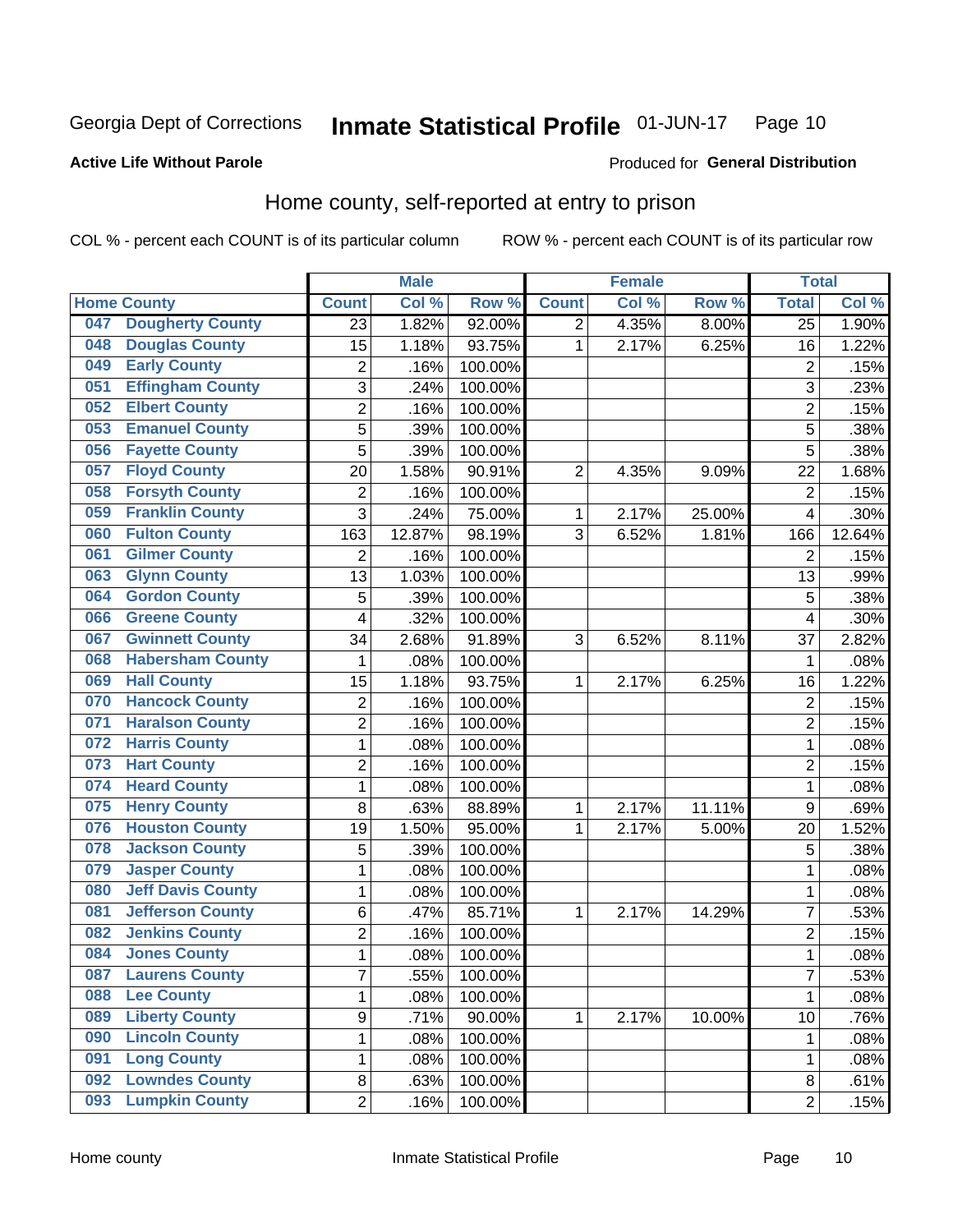Georgia Dept of Corrections **Inmate Statistical Profile** 01-JUN-17

**Active Life Without Parole**

Produced for **General Distribution**

## Home county, self-reported at entry to prison

COL % - percent each COUNT is of its particular column ROW % - percent each COUNT is of its particular row

| Home County | | Male | | | Female | | | Total | |
|---|---|---|---|---|---|---|---|---|---|
| | | Count | Col % | Row % | Count | Col % | Row % | Total | Col % |
| 047 | Dougherty County | 23 | 1.82% | 92.00% | 2 | 4.35% | 8.00% | 25 | 1.90% |
| 048 | Douglas County | 15 | 1.18% | 93.75% | 1 | 2.17% | 6.25% | 16 | 1.22% |
| 049 | Early County | 2 | .16% | 100.00% | | | | 2 | .15% |
| 051 | Effingham County | 3 | .24% | 100.00% | | | | 3 | .23% |
| 052 | Elbert County | 2 | .16% | 100.00% | | | | 2 | .15% |
| 053 | Emanuel County | 5 | .39% | 100.00% | | | | 5 | .38% |
| 056 | Fayette County | 5 | .39% | 100.00% | | | | 5 | .38% |
| 057 | Floyd County | 20 | 1.58% | 90.91% | 2 | 4.35% | 9.09% | 22 | 1.68% |
| 058 | Forsyth County | 2 | .16% | 100.00% | | | | 2 | .15% |
| 059 | Franklin County | 3 | .24% | 75.00% | 1 | 2.17% | 25.00% | 4 | .30% |
| 060 | Fulton County | 163 | 12.87% | 98.19% | 3 | 6.52% | 1.81% | 166 | 12.64% |
| 061 | Gilmer County | 2 | .16% | 100.00% | | | | 2 | .15% |
| 063 | Glynn County | 13 | 1.03% | 100.00% | | | | 13 | .99% |
| 064 | Gordon County | 5 | .39% | 100.00% | | | | 5 | .38% |
| 066 | Greene County | 4 | .32% | 100.00% | | | | 4 | .30% |
| 067 | Gwinnett County | 34 | 2.68% | 91.89% | 3 | 6.52% | 8.11% | 37 | 2.82% |
| 068 | Habersham County | 1 | .08% | 100.00% | | | | 1 | .08% |
| 069 | Hall County | 15 | 1.18% | 93.75% | 1 | 2.17% | 6.25% | 16 | 1.22% |
| 070 | Hancock County | 2 | .16% | 100.00% | | | | 2 | .15% |
| 071 | Haralson County | 2 | .16% | 100.00% | | | | 2 | .15% |
| 072 | Harris County | 1 | .08% | 100.00% | | | | 1 | .08% |
| 073 | Hart County | 2 | .16% | 100.00% | | | | 2 | .15% |
| 074 | Heard County | 1 | .08% | 100.00% | | | | 1 | .08% |
| 075 | Henry County | 8 | .63% | 88.89% | 1 | 2.17% | 11.11% | 9 | .69% |
| 076 | Houston County | 19 | 1.50% | 95.00% | 1 | 2.17% | 5.00% | 20 | 1.52% |
| 078 | Jackson County | 5 | .39% | 100.00% | | | | 5 | .38% |
| 079 | Jasper County | 1 | .08% | 100.00% | | | | 1 | .08% |
| 080 | Jeff Davis County | 1 | .08% | 100.00% | | | | 1 | .08% |
| 081 | Jefferson County | 6 | .47% | 85.71% | 1 | 2.17% | 14.29% | 7 | .53% |
| 082 | Jenkins County | 2 | .16% | 100.00% | | | | 2 | .15% |
| 084 | Jones County | 1 | .08% | 100.00% | | | | 1 | .08% |
| 087 | Laurens County | 7 | .55% | 100.00% | | | | 7 | .53% |
| 088 | Lee County | 1 | .08% | 100.00% | | | | 1 | .08% |
| 089 | Liberty County | 9 | .71% | 90.00% | 1 | 2.17% | 10.00% | 10 | .76% |
| 090 | Lincoln County | 1 | .08% | 100.00% | | | | 1 | .08% |
| 091 | Long County | 1 | .08% | 100.00% | | | | 1 | .08% |
| 092 | Lowndes County | 8 | .63% | 100.00% | | | | 8 | .61% |
| 093 | Lumpkin County | 2 | .16% | 100.00% | | | | 2 | .15% |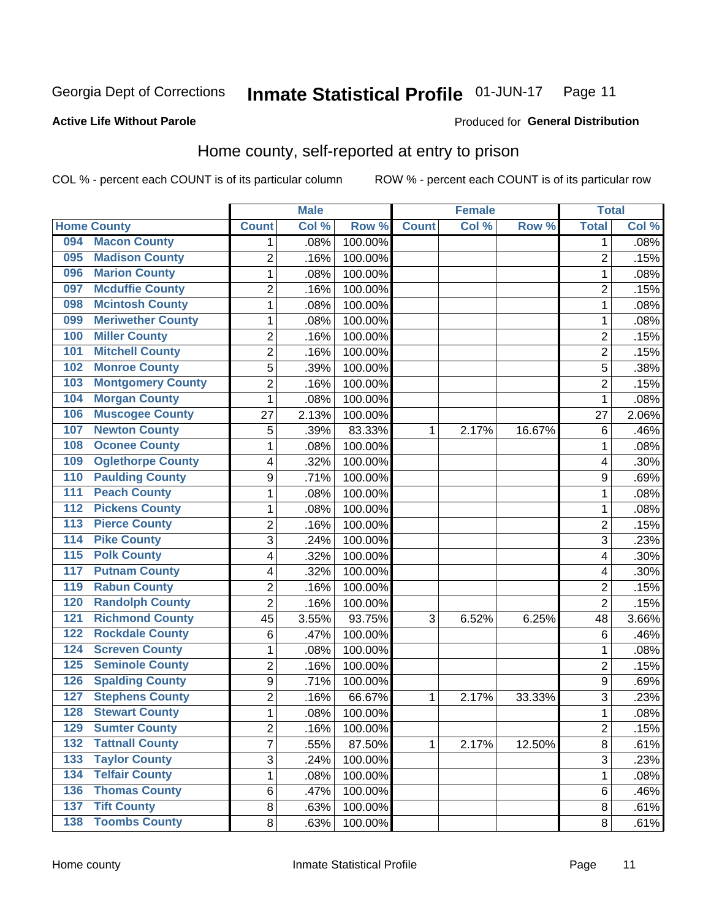# Georgia Dept of Corrections — Inmate Statistical Profile — 01-JUN-17

**Active Life Without Parole**

Produced for **General Distribution**

## Home county, self-reported at entry to prison

COL % - percent each COUNT is of its particular column     ROW % - percent each COUNT is of its particular row

| Home County | | Male | | | Female | | | Total | |
|---|---|---|---|---|---|---|---|---|---|
| | | Count | Col % | Row % | Count | Col % | Row % | Total | Col % |
| 094 | Macon County | 1 | .08% | 100.00% | | | | 1 | .08% |
| 095 | Madison County | 2 | .16% | 100.00% | | | | 2 | .15% |
| 096 | Marion County | 1 | .08% | 100.00% | | | | 1 | .08% |
| 097 | Mcduffie County | 2 | .16% | 100.00% | | | | 2 | .15% |
| 098 | Mcintosh County | 1 | .08% | 100.00% | | | | 1 | .08% |
| 099 | Meriwether County | 1 | .08% | 100.00% | | | | 1 | .08% |
| 100 | Miller County | 2 | .16% | 100.00% | | | | 2 | .15% |
| 101 | Mitchell County | 2 | .16% | 100.00% | | | | 2 | .15% |
| 102 | Monroe County | 5 | .39% | 100.00% | | | | 5 | .38% |
| 103 | Montgomery County | 2 | .16% | 100.00% | | | | 2 | .15% |
| 104 | Morgan County | 1 | .08% | 100.00% | | | | 1 | .08% |
| 106 | Muscogee County | 27 | 2.13% | 100.00% | | | | 27 | 2.06% |
| 107 | Newton County | 5 | .39% | 83.33% | 1 | 2.17% | 16.67% | 6 | .46% |
| 108 | Oconee County | 1 | .08% | 100.00% | | | | 1 | .08% |
| 109 | Oglethorpe County | 4 | .32% | 100.00% | | | | 4 | .30% |
| 110 | Paulding County | 9 | .71% | 100.00% | | | | 9 | .69% |
| 111 | Peach County | 1 | .08% | 100.00% | | | | 1 | .08% |
| 112 | Pickens County | 1 | .08% | 100.00% | | | | 1 | .08% |
| 113 | Pierce County | 2 | .16% | 100.00% | | | | 2 | .15% |
| 114 | Pike County | 3 | .24% | 100.00% | | | | 3 | .23% |
| 115 | Polk County | 4 | .32% | 100.00% | | | | 4 | .30% |
| 117 | Putnam County | 4 | .32% | 100.00% | | | | 4 | .30% |
| 119 | Rabun County | 2 | .16% | 100.00% | | | | 2 | .15% |
| 120 | Randolph County | 2 | .16% | 100.00% | | | | 2 | .15% |
| 121 | Richmond County | 45 | 3.55% | 93.75% | 3 | 6.52% | 6.25% | 48 | 3.66% |
| 122 | Rockdale County | 6 | .47% | 100.00% | | | | 6 | .46% |
| 124 | Screven County | 1 | .08% | 100.00% | | | | 1 | .08% |
| 125 | Seminole County | 2 | .16% | 100.00% | | | | 2 | .15% |
| 126 | Spalding County | 9 | .71% | 100.00% | | | | 9 | .69% |
| 127 | Stephens County | 2 | .16% | 66.67% | 1 | 2.17% | 33.33% | 3 | .23% |
| 128 | Stewart County | 1 | .08% | 100.00% | | | | 1 | .08% |
| 129 | Sumter County | 2 | .16% | 100.00% | | | | 2 | .15% |
| 132 | Tattnall County | 7 | .55% | 87.50% | 1 | 2.17% | 12.50% | 8 | .61% |
| 133 | Taylor County | 3 | .24% | 100.00% | | | | 3 | .23% |
| 134 | Telfair County | 1 | .08% | 100.00% | | | | 1 | .08% |
| 136 | Thomas County | 6 | .47% | 100.00% | | | | 6 | .46% |
| 137 | Tift County | 8 | .63% | 100.00% | | | | 8 | .61% |
| 138 | Toombs County | 8 | .63% | 100.00% | | | | 8 | .61% |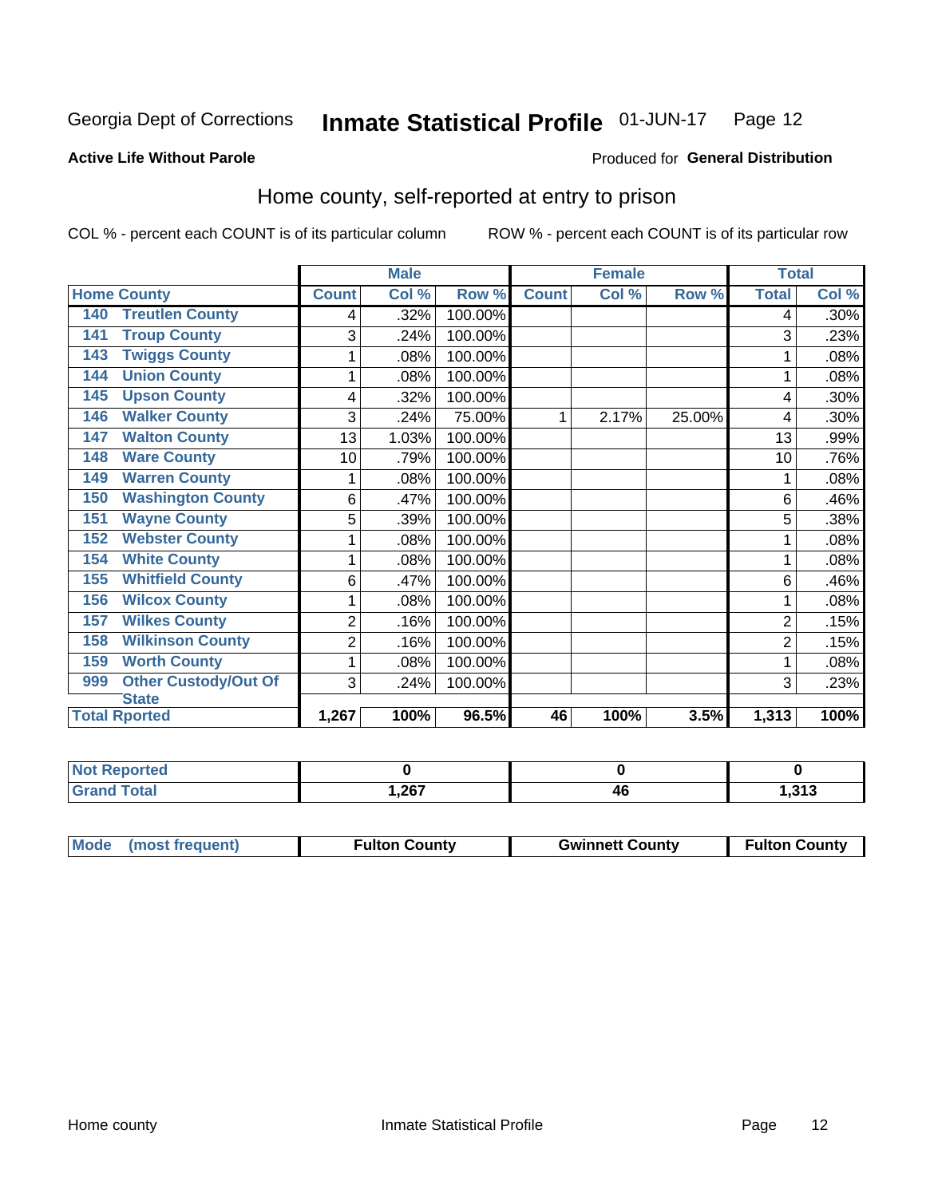Georgia Dept of Corrections **Inmate Statistical Profile** 01-JUN-17

**Active Life Without Parole**

Produced for **General Distribution**

## Home county, self-reported at entry to prison

COL % - percent each COUNT is of its particular column    ROW % - percent each COUNT is of its particular row

| Home County | | Male | | | Female | | | Total | |
|---|---|---|---|---|---|---|---|---|---|
| | | Count | Col % | Row % | Count | Col % | Row % | Total | Col % |
| 140 | Treutlen County | 4 | .32% | 100.00% | | | | 4 | .30% |
| 141 | Troup County | 3 | .24% | 100.00% | | | | 3 | .23% |
| 143 | Twiggs County | 1 | .08% | 100.00% | | | | 1 | .08% |
| 144 | Union County | 1 | .08% | 100.00% | | | | 1 | .08% |
| 145 | Upson County | 4 | .32% | 100.00% | | | | 4 | .30% |
| 146 | Walker County | 3 | .24% | 75.00% | 1 | 2.17% | 25.00% | 4 | .30% |
| 147 | Walton County | 13 | 1.03% | 100.00% | | | | 13 | .99% |
| 148 | Ware County | 10 | .79% | 100.00% | | | | 10 | .76% |
| 149 | Warren County | 1 | .08% | 100.00% | | | | 1 | .08% |
| 150 | Washington County | 6 | .47% | 100.00% | | | | 6 | .46% |
| 151 | Wayne County | 5 | .39% | 100.00% | | | | 5 | .38% |
| 152 | Webster County | 1 | .08% | 100.00% | | | | 1 | .08% |
| 154 | White County | 1 | .08% | 100.00% | | | | 1 | .08% |
| 155 | Whitfield County | 6 | .47% | 100.00% | | | | 6 | .46% |
| 156 | Wilcox County | 1 | .08% | 100.00% | | | | 1 | .08% |
| 157 | Wilkes County | 2 | .16% | 100.00% | | | | 2 | .15% |
| 158 | Wilkinson County | 2 | .16% | 100.00% | | | | 2 | .15% |
| 159 | Worth County | 1 | .08% | 100.00% | | | | 1 | .08% |
| 999 | Other Custody/Out Of State | 3 | .24% | 100.00% | | | | 3 | .23% |
| Total Rported | | 1,267 | 100% | 96.5% | 46 | 100% | 3.5% | 1,313 | 100% |

| | Male | Female | Total |
|---|---|---|---|
| Not Reported | 0 | 0 | 0 |
| Grand Total | 1,267 | 46 | 1,313 |

| | Male | Female | Total |
|---|---|---|---|
| Mode (most frequent) | Fulton County | Gwinnett County | Fulton County |

Home county    Inmate Statistical Profile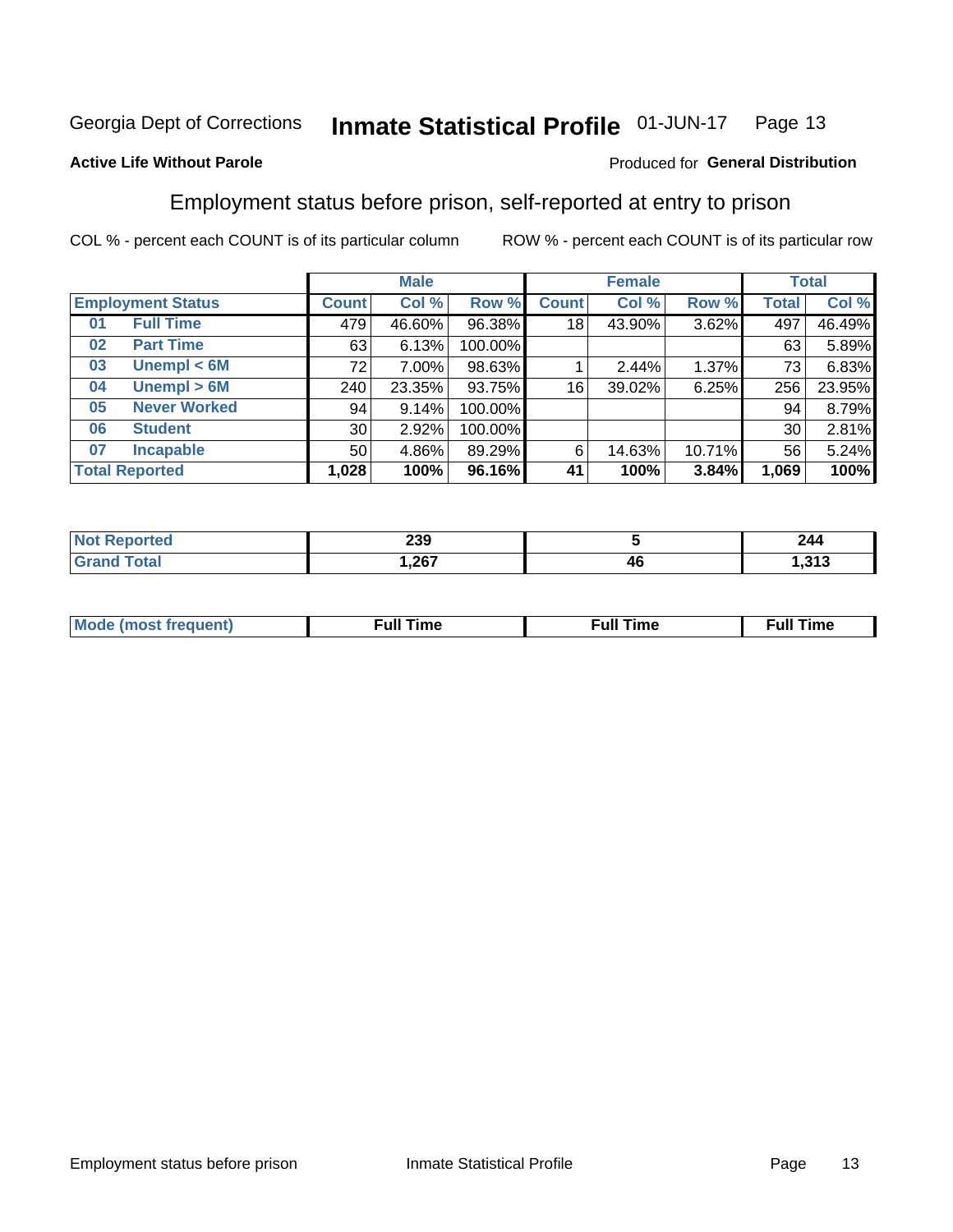Georgia Dept of Corrections **Inmate Statistical Profile** 01-JUN-17

**Active Life Without Parole**

Produced for **General Distribution**

## Employment status before prison, self-reported at entry to prison

COL % - percent each COUNT is of its particular column ROW % - percent each COUNT is of its particular row

| Employment Status | | Male | | | Female | | | Total | |
|---|---|---|---|---|---|---|---|---|---|
| | | Count | Col % | Row % | Count | Col % | Row % | Total | Col % |
| 01 | Full Time | 479 | 46.60% | 96.38% | 18 | 43.90% | 3.62% | 497 | 46.49% |
| 02 | Part Time | 63 | 6.13% | 100.00% | | | | 63 | 5.89% |
| 03 | Unempl < 6M | 72 | 7.00% | 98.63% | 1 | 2.44% | 1.37% | 73 | 6.83% |
| 04 | Unempl > 6M | 240 | 23.35% | 93.75% | 16 | 39.02% | 6.25% | 256 | 23.95% |
| 05 | Never Worked | 94 | 9.14% | 100.00% | | | | 94 | 8.79% |
| 06 | Student | 30 | 2.92% | 100.00% | | | | 30 | 2.81% |
| 07 | Incapable | 50 | 4.86% | 89.29% | 6 | 14.63% | 10.71% | 56 | 5.24% |
| **Total Reported** | | **1,028** | **100%** | **96.16%** | **41** | **100%** | **3.84%** | **1,069** | **100%** |

| | Male | Female | Total |
|---|---|---|---|
| Not Reported | 239 | 5 | 244 |
| Grand Total | 1,267 | 46 | 1,313 |

| | Male | Female | Total |
|---|---|---|---|
| Mode (most frequent) | Full Time | Full Time | Full Time |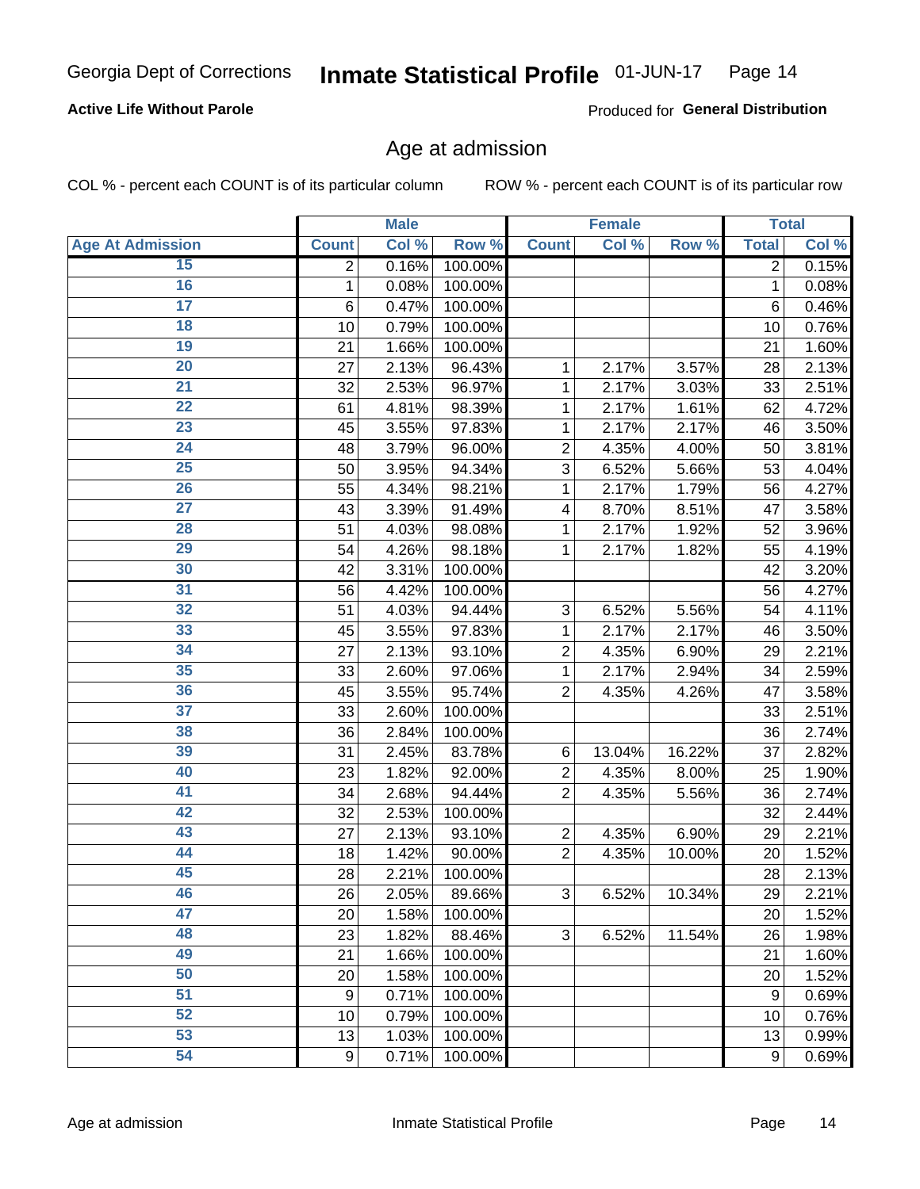Georgia Dept of Corrections **Inmate Statistical Profile** 01-JUN-17

**Active Life Without Parole**

Produced for **General Distribution**

## Age at admission

COL % - percent each COUNT is of its particular column ROW % - percent each COUNT is of its particular row

| | Male | | | Female | | | Total | |
|---|---|---|---|---|---|---|---|---|
| **Age At Admission** | **Count** | **Col %** | **Row %** | **Count** | **Col %** | **Row %** | **Total** | **Col %** |
| 15 | 2 | 0.16% | 100.00% | | | | 2 | 0.15% |
| 16 | 1 | 0.08% | 100.00% | | | | 1 | 0.08% |
| 17 | 6 | 0.47% | 100.00% | | | | 6 | 0.46% |
| 18 | 10 | 0.79% | 100.00% | | | | 10 | 0.76% |
| 19 | 21 | 1.66% | 100.00% | | | | 21 | 1.60% |
| 20 | 27 | 2.13% | 96.43% | 1 | 2.17% | 3.57% | 28 | 2.13% |
| 21 | 32 | 2.53% | 96.97% | 1 | 2.17% | 3.03% | 33 | 2.51% |
| 22 | 61 | 4.81% | 98.39% | 1 | 2.17% | 1.61% | 62 | 4.72% |
| 23 | 45 | 3.55% | 97.83% | 1 | 2.17% | 2.17% | 46 | 3.50% |
| 24 | 48 | 3.79% | 96.00% | 2 | 4.35% | 4.00% | 50 | 3.81% |
| 25 | 50 | 3.95% | 94.34% | 3 | 6.52% | 5.66% | 53 | 4.04% |
| 26 | 55 | 4.34% | 98.21% | 1 | 2.17% | 1.79% | 56 | 4.27% |
| 27 | 43 | 3.39% | 91.49% | 4 | 8.70% | 8.51% | 47 | 3.58% |
| 28 | 51 | 4.03% | 98.08% | 1 | 2.17% | 1.92% | 52 | 3.96% |
| 29 | 54 | 4.26% | 98.18% | 1 | 2.17% | 1.82% | 55 | 4.19% |
| 30 | 42 | 3.31% | 100.00% | | | | 42 | 3.20% |
| 31 | 56 | 4.42% | 100.00% | | | | 56 | 4.27% |
| 32 | 51 | 4.03% | 94.44% | 3 | 6.52% | 5.56% | 54 | 4.11% |
| 33 | 45 | 3.55% | 97.83% | 1 | 2.17% | 2.17% | 46 | 3.50% |
| 34 | 27 | 2.13% | 93.10% | 2 | 4.35% | 6.90% | 29 | 2.21% |
| 35 | 33 | 2.60% | 97.06% | 1 | 2.17% | 2.94% | 34 | 2.59% |
| 36 | 45 | 3.55% | 95.74% | 2 | 4.35% | 4.26% | 47 | 3.58% |
| 37 | 33 | 2.60% | 100.00% | | | | 33 | 2.51% |
| 38 | 36 | 2.84% | 100.00% | | | | 36 | 2.74% |
| 39 | 31 | 2.45% | 83.78% | 6 | 13.04% | 16.22% | 37 | 2.82% |
| 40 | 23 | 1.82% | 92.00% | 2 | 4.35% | 8.00% | 25 | 1.90% |
| 41 | 34 | 2.68% | 94.44% | 2 | 4.35% | 5.56% | 36 | 2.74% |
| 42 | 32 | 2.53% | 100.00% | | | | 32 | 2.44% |
| 43 | 27 | 2.13% | 93.10% | 2 | 4.35% | 6.90% | 29 | 2.21% |
| 44 | 18 | 1.42% | 90.00% | 2 | 4.35% | 10.00% | 20 | 1.52% |
| 45 | 28 | 2.21% | 100.00% | | | | 28 | 2.13% |
| 46 | 26 | 2.05% | 89.66% | 3 | 6.52% | 10.34% | 29 | 2.21% |
| 47 | 20 | 1.58% | 100.00% | | | | 20 | 1.52% |
| 48 | 23 | 1.82% | 88.46% | 3 | 6.52% | 11.54% | 26 | 1.98% |
| 49 | 21 | 1.66% | 100.00% | | | | 21 | 1.60% |
| 50 | 20 | 1.58% | 100.00% | | | | 20 | 1.52% |
| 51 | 9 | 0.71% | 100.00% | | | | 9 | 0.69% |
| 52 | 10 | 0.79% | 100.00% | | | | 10 | 0.76% |
| 53 | 13 | 1.03% | 100.00% | | | | 13 | 0.99% |
| 54 | 9 | 0.71% | 100.00% | | | | 9 | 0.69% |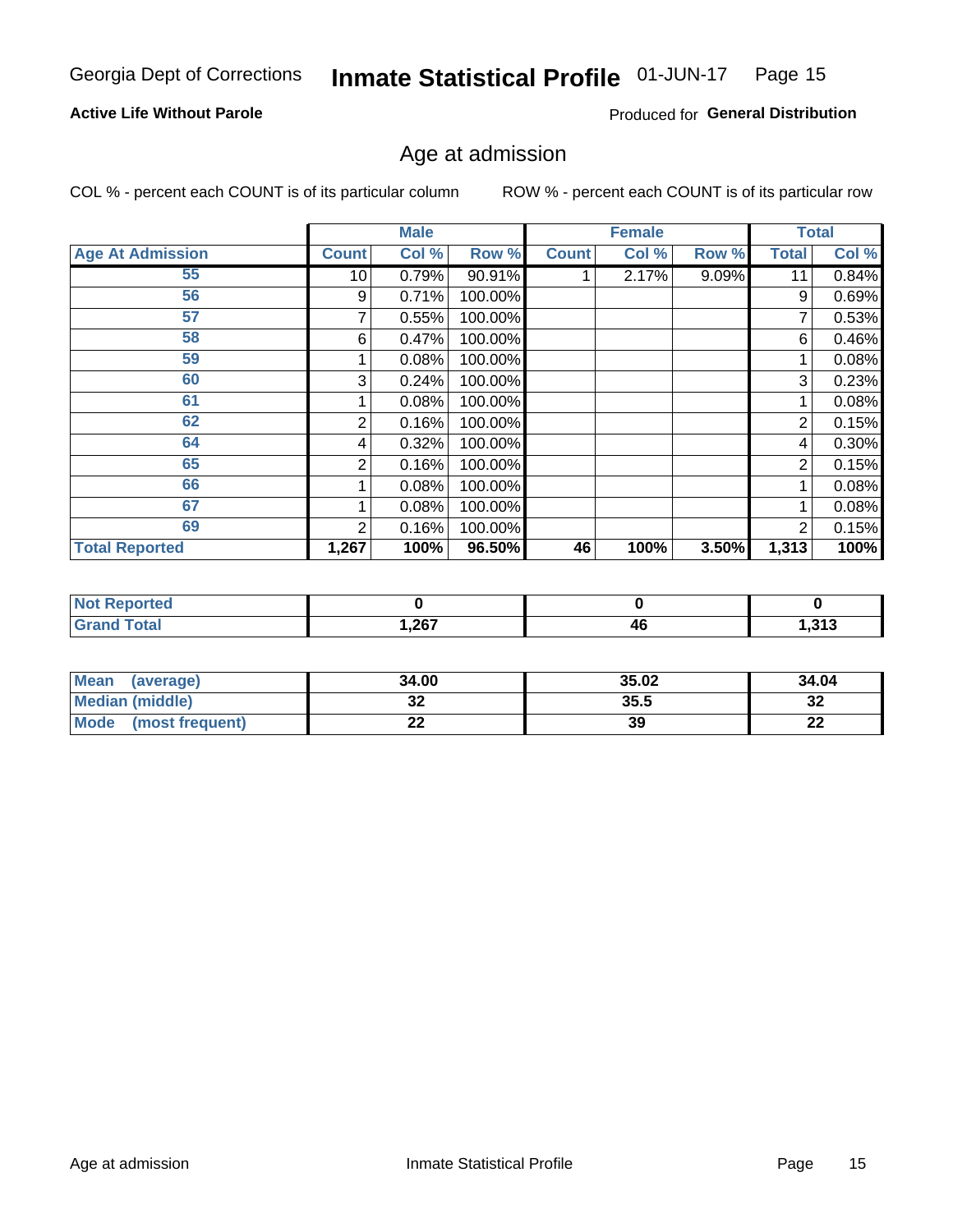Georgia Dept of Corrections **Inmate Statistical Profile** 01-JUN-17

**Active Life Without Parole**

Produced for **General Distribution**

## Age at admission

COL % - percent each COUNT is of its particular column

ROW % - percent each COUNT is of its particular row

| | Male | | | Female | | | Total | |
|---|---|---|---|---|---|---|---|---|
| **Age At Admission** | **Count** | **Col %** | **Row %** | **Count** | **Col %** | **Row %** | **Total** | **Col %** |
| 55 | 10 | 0.79% | 90.91% | 1 | 2.17% | 9.09% | 11 | 0.84% |
| 56 | 9 | 0.71% | 100.00% | | | | 9 | 0.69% |
| 57 | 7 | 0.55% | 100.00% | | | | 7 | 0.53% |
| 58 | 6 | 0.47% | 100.00% | | | | 6 | 0.46% |
| 59 | 1 | 0.08% | 100.00% | | | | 1 | 0.08% |
| 60 | 3 | 0.24% | 100.00% | | | | 3 | 0.23% |
| 61 | 1 | 0.08% | 100.00% | | | | 1 | 0.08% |
| 62 | 2 | 0.16% | 100.00% | | | | 2 | 0.15% |
| 64 | 4 | 0.32% | 100.00% | | | | 4 | 0.30% |
| 65 | 2 | 0.16% | 100.00% | | | | 2 | 0.15% |
| 66 | 1 | 0.08% | 100.00% | | | | 1 | 0.08% |
| 67 | 1 | 0.08% | 100.00% | | | | 1 | 0.08% |
| 69 | 2 | 0.16% | 100.00% | | | | 2 | 0.15% |
| **Total Reported** | **1,267** | **100%** | **96.50%** | **46** | **100%** | **3.50%** | **1,313** | **100%** |

| | Male | Female | Total |
|---|---|---|---|
| **Not Reported** | **0** | **0** | **0** |
| **Grand Total** | **1,267** | **46** | **1,313** |

| | Male | Female | Total |
|---|---|---|---|
| **Mean (average)** | **34.00** | **35.02** | **34.04** |
| **Median (middle)** | **32** | **35.5** | **32** |
| **Mode (most frequent)** | **22** | **39** | **22** |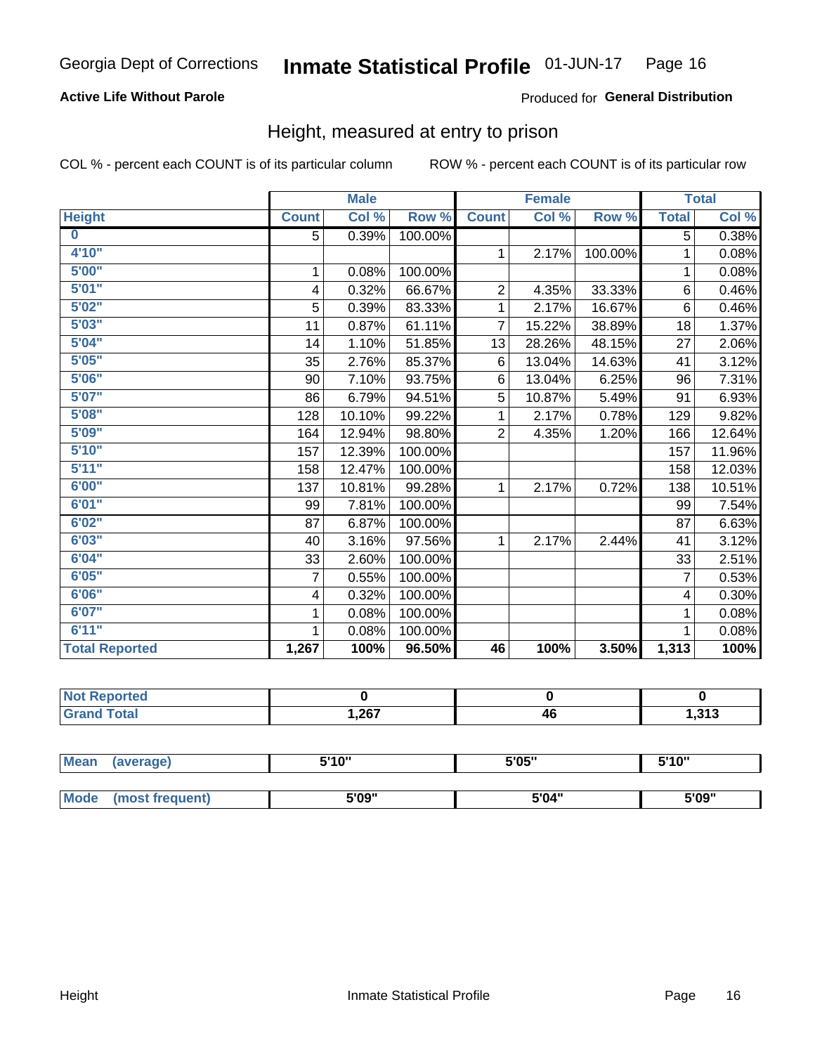Georgia Dept of Corrections **Inmate Statistical Profile** 01-JUN-17

**Active Life Without Parole**

Produced for **General Distribution**

## Height, measured at entry to prison

COL % - percent each COUNT is of its particular column

ROW % - percent each COUNT is of its particular row

| | Male | | | Female | | | Total | |
|---|---|---|---|---|---|---|---|---|
| **Height** | **Count** | **Col %** | **Row %** | **Count** | **Col %** | **Row %** | **Total** | **Col %** |
| **0** | 5 | 0.39% | 100.00% | | | | 5 | 0.38% |
| **4'10"** | | | | 1 | 2.17% | 100.00% | 1 | 0.08% |
| **5'00"** | 1 | 0.08% | 100.00% | | | | 1 | 0.08% |
| **5'01"** | 4 | 0.32% | 66.67% | 2 | 4.35% | 33.33% | 6 | 0.46% |
| **5'02"** | 5 | 0.39% | 83.33% | 1 | 2.17% | 16.67% | 6 | 0.46% |
| **5'03"** | 11 | 0.87% | 61.11% | 7 | 15.22% | 38.89% | 18 | 1.37% |
| **5'04"** | 14 | 1.10% | 51.85% | 13 | 28.26% | 48.15% | 27 | 2.06% |
| **5'05"** | 35 | 2.76% | 85.37% | 6 | 13.04% | 14.63% | 41 | 3.12% |
| **5'06"** | 90 | 7.10% | 93.75% | 6 | 13.04% | 6.25% | 96 | 7.31% |
| **5'07"** | 86 | 6.79% | 94.51% | 5 | 10.87% | 5.49% | 91 | 6.93% |
| **5'08"** | 128 | 10.10% | 99.22% | 1 | 2.17% | 0.78% | 129 | 9.82% |
| **5'09"** | 164 | 12.94% | 98.80% | 2 | 4.35% | 1.20% | 166 | 12.64% |
| **5'10"** | 157 | 12.39% | 100.00% | | | | 157 | 11.96% |
| **5'11"** | 158 | 12.47% | 100.00% | | | | 158 | 12.03% |
| **6'00"** | 137 | 10.81% | 99.28% | 1 | 2.17% | 0.72% | 138 | 10.51% |
| **6'01"** | 99 | 7.81% | 100.00% | | | | 99 | 7.54% |
| **6'02"** | 87 | 6.87% | 100.00% | | | | 87 | 6.63% |
| **6'03"** | 40 | 3.16% | 97.56% | 1 | 2.17% | 2.44% | 41 | 3.12% |
| **6'04"** | 33 | 2.60% | 100.00% | | | | 33 | 2.51% |
| **6'05"** | 7 | 0.55% | 100.00% | | | | 7 | 0.53% |
| **6'06"** | 4 | 0.32% | 100.00% | | | | 4 | 0.30% |
| **6'07"** | 1 | 0.08% | 100.00% | | | | 1 | 0.08% |
| **6'11"** | 1 | 0.08% | 100.00% | | | | 1 | 0.08% |
| **Total Reported** | **1,267** | **100%** | **96.50%** | **46** | **100%** | **3.50%** | **1,313** | **100%** |

| | Male | Female | Total |
|---|---|---|---|
| **Not Reported** | **0** | **0** | **0** |
| **Grand Total** | **1,267** | **46** | **1,313** |

| | Male | Female | Total |
|---|---|---|---|
| **Mean (average)** | **5'10"** | **5'05"** | **5'10"** |
| **Mode (most frequent)** | **5'09"** | **5'04"** | **5'09"** |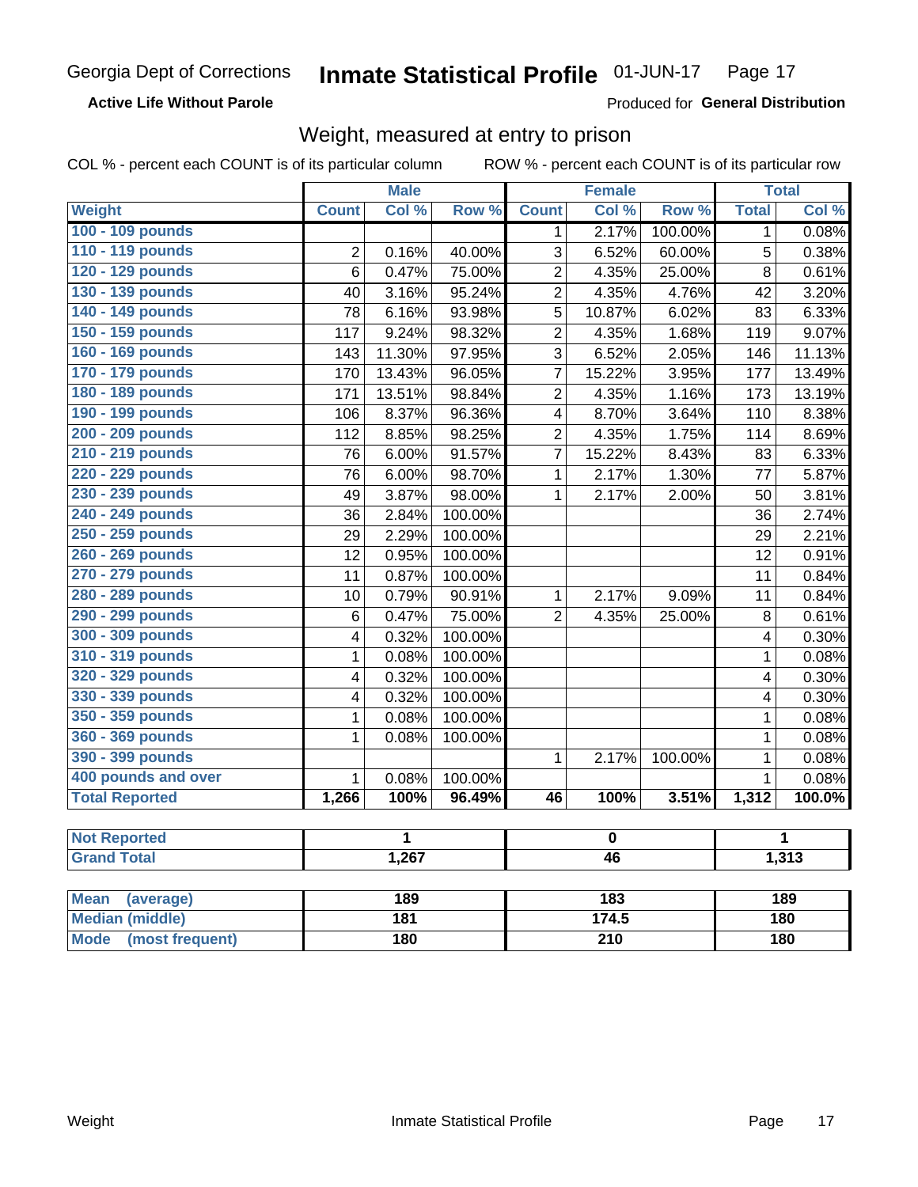Georgia Dept of Corrections **Inmate Statistical Profile** 01-JUN-17

**Active Life Without Parole**

Produced for **General Distribution**

## Weight, measured at entry to prison

COL % - percent each COUNT is of its particular column ROW % - percent each COUNT is of its particular row

| | Male | | | Female | | | Total | |
|---|---|---|---|---|---|---|---|---|
| **Weight** | **Count** | **Col %** | **Row %** | **Count** | **Col %** | **Row %** | **Total** | **Col %** |
| 100 - 109 pounds | | | | 1 | 2.17% | 100.00% | 1 | 0.08% |
| 110 - 119 pounds | 2 | 0.16% | 40.00% | 3 | 6.52% | 60.00% | 5 | 0.38% |
| 120 - 129 pounds | 6 | 0.47% | 75.00% | 2 | 4.35% | 25.00% | 8 | 0.61% |
| 130 - 139 pounds | 40 | 3.16% | 95.24% | 2 | 4.35% | 4.76% | 42 | 3.20% |
| 140 - 149 pounds | 78 | 6.16% | 93.98% | 5 | 10.87% | 6.02% | 83 | 6.33% |
| 150 - 159 pounds | 117 | 9.24% | 98.32% | 2 | 4.35% | 1.68% | 119 | 9.07% |
| 160 - 169 pounds | 143 | 11.30% | 97.95% | 3 | 6.52% | 2.05% | 146 | 11.13% |
| 170 - 179 pounds | 170 | 13.43% | 96.05% | 7 | 15.22% | 3.95% | 177 | 13.49% |
| 180 - 189 pounds | 171 | 13.51% | 98.84% | 2 | 4.35% | 1.16% | 173 | 13.19% |
| 190 - 199 pounds | 106 | 8.37% | 96.36% | 4 | 8.70% | 3.64% | 110 | 8.38% |
| 200 - 209 pounds | 112 | 8.85% | 98.25% | 2 | 4.35% | 1.75% | 114 | 8.69% |
| 210 - 219 pounds | 76 | 6.00% | 91.57% | 7 | 15.22% | 8.43% | 83 | 6.33% |
| 220 - 229 pounds | 76 | 6.00% | 98.70% | 1 | 2.17% | 1.30% | 77 | 5.87% |
| 230 - 239 pounds | 49 | 3.87% | 98.00% | 1 | 2.17% | 2.00% | 50 | 3.81% |
| 240 - 249 pounds | 36 | 2.84% | 100.00% | | | | 36 | 2.74% |
| 250 - 259 pounds | 29 | 2.29% | 100.00% | | | | 29 | 2.21% |
| 260 - 269 pounds | 12 | 0.95% | 100.00% | | | | 12 | 0.91% |
| 270 - 279 pounds | 11 | 0.87% | 100.00% | | | | 11 | 0.84% |
| 280 - 289 pounds | 10 | 0.79% | 90.91% | 1 | 2.17% | 9.09% | 11 | 0.84% |
| 290 - 299 pounds | 6 | 0.47% | 75.00% | 2 | 4.35% | 25.00% | 8 | 0.61% |
| 300 - 309 pounds | 4 | 0.32% | 100.00% | | | | 4 | 0.30% |
| 310 - 319 pounds | 1 | 0.08% | 100.00% | | | | 1 | 0.08% |
| 320 - 329 pounds | 4 | 0.32% | 100.00% | | | | 4 | 0.30% |
| 330 - 339 pounds | 4 | 0.32% | 100.00% | | | | 4 | 0.30% |
| 350 - 359 pounds | 1 | 0.08% | 100.00% | | | | 1 | 0.08% |
| 360 - 369 pounds | 1 | 0.08% | 100.00% | | | | 1 | 0.08% |
| 390 - 399 pounds | | | | 1 | 2.17% | 100.00% | 1 | 0.08% |
| 400 pounds and over | 1 | 0.08% | 100.00% | | | | 1 | 0.08% |
| **Total Reported** | **1,266** | **100%** | **96.49%** | **46** | **100%** | **3.51%** | **1,312** | **100.0%** |

| | Male | Female | Total |
|---|---|---|---|
| **Not Reported** | 1 | 0 | 1 |
| **Grand Total** | 1,267 | 46 | 1,313 |

| | Male | Female | Total |
|---|---|---|---|
| **Mean (average)** | 189 | 183 | 189 |
| **Median (middle)** | 181 | 174.5 | 180 |
| **Mode (most frequent)** | 180 | 210 | 180 |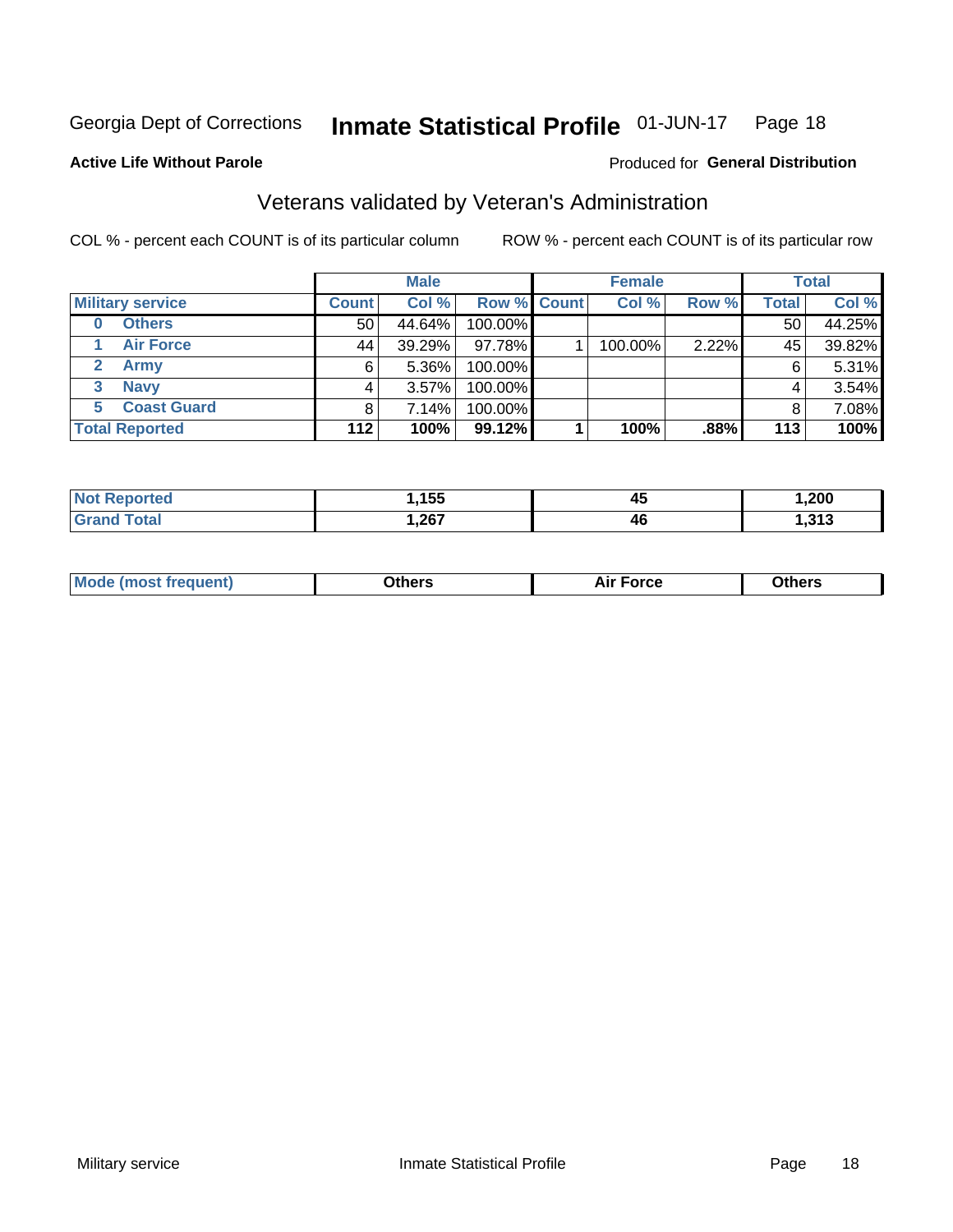Georgia Dept of Corrections **Inmate Statistical Profile** 01-JUN-17

**Active Life Without Parole**

Produced for **General Distribution**

## Veterans validated by Veteran's Administration

COL % - percent each COUNT is of its particular column ROW % - percent each COUNT is of its particular row

| | Male | | | Female | | | Total | |
|---|---|---|---|---|---|---|---|---|
| **Military service** | **Count** | **Col %** | **Row %** | **Count** | **Col %** | **Row %** | **Total** | **Col %** |
| **0 Others** | 50 | 44.64% | 100.00% | | | | 50 | 44.25% |
| **1 Air Force** | 44 | 39.29% | 97.78% | 1 | 100.00% | 2.22% | 45 | 39.82% |
| **2 Army** | 6 | 5.36% | 100.00% | | | | 6 | 5.31% |
| **3 Navy** | 4 | 3.57% | 100.00% | | | | 4 | 3.54% |
| **5 Coast Guard** | 8 | 7.14% | 100.00% | | | | 8 | 7.08% |
| **Total Reported** | **112** | **100%** | **99.12%** | **1** | **100%** | **.88%** | **113** | **100%** |

| | Male | Female | Total |
|---|---|---|---|
| **Not Reported** | **1,155** | **45** | **1,200** |
| **Grand Total** | **1,267** | **46** | **1,313** |

| | Male | Female | Total |
|---|---|---|---|
| **Mode (most frequent)** | **Others** | **Air Force** | **Others** |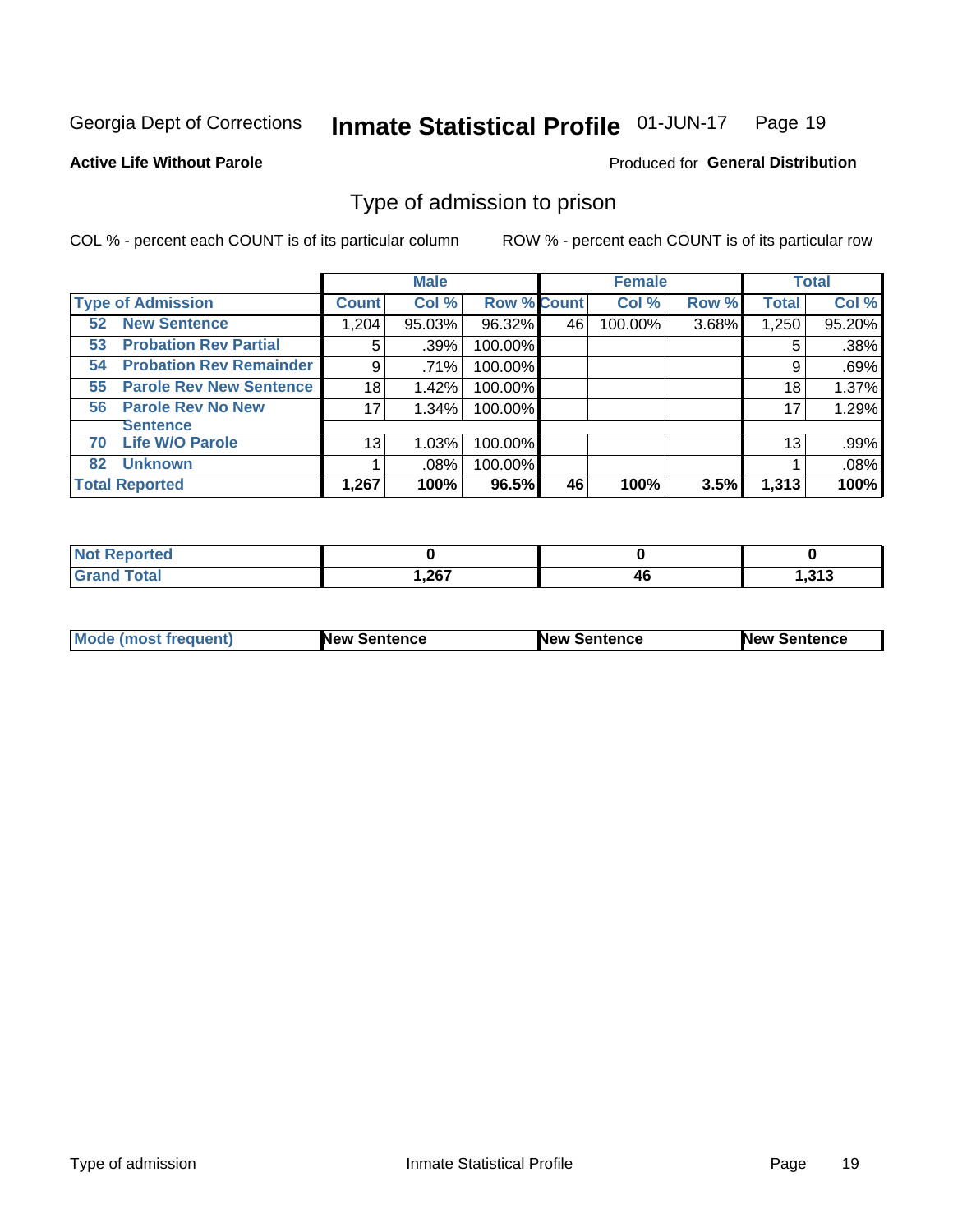Georgia Dept of Corrections **Inmate Statistical Profile** 01-JUN-17 Page 19

**Active Life Without Parole**

Produced for **General Distribution**

## Type of admission to prison

COL % - percent each COUNT is of its particular column ROW % - percent each COUNT is of its particular row

| | Male | | | Female | | | Total | |
|---|---|---|---|---|---|---|---|---|
| **Type of Admission** | **Count** | **Col %** | **Row %** | **Count** | **Col %** | **Row %** | **Total** | **Col %** |
| **52 New Sentence** | 1,204 | 95.03% | 96.32% | 46 | 100.00% | 3.68% | 1,250 | 95.20% |
| **53 Probation Rev Partial** | 5 | .39% | 100.00% | | | | 5 | .38% |
| **54 Probation Rev Remainder** | 9 | .71% | 100.00% | | | | 9 | .69% |
| **55 Parole Rev New Sentence** | 18 | 1.42% | 100.00% | | | | 18 | 1.37% |
| **56 Parole Rev No New Sentence** | 17 | 1.34% | 100.00% | | | | 17 | 1.29% |
| **70 Life W/O Parole** | 13 | 1.03% | 100.00% | | | | 13 | .99% |
| **82 Unknown** | 1 | .08% | 100.00% | | | | 1 | .08% |
| **Total Reported** | **1,267** | **100%** | **96.5%** | **46** | **100%** | **3.5%** | **1,313** | **100%** |

| | Male | Female | Total |
|---|---|---|---|
| **Not Reported** | **0** | **0** | **0** |
| **Grand Total** | **1,267** | **46** | **1,313** |

| | Male | Female | Total |
|---|---|---|---|
| **Mode (most frequent)** | **New Sentence** | **New Sentence** | **New Sentence** |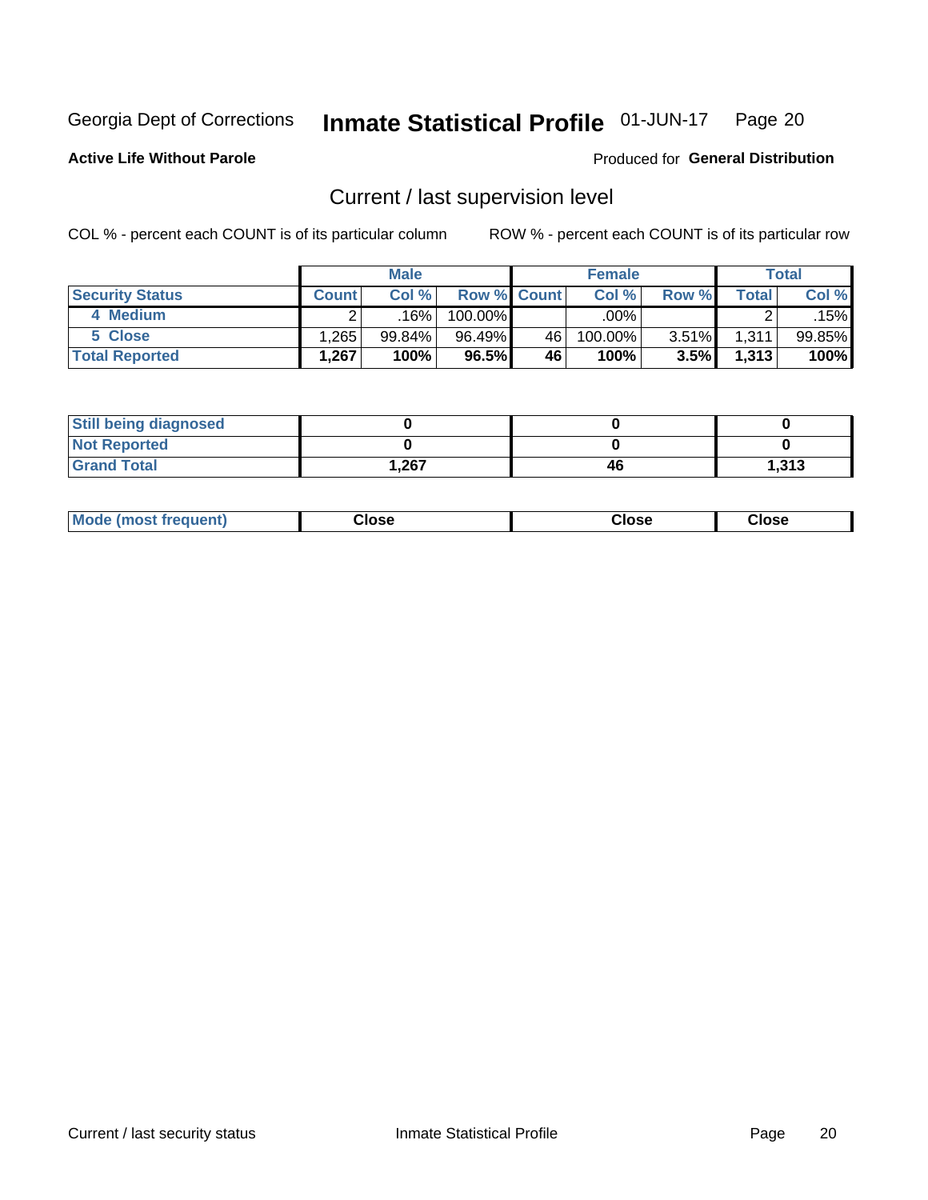Georgia Dept of Corrections **Inmate Statistical Profile** 01-JUN-17 Page 20

**Active Life Without Parole**

Produced for **General Distribution**

## Current / last supervision level

COL % - percent each COUNT is of its particular column

ROW % - percent each COUNT is of its particular row

| | Male | | | Female | | | Total | |
|---|---|---|---|---|---|---|---|---|
| **Security Status** | **Count** | **Col %** | **Row %** | **Count** | **Col %** | **Row %** | **Total** | **Col %** |
| 4 Medium | 2 | .16% | 100.00% | | .00% | | 2 | .15% |
| 5 Close | 1,265 | 99.84% | 96.49% | 46 | 100.00% | 3.51% | 1,311 | 99.85% |
| **Total Reported** | **1,267** | **100%** | **96.5%** | **46** | **100%** | **3.5%** | **1,313** | **100%** |

| | Male | Female | Total |
|---|---|---|---|
| **Still being diagnosed** | **0** | **0** | **0** |
| **Not Reported** | **0** | **0** | **0** |
| **Grand Total** | **1,267** | **46** | **1,313** |

| | Male | Female | Total |
|---|---|---|---|
| **Mode (most frequent)** | **Close** | **Close** | **Close** |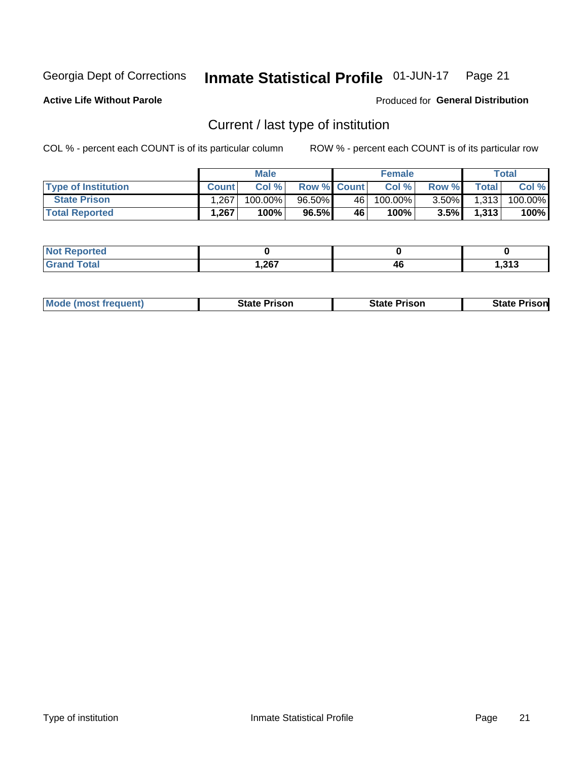Georgia Dept of Corrections **Inmate Statistical Profile** 01-JUN-17

**Active Life Without Parole**

Produced for **General Distribution**

## Current / last type of institution

COL % - percent each COUNT is of its particular column

ROW % - percent each COUNT is of its particular row

| | Male | | | Female | | | Total | |
|---|---|---|---|---|---|---|---|---|
| **Type of Institution** | **Count** | **Col %** | **Row %** | **Count** | **Col %** | **Row %** | **Total** | **Col %** |
| **State Prison** | 1,267 | 100.00% | 96.50% | 46 | 100.00% | 3.50% | 1,313 | 100.00% |
| **Total Reported** | **1,267** | **100%** | **96.5%** | **46** | **100%** | **3.5%** | **1,313** | **100%** |

| | Male | Female | Total |
|---|---|---|---|
| **Not Reported** | **0** | **0** | **0** |
| **Grand Total** | **1,267** | **46** | **1,313** |

| | Male | Female | Total |
|---|---|---|---|
| **Mode (most frequent)** | **State Prison** | **State Prison** | **State Prison** |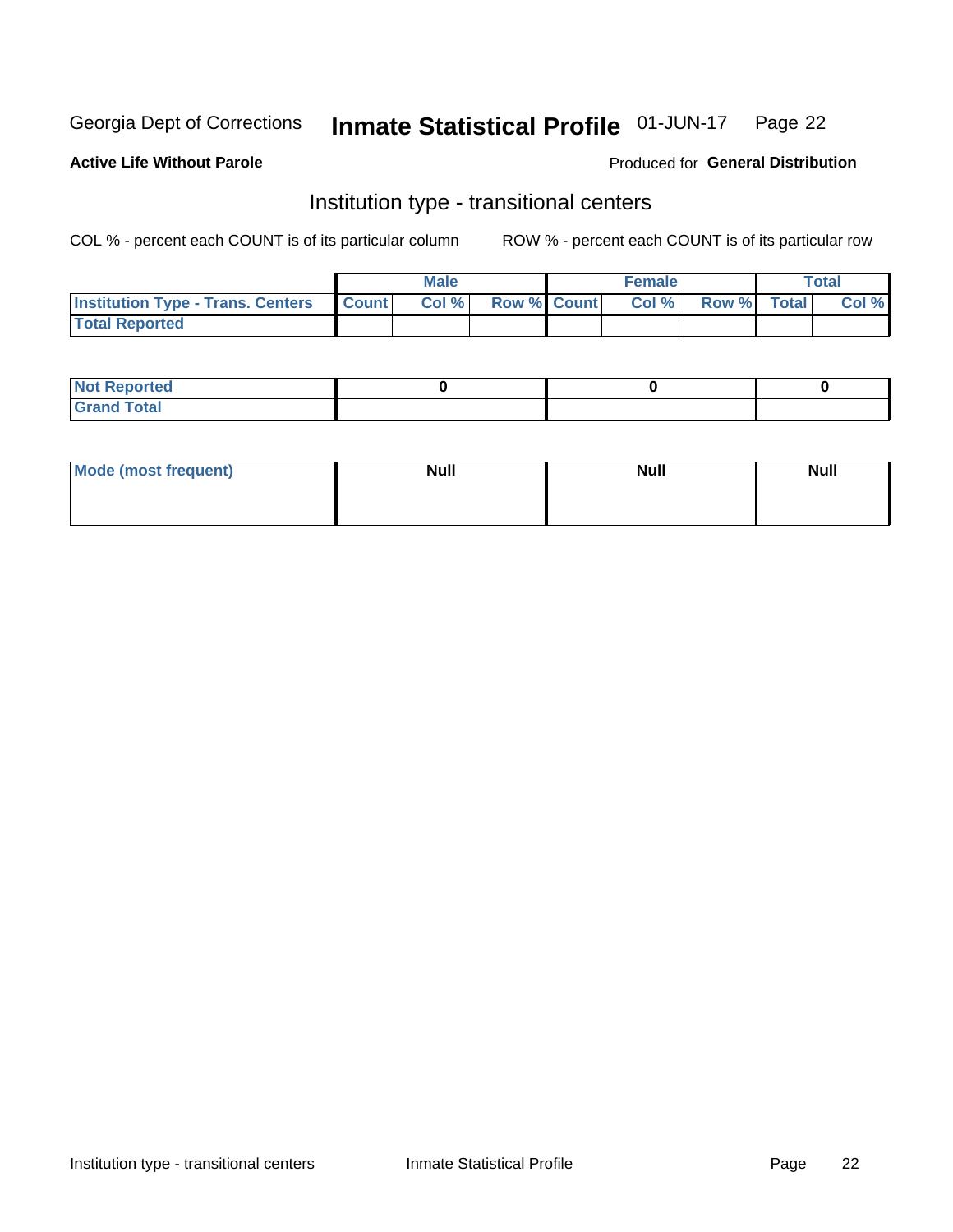Georgia Dept of Corrections **Inmate Statistical Profile** 01-JUN-17

**Active Life Without Parole**

Produced for **General Distribution**

## Institution type - transitional centers

COL % - percent each COUNT is of its particular column

ROW % - percent each COUNT is of its particular row

| | Male | | | Female | | | Total | |
|---|---|---|---|---|---|---|---|---|
| **Institution Type - Trans. Centers** | **Count** | **Col %** | **Row %** | **Count** | **Col %** | **Row %** | **Total** | **Col %** |
| **Total Reported** | | | | | | | | |

| | Male | Female | Total |
|---|---|---|---|
| **Not Reported** | 0 | 0 | 0 |
| **Grand Total** | | | |

| | Male | Female | Total |
|---|---|---|---|
| **Mode (most frequent)** | Null | Null | Null |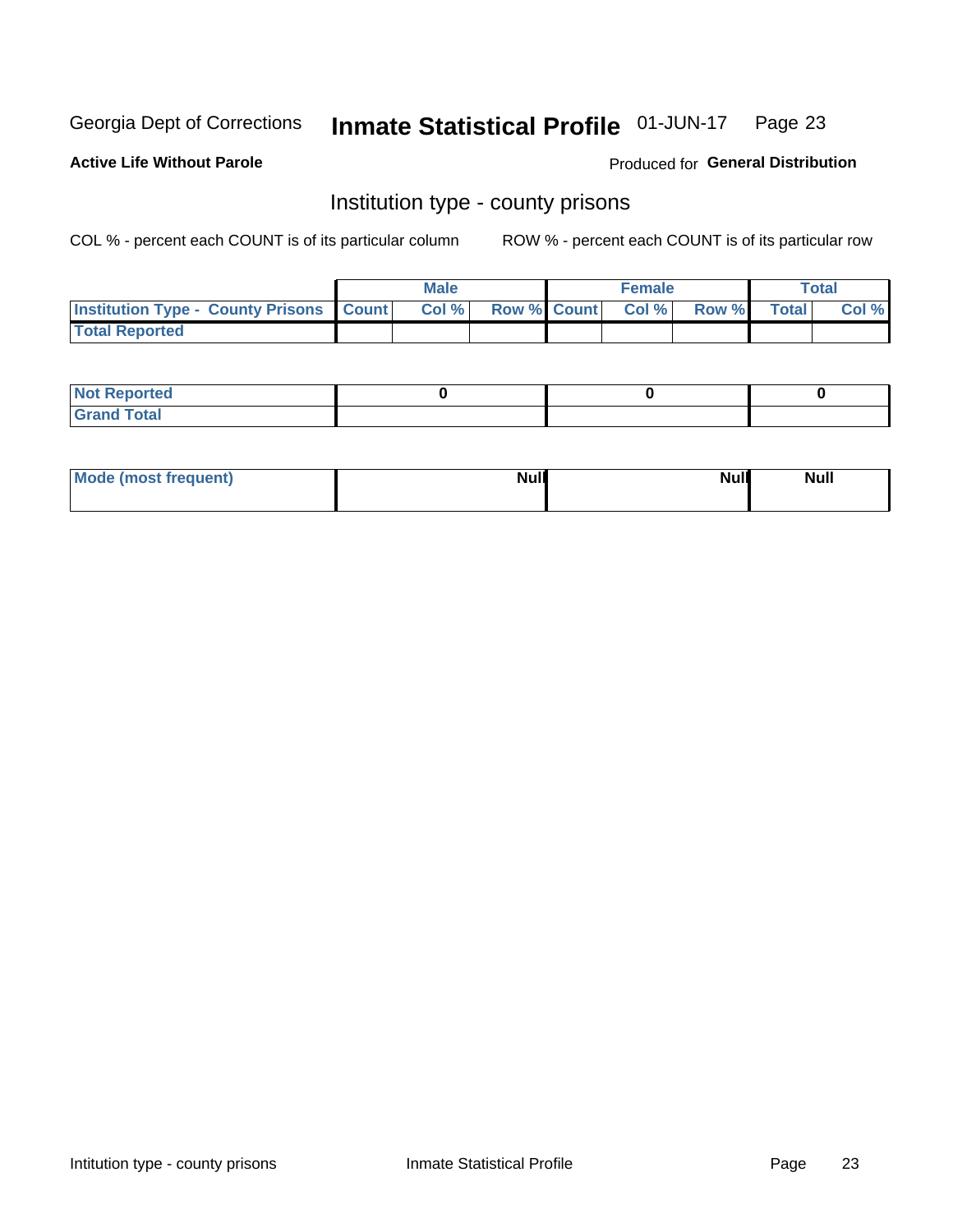Georgia Dept of Corrections **Inmate Statistical Profile** 01-JUN-17

**Active Life Without Parole**

Produced for **General Distribution**

## Institution type - county prisons

COL % - percent each COUNT is of its particular column

ROW % - percent each COUNT is of its particular row

| | Male | | | Female | | | Total | |
|---|---|---|---|---|---|---|---|---|
| **Institution Type - County Prisons** | **Count** | **Col %** | **Row %** | **Count** | **Col %** | **Row %** | **Total** | **Col %** |
| **Total Reported** | | | | | | | | |

| | Male | Female | Total |
|---|---|---|---|
| **Not Reported** | 0 | 0 | 0 |
| **Grand Total** | | | |

| | Male | Female | Total |
|---|---|---|---|
| **Mode (most frequent)** | Null | Null | Null |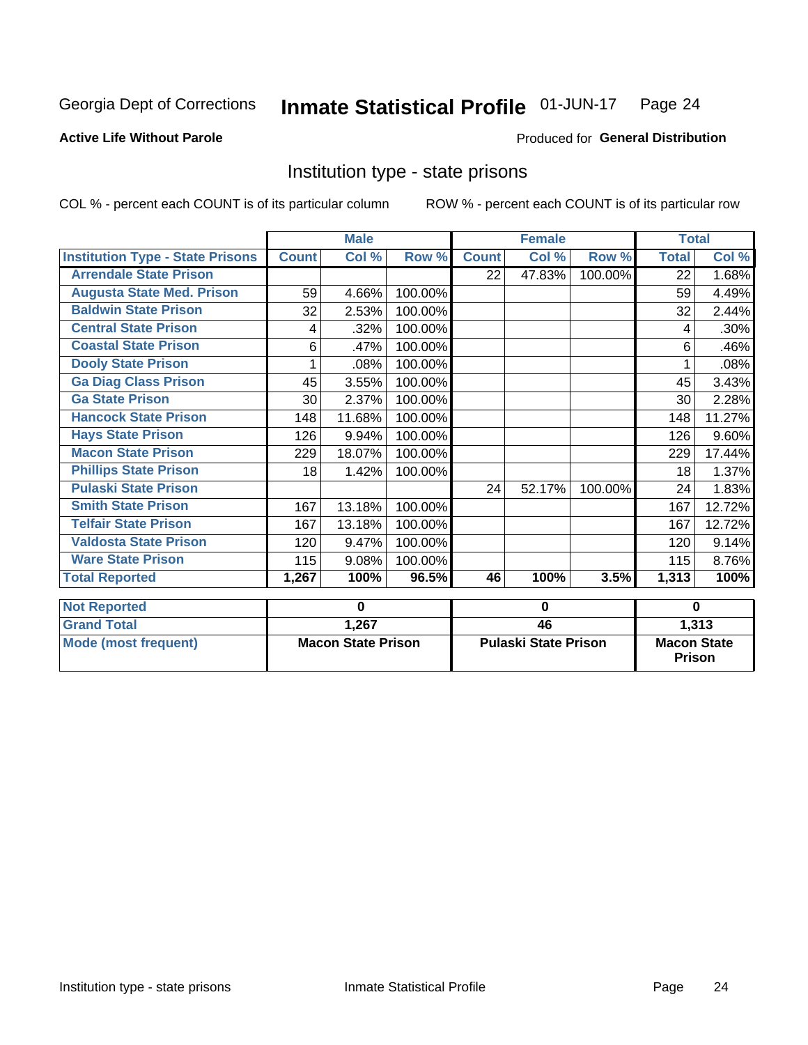Georgia Dept of Corrections **Inmate Statistical Profile** 01-JUN-17

**Active Life Without Parole**

Produced for **General Distribution**

## Institution type - state prisons

COL % - percent each COUNT is of its particular column    ROW % - percent each COUNT is of its particular row

| | Male | | | Female | | | Total | |
|---|---|---|---|---|---|---|---|---|
| **Institution Type - State Prisons** | **Count** | **Col %** | **Row %** | **Count** | **Col %** | **Row %** | **Total** | **Col %** |
| Arrendale State Prison | | | | 22 | 47.83% | 100.00% | 22 | 1.68% |
| Augusta State Med. Prison | 59 | 4.66% | 100.00% | | | | 59 | 4.49% |
| Baldwin State Prison | 32 | 2.53% | 100.00% | | | | 32 | 2.44% |
| Central State Prison | 4 | .32% | 100.00% | | | | 4 | .30% |
| Coastal State Prison | 6 | .47% | 100.00% | | | | 6 | .46% |
| Dooly State Prison | 1 | .08% | 100.00% | | | | 1 | .08% |
| Ga Diag Class Prison | 45 | 3.55% | 100.00% | | | | 45 | 3.43% |
| Ga State Prison | 30 | 2.37% | 100.00% | | | | 30 | 2.28% |
| Hancock State Prison | 148 | 11.68% | 100.00% | | | | 148 | 11.27% |
| Hays State Prison | 126 | 9.94% | 100.00% | | | | 126 | 9.60% |
| Macon State Prison | 229 | 18.07% | 100.00% | | | | 229 | 17.44% |
| Phillips State Prison | 18 | 1.42% | 100.00% | | | | 18 | 1.37% |
| Pulaski State Prison | | | | 24 | 52.17% | 100.00% | 24 | 1.83% |
| Smith State Prison | 167 | 13.18% | 100.00% | | | | 167 | 12.72% |
| Telfair State Prison | 167 | 13.18% | 100.00% | | | | 167 | 12.72% |
| Valdosta State Prison | 120 | 9.47% | 100.00% | | | | 120 | 9.14% |
| Ware State Prison | 115 | 9.08% | 100.00% | | | | 115 | 8.76% |
| **Total Reported** | **1,267** | **100%** | **96.5%** | **46** | **100%** | **3.5%** | **1,313** | **100%** |

| | Male | Female | Total |
|---|---|---|---|
| **Not Reported** | 0 | 0 | 0 |
| **Grand Total** | 1,267 | 46 | 1,313 |
| **Mode (most frequent)** | Macon State Prison | Pulaski State Prison | Macon State Prison |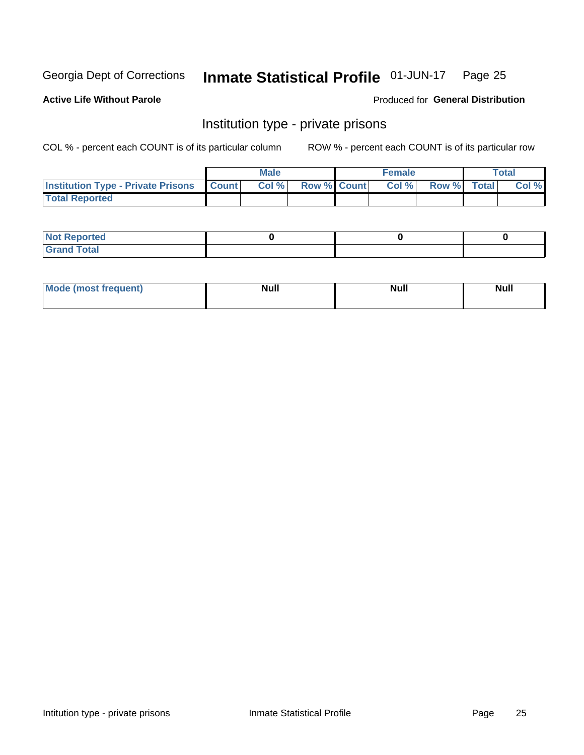Georgia Dept of Corrections **Inmate Statistical Profile** 01-JUN-17 Page 25

**Active Life Without Parole**

Produced for **General Distribution**

## Institution type - private prisons

COL % - percent each COUNT is of its particular column

ROW % - percent each COUNT is of its particular row

| | Male | | | Female | | | Total | |
|---|---|---|---|---|---|---|---|---|
| **Institution Type - Private Prisons** | **Count** | **Col %** | **Row %** | **Count** | **Col %** | **Row %** | **Total** | **Col %** |
| **Total Reported** | | | | | | | | |

| | Male | Female | Total |
|---|---|---|---|
| **Not Reported** | 0 | 0 | 0 |
| **Grand Total** | | | |

| | Male | Female | Total |
|---|---|---|---|
| **Mode (most frequent)** | Null | Null | Null |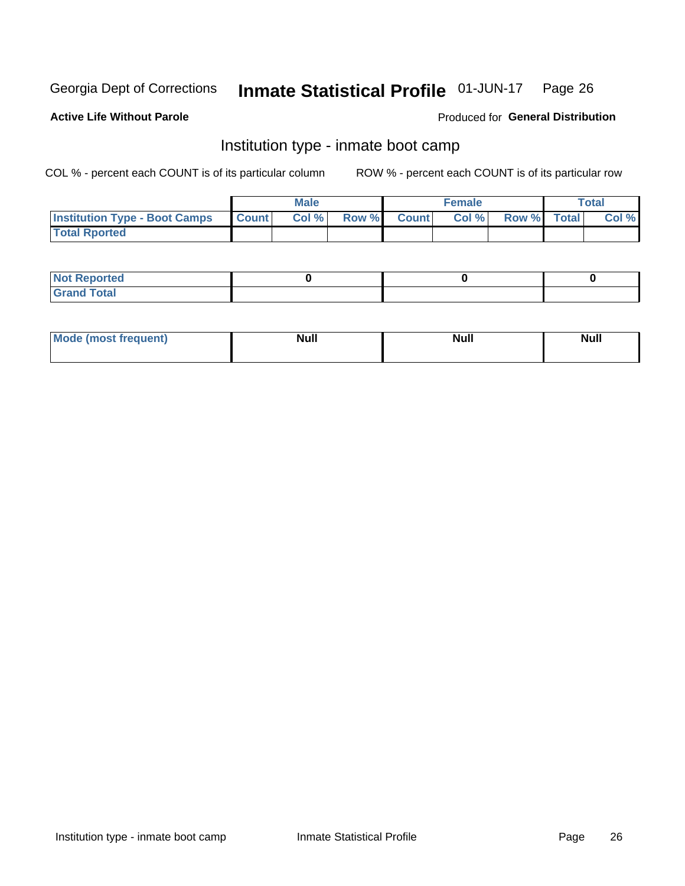Georgia Dept of Corrections **Inmate Statistical Profile** 01-JUN-17

**Active Life Without Parole**

Produced for **General Distribution**

## Institution type - inmate boot camp

COL % - percent each COUNT is of its particular column

ROW % - percent each COUNT is of its particular row

| | Male | | | Female | | | Total | |
|---|---|---|---|---|---|---|---|---|
| Institution Type - Boot Camps | Count | Col % | Row % | Count | Col % | Row % | Total | Col % |
| Total Rported | | | | | | | | |

| | Male | Female | Total |
|---|---|---|---|
| Not Reported | 0 | 0 | 0 |
| Grand Total | | | |

| | Male | Female | Total |
|---|---|---|---|
| Mode (most frequent) | Null | Null | Null |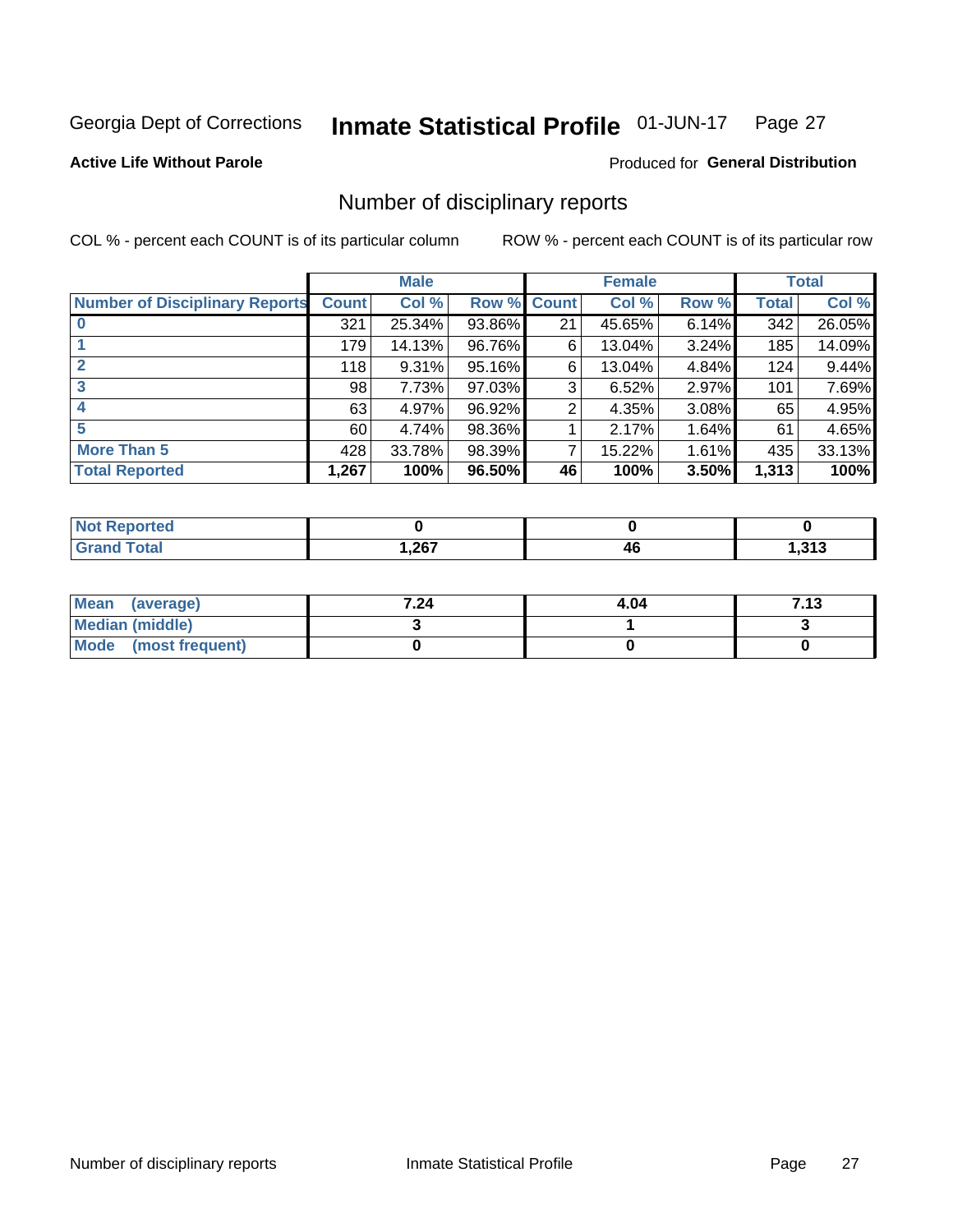Georgia Dept of Corrections **Inmate Statistical Profile** 01-JUN-17 Page 27

**Active Life Without Parole**

Produced for **General Distribution**

## Number of disciplinary reports

COL % - percent each COUNT is of its particular column ROW % - percent each COUNT is of its particular row

| | Male | | | Female | | | Total | |
|---|---|---|---|---|---|---|---|---|
| **Number of Disciplinary Reports** | **Count** | **Col %** | **Row %** | **Count** | **Col %** | **Row %** | **Total** | **Col %** |
| **0** | 321 | 25.34% | 93.86% | 21 | 45.65% | 6.14% | 342 | 26.05% |
| **1** | 179 | 14.13% | 96.76% | 6 | 13.04% | 3.24% | 185 | 14.09% |
| **2** | 118 | 9.31% | 95.16% | 6 | 13.04% | 4.84% | 124 | 9.44% |
| **3** | 98 | 7.73% | 97.03% | 3 | 6.52% | 2.97% | 101 | 7.69% |
| **4** | 63 | 4.97% | 96.92% | 2 | 4.35% | 3.08% | 65 | 4.95% |
| **5** | 60 | 4.74% | 98.36% | 1 | 2.17% | 1.64% | 61 | 4.65% |
| **More Than 5** | 428 | 33.78% | 98.39% | 7 | 15.22% | 1.61% | 435 | 33.13% |
| **Total Reported** | **1,267** | **100%** | **96.50%** | **46** | **100%** | **3.50%** | **1,313** | **100%** |

| | Male | Female | Total |
|---|---|---|---|
| **Not Reported** | **0** | **0** | **0** |
| **Grand Total** | **1,267** | **46** | **1,313** |

| | Male | Female | Total |
|---|---|---|---|
| **Mean (average)** | **7.24** | **4.04** | **7.13** |
| **Median (middle)** | **3** | **1** | **3** |
| **Mode (most frequent)** | **0** | **0** | **0** |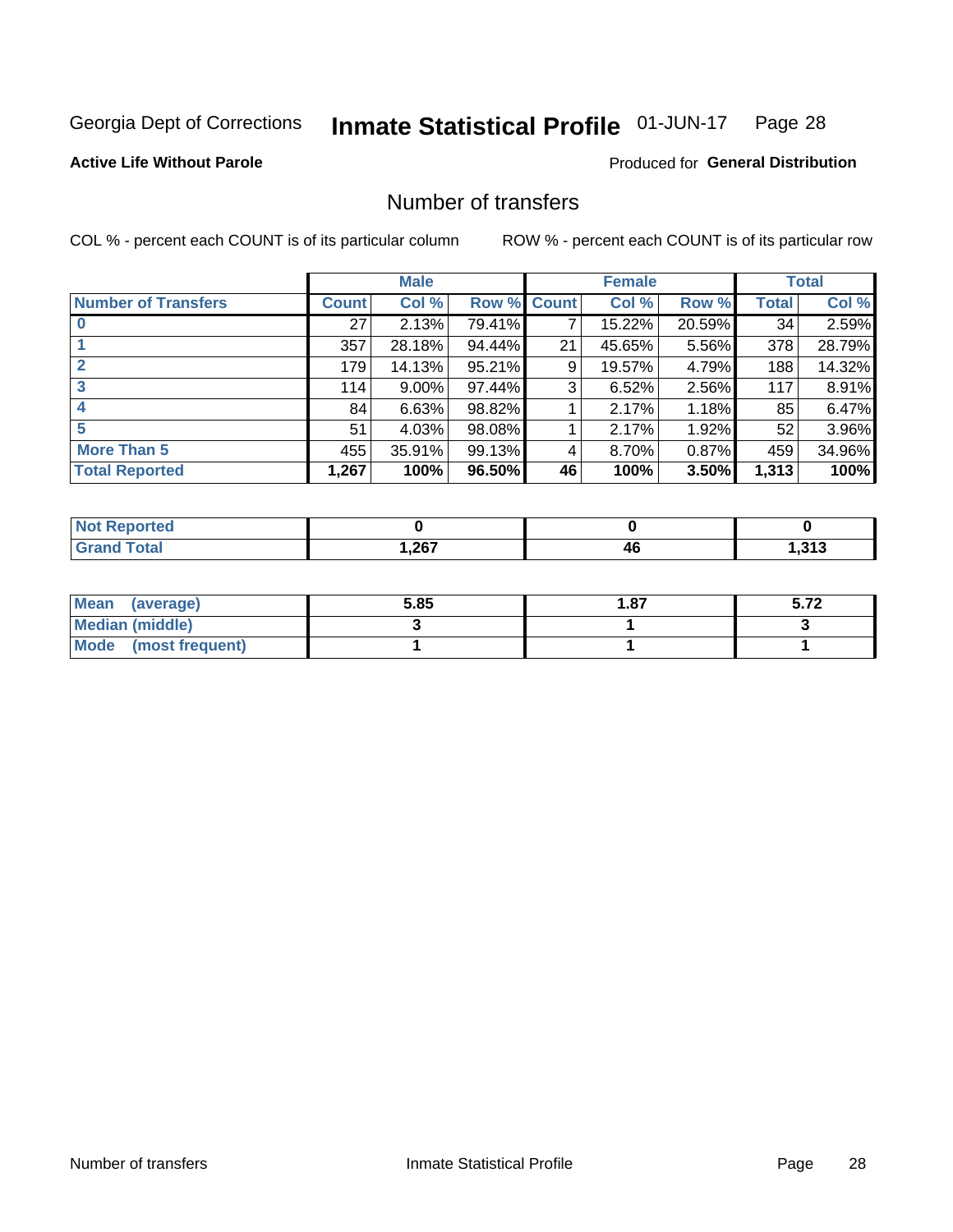Georgia Dept of Corrections **Inmate Statistical Profile** 01-JUN-17

**Active Life Without Parole**

Produced for **General Distribution**

## Number of transfers

COL % - percent each COUNT is of its particular column

ROW % - percent each COUNT is of its particular row

| | Male | | | Female | | | Total | |
|---|---|---|---|---|---|---|---|---|
| **Number of Transfers** | **Count** | **Col %** | **Row %** | **Count** | **Col %** | **Row %** | **Total** | **Col %** |
| **0** | 27 | 2.13% | 79.41% | 7 | 15.22% | 20.59% | 34 | 2.59% |
| **1** | 357 | 28.18% | 94.44% | 21 | 45.65% | 5.56% | 378 | 28.79% |
| **2** | 179 | 14.13% | 95.21% | 9 | 19.57% | 4.79% | 188 | 14.32% |
| **3** | 114 | 9.00% | 97.44% | 3 | 6.52% | 2.56% | 117 | 8.91% |
| **4** | 84 | 6.63% | 98.82% | 1 | 2.17% | 1.18% | 85 | 6.47% |
| **5** | 51 | 4.03% | 98.08% | 1 | 2.17% | 1.92% | 52 | 3.96% |
| **More Than 5** | 455 | 35.91% | 99.13% | 4 | 8.70% | 0.87% | 459 | 34.96% |
| **Total Reported** | **1,267** | **100%** | **96.50%** | **46** | **100%** | **3.50%** | **1,313** | **100%** |

| | Male | Female | Total |
|---|---|---|---|
| **Not Reported** | **0** | **0** | **0** |
| **Grand Total** | **1,267** | **46** | **1,313** |

| | Male | Female | Total |
|---|---|---|---|
| **Mean (average)** | **5.85** | **1.87** | **5.72** |
| **Median (middle)** | **3** | **1** | **3** |
| **Mode (most frequent)** | **1** | **1** | **1** |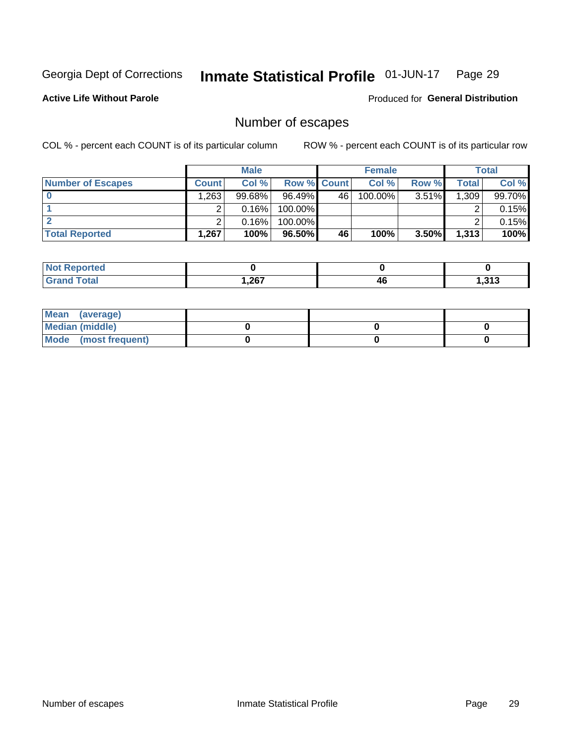Georgia Dept of Corrections **Inmate Statistical Profile** 01-JUN-17

**Active Life Without Parole** Produced for **General Distribution**

## Number of escapes

COL % - percent each COUNT is of its particular column ROW % - percent each COUNT is of its particular row

| | Male | | | Female | | | Total | |
|---|---|---|---|---|---|---|---|---|
| **Number of Escapes** | **Count** | **Col %** | **Row %** | **Count** | **Col %** | **Row %** | **Total** | **Col %** |
| **0** | 1,263 | 99.68% | 96.49% | 46 | 100.00% | 3.51% | 1,309 | 99.70% |
| **1** | 2 | 0.16% | 100.00% | | | | 2 | 0.15% |
| **2** | 2 | 0.16% | 100.00% | | | | 2 | 0.15% |
| **Total Reported** | **1,267** | **100%** | **96.50%** | **46** | **100%** | **3.50%** | **1,313** | **100%** |

| | Male | Female | Total |
|---|---|---|---|
| **Not Reported** | **0** | **0** | **0** |
| **Grand Total** | **1,267** | **46** | **1,313** |

| | Male | Female | Total |
|---|---|---|---|
| **Mean (average)** | | | |
| **Median (middle)** | **0** | **0** | **0** |
| **Mode (most frequent)** | **0** | **0** | **0** |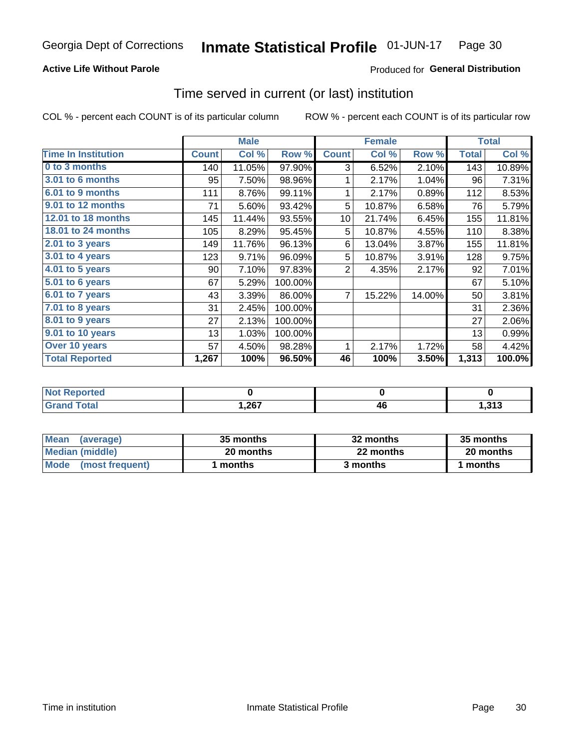Georgia Dept of Corrections **Inmate Statistical Profile** 01-JUN-17

**Active Life Without Parole**

Produced for **General Distribution**

## Time served in current (or last) institution

COL % - percent each COUNT is of its particular column

ROW % - percent each COUNT is of its particular row

| | Male | | | Female | | | Total | |
|---|---|---|---|---|---|---|---|---|
| **Time In Institution** | **Count** | **Col %** | **Row %** | **Count** | **Col %** | **Row %** | **Total** | **Col %** |
| **0 to 3 months** | 140 | 11.05% | 97.90% | 3 | 6.52% | 2.10% | 143 | 10.89% |
| **3.01 to 6 months** | 95 | 7.50% | 98.96% | 1 | 2.17% | 1.04% | 96 | 7.31% |
| **6.01 to 9 months** | 111 | 8.76% | 99.11% | 1 | 2.17% | 0.89% | 112 | 8.53% |
| **9.01 to 12 months** | 71 | 5.60% | 93.42% | 5 | 10.87% | 6.58% | 76 | 5.79% |
| **12.01 to 18 months** | 145 | 11.44% | 93.55% | 10 | 21.74% | 6.45% | 155 | 11.81% |
| **18.01 to 24 months** | 105 | 8.29% | 95.45% | 5 | 10.87% | 4.55% | 110 | 8.38% |
| **2.01 to 3 years** | 149 | 11.76% | 96.13% | 6 | 13.04% | 3.87% | 155 | 11.81% |
| **3.01 to 4 years** | 123 | 9.71% | 96.09% | 5 | 10.87% | 3.91% | 128 | 9.75% |
| **4.01 to 5 years** | 90 | 7.10% | 97.83% | 2 | 4.35% | 2.17% | 92 | 7.01% |
| **5.01 to 6 years** | 67 | 5.29% | 100.00% | | | | 67 | 5.10% |
| **6.01 to 7 years** | 43 | 3.39% | 86.00% | 7 | 15.22% | 14.00% | 50 | 3.81% |
| **7.01 to 8 years** | 31 | 2.45% | 100.00% | | | | 31 | 2.36% |
| **8.01 to 9 years** | 27 | 2.13% | 100.00% | | | | 27 | 2.06% |
| **9.01 to 10 years** | 13 | 1.03% | 100.00% | | | | 13 | 0.99% |
| **Over 10 years** | 57 | 4.50% | 98.28% | 1 | 2.17% | 1.72% | 58 | 4.42% |
| **Total Reported** | **1,267** | **100%** | **96.50%** | **46** | **100%** | **3.50%** | **1,313** | **100.0%** |

| | Male | Female | Total |
|---|---|---|---|
| **Not Reported** | **0** | **0** | **0** |
| **Grand Total** | **1,267** | **46** | **1,313** |

| | Male | Female | Total |
|---|---|---|---|
| **Mean (average)** | **35 months** | **32 months** | **35 months** |
| **Median (middle)** | **20 months** | **22 months** | **20 months** |
| **Mode (most frequent)** | **1 months** | **3 months** | **1 months** |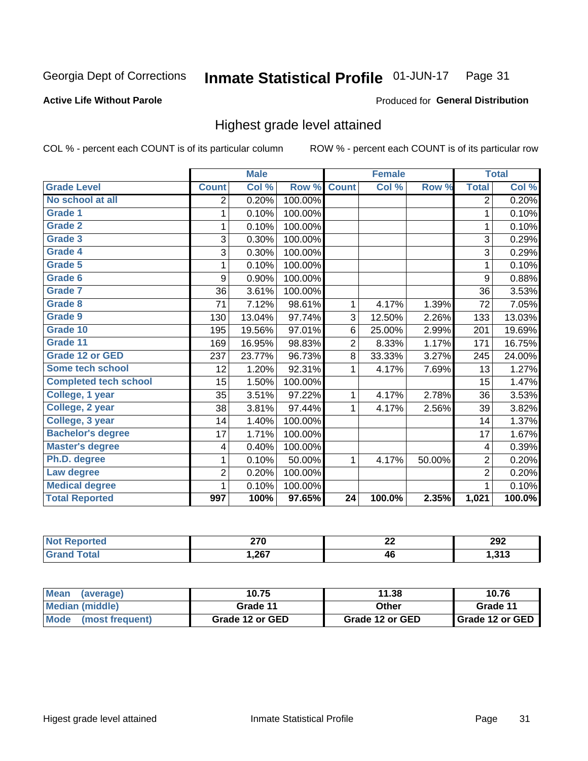Georgia Dept of Corrections **Inmate Statistical Profile** 01-JUN-17

**Active Life Without Parole**

Produced for **General Distribution**

## Highest grade level attained

COL % - percent each COUNT is of its particular column ROW % - percent each COUNT is of its particular row

| | Male | | | Female | | | Total | |
|---|---|---|---|---|---|---|---|---|
| **Grade Level** | **Count** | **Col %** | **Row %** | **Count** | **Col %** | **Row %** | **Total** | **Col %** |
| No school at all | 2 | 0.20% | 100.00% | | | | 2 | 0.20% |
| Grade 1 | 1 | 0.10% | 100.00% | | | | 1 | 0.10% |
| Grade 2 | 1 | 0.10% | 100.00% | | | | 1 | 0.10% |
| Grade 3 | 3 | 0.30% | 100.00% | | | | 3 | 0.29% |
| Grade 4 | 3 | 0.30% | 100.00% | | | | 3 | 0.29% |
| Grade 5 | 1 | 0.10% | 100.00% | | | | 1 | 0.10% |
| Grade 6 | 9 | 0.90% | 100.00% | | | | 9 | 0.88% |
| Grade 7 | 36 | 3.61% | 100.00% | | | | 36 | 3.53% |
| Grade 8 | 71 | 7.12% | 98.61% | 1 | 4.17% | 1.39% | 72 | 7.05% |
| Grade 9 | 130 | 13.04% | 97.74% | 3 | 12.50% | 2.26% | 133 | 13.03% |
| Grade 10 | 195 | 19.56% | 97.01% | 6 | 25.00% | 2.99% | 201 | 19.69% |
| Grade 11 | 169 | 16.95% | 98.83% | 2 | 8.33% | 1.17% | 171 | 16.75% |
| Grade 12 or GED | 237 | 23.77% | 96.73% | 8 | 33.33% | 3.27% | 245 | 24.00% |
| Some tech school | 12 | 1.20% | 92.31% | 1 | 4.17% | 7.69% | 13 | 1.27% |
| Completed tech school | 15 | 1.50% | 100.00% | | | | 15 | 1.47% |
| College, 1 year | 35 | 3.51% | 97.22% | 1 | 4.17% | 2.78% | 36 | 3.53% |
| College, 2 year | 38 | 3.81% | 97.44% | 1 | 4.17% | 2.56% | 39 | 3.82% |
| College, 3 year | 14 | 1.40% | 100.00% | | | | 14 | 1.37% |
| Bachelor's degree | 17 | 1.71% | 100.00% | | | | 17 | 1.67% |
| Master's degree | 4 | 0.40% | 100.00% | | | | 4 | 0.39% |
| Ph.D. degree | 1 | 0.10% | 50.00% | 1 | 4.17% | 50.00% | 2 | 0.20% |
| Law degree | 2 | 0.20% | 100.00% | | | | 2 | 0.20% |
| Medical degree | 1 | 0.10% | 100.00% | | | | 1 | 0.10% |
| **Total Reported** | **997** | **100%** | **97.65%** | **24** | **100.0%** | **2.35%** | **1,021** | **100.0%** |

| | Male | Female | Total |
|---|---|---|---|
| Not Reported | 270 | 22 | 292 |
| Grand Total | 1,267 | 46 | 1,313 |

| | Male | Female | Total |
|---|---|---|---|
| Mean (average) | 10.75 | 11.38 | 10.76 |
| Median (middle) | Grade 11 | Other | Grade 11 |
| Mode (most frequent) | Grade 12 or GED | Grade 12 or GED | Grade 12 or GED |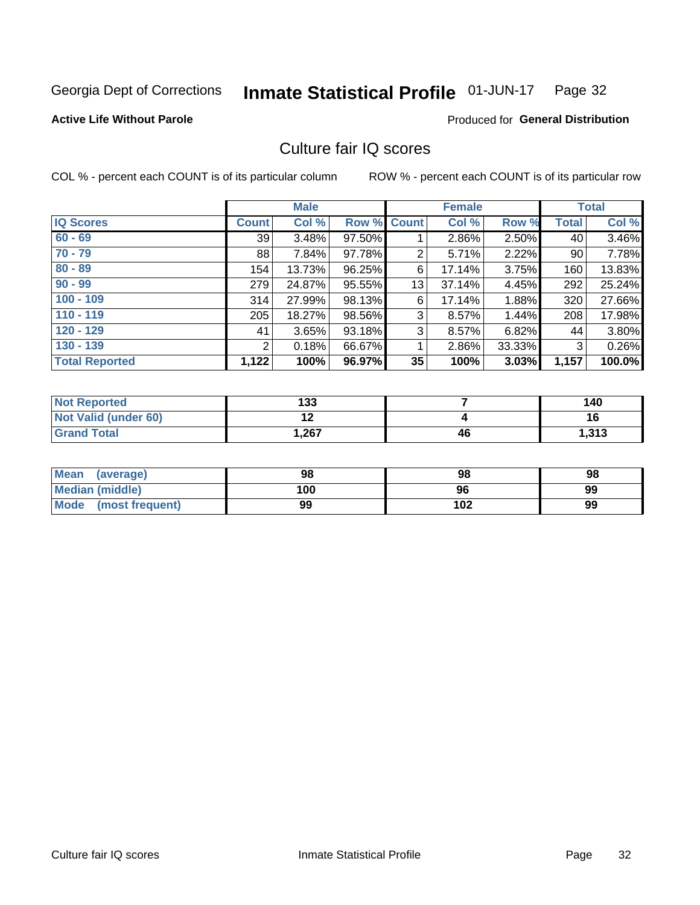Georgia Dept of Corrections **Inmate Statistical Profile** 01-JUN-17 Page 32

**Active Life Without Parole**

Produced for **General Distribution**

## Culture fair IQ scores

COL % - percent each COUNT is of its particular column    ROW % - percent each COUNT is of its particular row

| | Male | | | Female | | | Total | |
|---|---|---|---|---|---|---|---|---|
| **IQ Scores** | **Count** | **Col %** | **Row %** | **Count** | **Col %** | **Row %** | **Total** | **Col %** |
| 60 - 69 | 39 | 3.48% | 97.50% | 1 | 2.86% | 2.50% | 40 | 3.46% |
| 70 - 79 | 88 | 7.84% | 97.78% | 2 | 5.71% | 2.22% | 90 | 7.78% |
| 80 - 89 | 154 | 13.73% | 96.25% | 6 | 17.14% | 3.75% | 160 | 13.83% |
| 90 - 99 | 279 | 24.87% | 95.55% | 13 | 37.14% | 4.45% | 292 | 25.24% |
| 100 - 109 | 314 | 27.99% | 98.13% | 6 | 17.14% | 1.88% | 320 | 27.66% |
| 110 - 119 | 205 | 18.27% | 98.56% | 3 | 8.57% | 1.44% | 208 | 17.98% |
| 120 - 129 | 41 | 3.65% | 93.18% | 3 | 8.57% | 6.82% | 44 | 3.80% |
| 130 - 139 | 2 | 0.18% | 66.67% | 1 | 2.86% | 33.33% | 3 | 0.26% |
| **Total Reported** | **1,122** | **100%** | **96.97%** | **35** | **100%** | **3.03%** | **1,157** | **100.0%** |

| | Male | Female | Total |
|---|---|---|---|
| Not Reported | 133 | 7 | 140 |
| Not Valid (under 60) | 12 | 4 | 16 |
| Grand Total | 1,267 | 46 | 1,313 |

| | Male | Female | Total |
|---|---|---|---|
| Mean (average) | 98 | 98 | 98 |
| Median (middle) | 100 | 96 | 99 |
| Mode (most frequent) | 99 | 102 | 99 |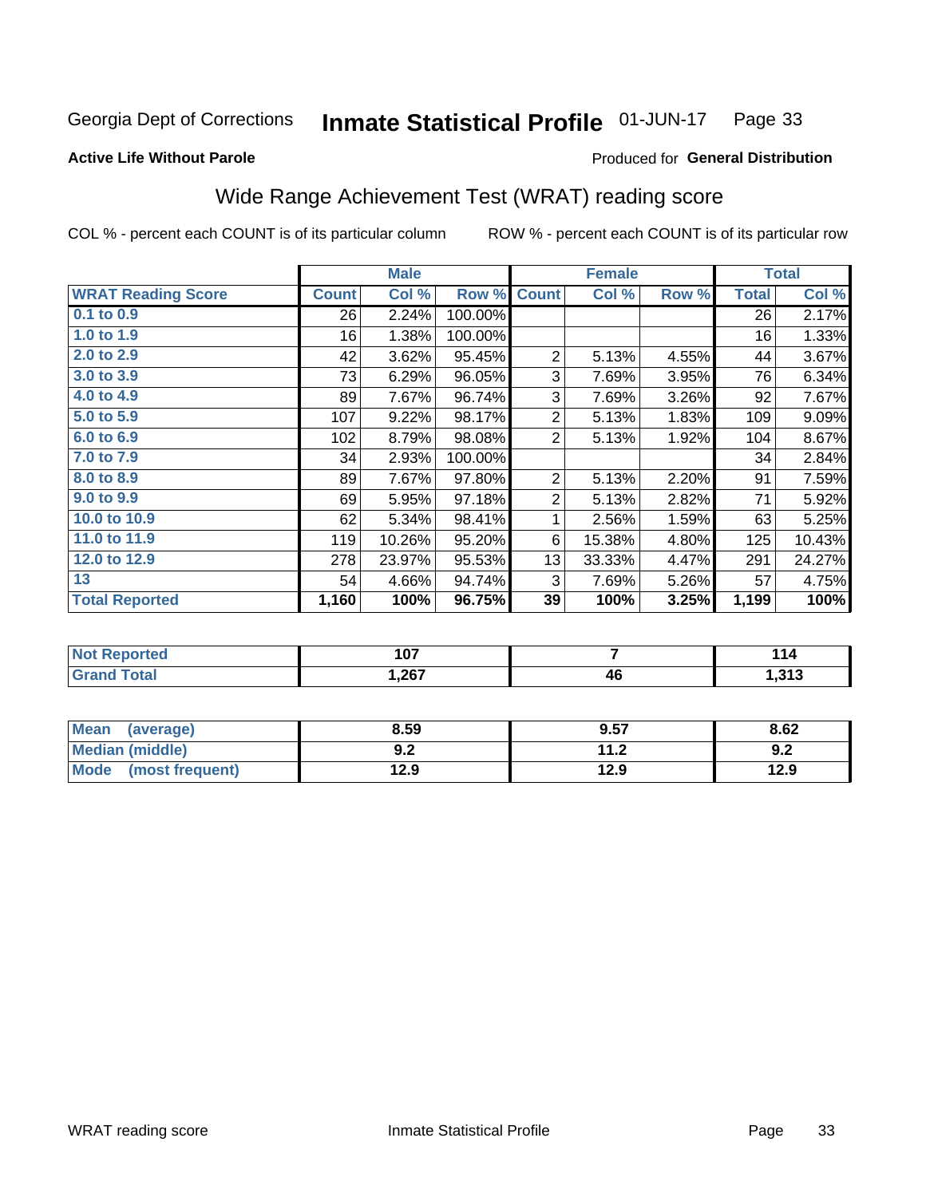Georgia Dept of Corrections **Inmate Statistical Profile** 01-JUN-17

**Active Life Without Parole**

Produced for **General Distribution**

## Wide Range Achievement Test (WRAT) reading score

COL % - percent each COUNT is of its particular column

ROW % - percent each COUNT is of its particular row

| | Male | | | Female | | | Total | |
|---|---|---|---|---|---|---|---|---|
| **WRAT Reading Score** | **Count** | **Col %** | **Row %** | **Count** | **Col %** | **Row %** | **Total** | **Col %** |
| 0.1 to 0.9 | 26 | 2.24% | 100.00% | | | | 26 | 2.17% |
| 1.0 to 1.9 | 16 | 1.38% | 100.00% | | | | 16 | 1.33% |
| 2.0 to 2.9 | 42 | 3.62% | 95.45% | 2 | 5.13% | 4.55% | 44 | 3.67% |
| 3.0 to 3.9 | 73 | 6.29% | 96.05% | 3 | 7.69% | 3.95% | 76 | 6.34% |
| 4.0 to 4.9 | 89 | 7.67% | 96.74% | 3 | 7.69% | 3.26% | 92 | 7.67% |
| 5.0 to 5.9 | 107 | 9.22% | 98.17% | 2 | 5.13% | 1.83% | 109 | 9.09% |
| 6.0 to 6.9 | 102 | 8.79% | 98.08% | 2 | 5.13% | 1.92% | 104 | 8.67% |
| 7.0 to 7.9 | 34 | 2.93% | 100.00% | | | | 34 | 2.84% |
| 8.0 to 8.9 | 89 | 7.67% | 97.80% | 2 | 5.13% | 2.20% | 91 | 7.59% |
| 9.0 to 9.9 | 69 | 5.95% | 97.18% | 2 | 5.13% | 2.82% | 71 | 5.92% |
| 10.0 to 10.9 | 62 | 5.34% | 98.41% | 1 | 2.56% | 1.59% | 63 | 5.25% |
| 11.0 to 11.9 | 119 | 10.26% | 95.20% | 6 | 15.38% | 4.80% | 125 | 10.43% |
| 12.0 to 12.9 | 278 | 23.97% | 95.53% | 13 | 33.33% | 4.47% | 291 | 24.27% |
| 13 | 54 | 4.66% | 94.74% | 3 | 7.69% | 5.26% | 57 | 4.75% |
| **Total Reported** | **1,160** | **100%** | **96.75%** | **39** | **100%** | **3.25%** | **1,199** | **100%** |

| | Male | Female | Total |
|---|---|---|---|
| Not Reported | 107 | 7 | 114 |
| Grand Total | 1,267 | 46 | 1,313 |

| | Male | Female | Total |
|---|---|---|---|
| Mean (average) | 8.59 | 9.57 | 8.62 |
| Median (middle) | 9.2 | 11.2 | 9.2 |
| Mode (most frequent) | 12.9 | 12.9 | 12.9 |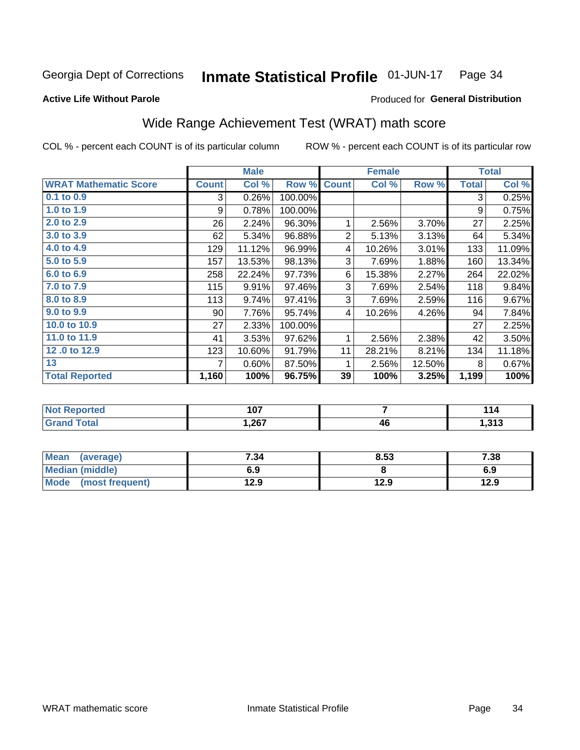Georgia Dept of Corrections **Inmate Statistical Profile** 01-JUN-17

**Active Life Without Parole**

Produced for **General Distribution**

## Wide Range Achievement Test (WRAT) math score

COL % - percent each COUNT is of its particular column ROW % - percent each COUNT is of its particular row

| | Male | | | Female | | | Total | |
|---|---|---|---|---|---|---|---|---|
| **WRAT Mathematic Score** | **Count** | **Col %** | **Row %** | **Count** | **Col %** | **Row %** | **Total** | **Col %** |
| 0.1 to 0.9 | 3 | 0.26% | 100.00% | | | | 3 | 0.25% |
| 1.0 to 1.9 | 9 | 0.78% | 100.00% | | | | 9 | 0.75% |
| 2.0 to 2.9 | 26 | 2.24% | 96.30% | 1 | 2.56% | 3.70% | 27 | 2.25% |
| 3.0 to 3.9 | 62 | 5.34% | 96.88% | 2 | 5.13% | 3.13% | 64 | 5.34% |
| 4.0 to 4.9 | 129 | 11.12% | 96.99% | 4 | 10.26% | 3.01% | 133 | 11.09% |
| 5.0 to 5.9 | 157 | 13.53% | 98.13% | 3 | 7.69% | 1.88% | 160 | 13.34% |
| 6.0 to 6.9 | 258 | 22.24% | 97.73% | 6 | 15.38% | 2.27% | 264 | 22.02% |
| 7.0 to 7.9 | 115 | 9.91% | 97.46% | 3 | 7.69% | 2.54% | 118 | 9.84% |
| 8.0 to 8.9 | 113 | 9.74% | 97.41% | 3 | 7.69% | 2.59% | 116 | 9.67% |
| 9.0 to 9.9 | 90 | 7.76% | 95.74% | 4 | 10.26% | 4.26% | 94 | 7.84% |
| 10.0 to 10.9 | 27 | 2.33% | 100.00% | | | | 27 | 2.25% |
| 11.0 to 11.9 | 41 | 3.53% | 97.62% | 1 | 2.56% | 2.38% | 42 | 3.50% |
| 12 .0 to 12.9 | 123 | 10.60% | 91.79% | 11 | 28.21% | 8.21% | 134 | 11.18% |
| 13 | 7 | 0.60% | 87.50% | 1 | 2.56% | 12.50% | 8 | 0.67% |
| **Total Reported** | **1,160** | **100%** | **96.75%** | **39** | **100%** | **3.25%** | **1,199** | **100%** |

| | Male | Female | Total |
|---|---|---|---|
| Not Reported | 107 | 7 | 114 |
| Grand Total | 1,267 | 46 | 1,313 |

| | Male | Female | Total |
|---|---|---|---|
| Mean (average) | 7.34 | 8.53 | 7.38 |
| Median (middle) | 6.9 | 8 | 6.9 |
| Mode (most frequent) | 12.9 | 12.9 | 12.9 |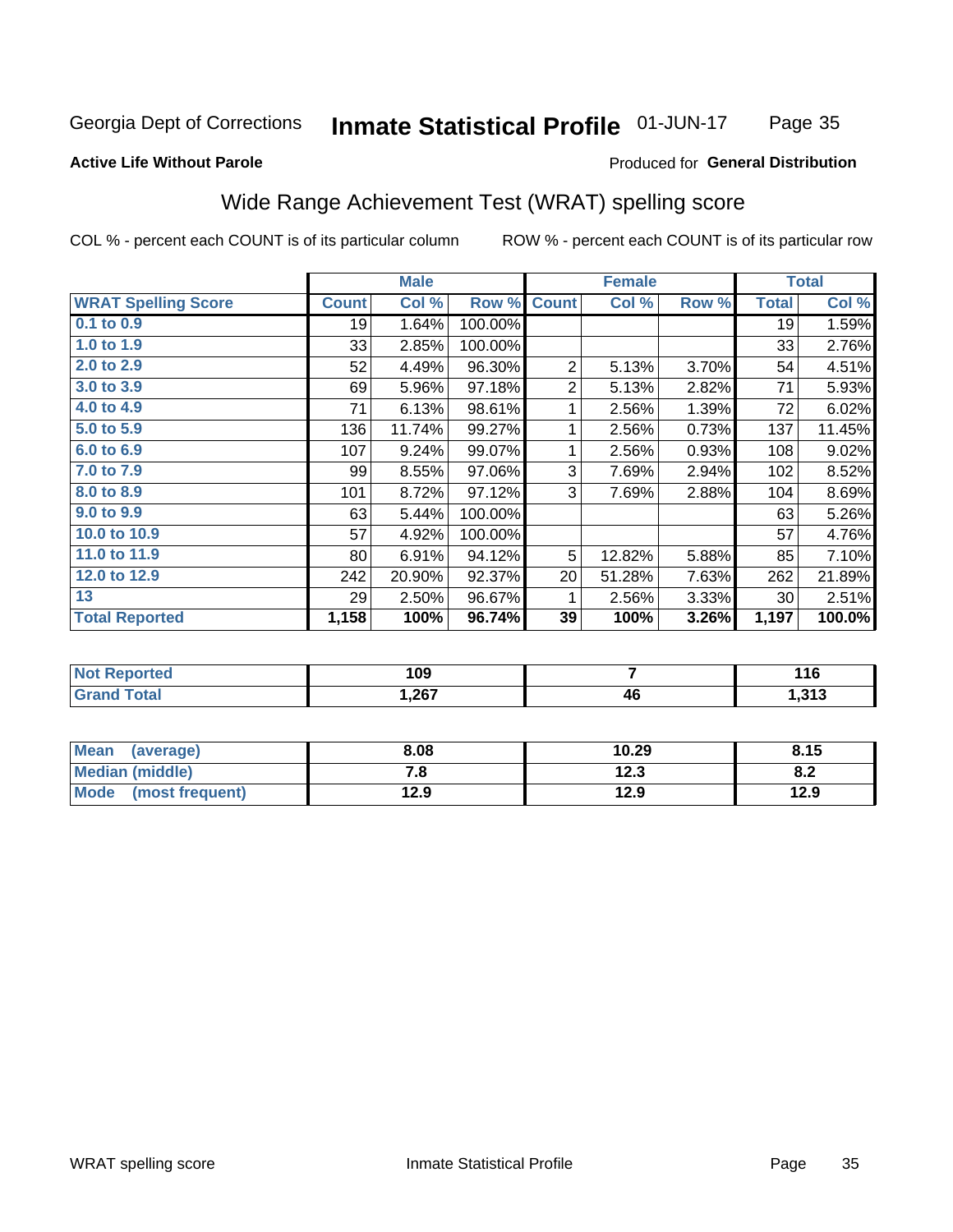Georgia Dept of Corrections **Inmate Statistical Profile** 01-JUN-17

**Active Life Without Parole**

Produced for **General Distribution**

## Wide Range Achievement Test (WRAT) spelling score

COL % - percent each COUNT is of its particular column ROW % - percent each COUNT is of its particular row

| | Male | | | Female | | | Total | |
|---|---|---|---|---|---|---|---|---|
| **WRAT Spelling Score** | **Count** | **Col %** | **Row %** | **Count** | **Col %** | **Row %** | **Total** | **Col %** |
| **0.1 to 0.9** | 19 | 1.64% | 100.00% | | | | 19 | 1.59% |
| **1.0 to 1.9** | 33 | 2.85% | 100.00% | | | | 33 | 2.76% |
| **2.0 to 2.9** | 52 | 4.49% | 96.30% | 2 | 5.13% | 3.70% | 54 | 4.51% |
| **3.0 to 3.9** | 69 | 5.96% | 97.18% | 2 | 5.13% | 2.82% | 71 | 5.93% |
| **4.0 to 4.9** | 71 | 6.13% | 98.61% | 1 | 2.56% | 1.39% | 72 | 6.02% |
| **5.0 to 5.9** | 136 | 11.74% | 99.27% | 1 | 2.56% | 0.73% | 137 | 11.45% |
| **6.0 to 6.9** | 107 | 9.24% | 99.07% | 1 | 2.56% | 0.93% | 108 | 9.02% |
| **7.0 to 7.9** | 99 | 8.55% | 97.06% | 3 | 7.69% | 2.94% | 102 | 8.52% |
| **8.0 to 8.9** | 101 | 8.72% | 97.12% | 3 | 7.69% | 2.88% | 104 | 8.69% |
| **9.0 to 9.9** | 63 | 5.44% | 100.00% | | | | 63 | 5.26% |
| **10.0 to 10.9** | 57 | 4.92% | 100.00% | | | | 57 | 4.76% |
| **11.0 to 11.9** | 80 | 6.91% | 94.12% | 5 | 12.82% | 5.88% | 85 | 7.10% |
| **12.0 to 12.9** | 242 | 20.90% | 92.37% | 20 | 51.28% | 7.63% | 262 | 21.89% |
| **13** | 29 | 2.50% | 96.67% | 1 | 2.56% | 3.33% | 30 | 2.51% |
| **Total Reported** | **1,158** | **100%** | **96.74%** | **39** | **100%** | **3.26%** | **1,197** | **100.0%** |

| | Male | Female | Total |
|---|---|---|---|
| **Not Reported** | **109** | **7** | **116** |
| **Grand Total** | **1,267** | **46** | **1,313** |

| | Male | Female | Total |
|---|---|---|---|
| **Mean (average)** | **8.08** | **10.29** | **8.15** |
| **Median (middle)** | **7.8** | **12.3** | **8.2** |
| **Mode (most frequent)** | **12.9** | **12.9** | **12.9** |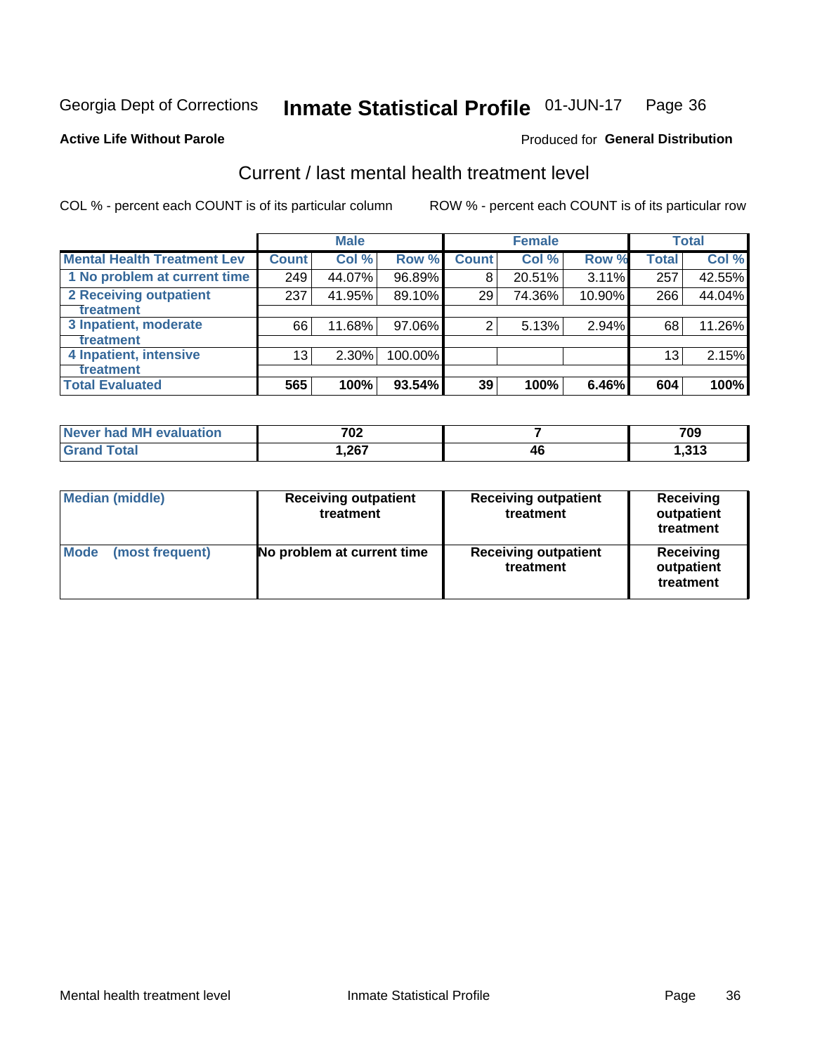Georgia Dept of Corrections **Inmate Statistical Profile** 01-JUN-17

**Active Life Without Parole**

Produced for **General Distribution**

## Current / last mental health treatment level

COL % - percent each COUNT is of its particular column

ROW % - percent each COUNT is of its particular row

| | Male | | | Female | | | Total | |
|---|---|---|---|---|---|---|---|---|
| **Mental Health Treatment Lev** | **Count** | **Col %** | **Row %** | **Count** | **Col %** | **Row %** | **Total** | **Col %** |
| 1 No problem at current time | 249 | 44.07% | 96.89% | 8 | 20.51% | 3.11% | 257 | 42.55% |
| 2 Receiving outpatient treatment | 237 | 41.95% | 89.10% | 29 | 74.36% | 10.90% | 266 | 44.04% |
| 3 Inpatient, moderate treatment | 66 | 11.68% | 97.06% | 2 | 5.13% | 2.94% | 68 | 11.26% |
| 4 Inpatient, intensive treatment | 13 | 2.30% | 100.00% | | | | 13 | 2.15% |
| **Total Evaluated** | **565** | **100%** | **93.54%** | **39** | **100%** | **6.46%** | **604** | **100%** |

| | Male | Female | Total |
|---|---|---|---|
| **Never had MH evaluation** | **702** | **7** | **709** |
| **Grand Total** | **1,267** | **46** | **1,313** |

| | Male | Female | Total |
|---|---|---|---|
| **Median (middle)** | **Receiving outpatient treatment** | **Receiving outpatient treatment** | **Receiving outpatient treatment** |
| **Mode (most frequent)** | **No problem at current time** | **Receiving outpatient treatment** | **Receiving outpatient treatment** |

Mental health treatment level Inmate Statistical Profile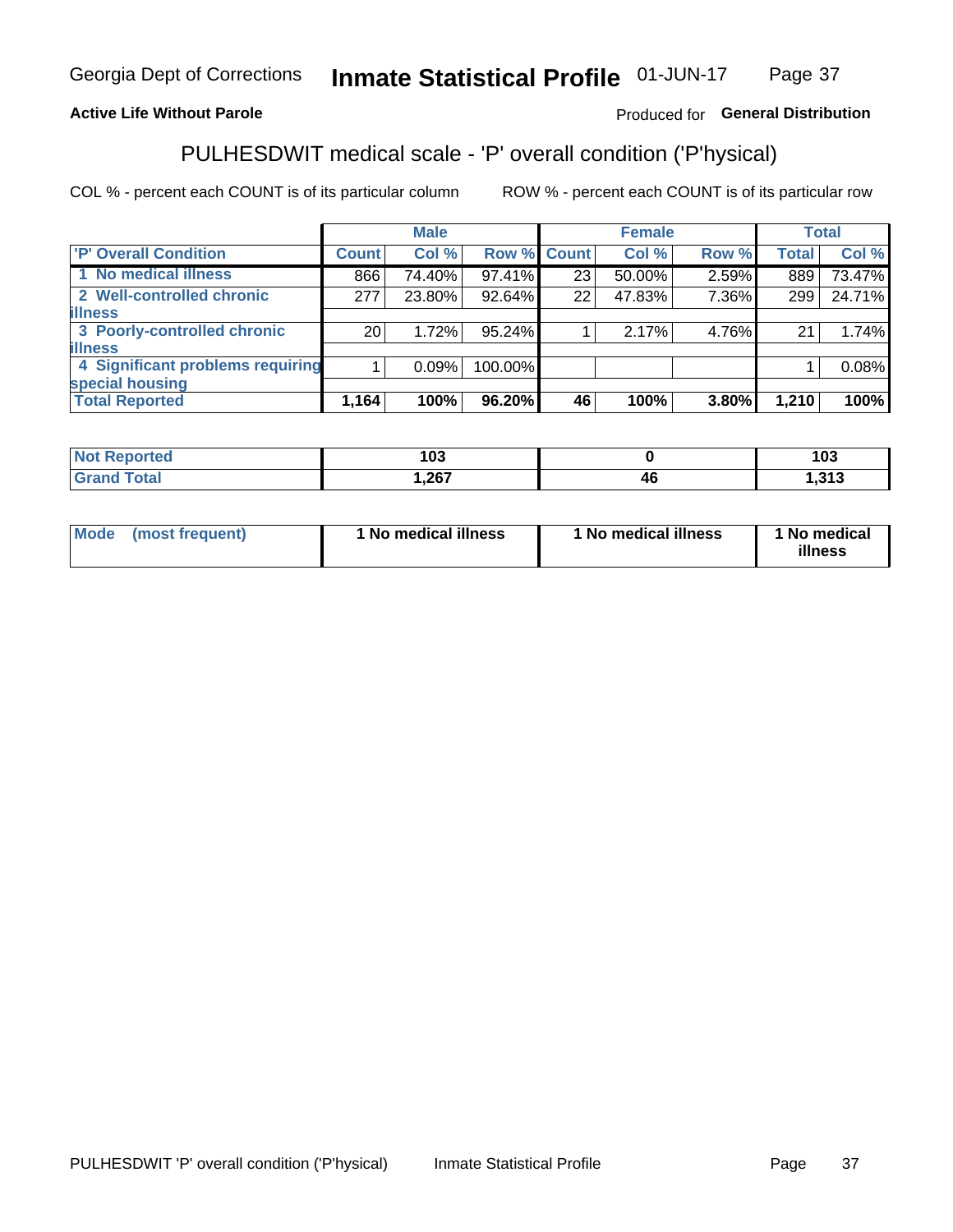Georgia Dept of Corrections **Inmate Statistical Profile** 01-JUN-17

**Active Life Without Parole**

Produced for **General Distribution**

## PULHESDWIT medical scale - 'P' overall condition ('P'hysical)

COL % - percent each COUNT is of its particular column

ROW % - percent each COUNT is of its particular row

| | Male | | | Female | | | Total | |
|---|---|---|---|---|---|---|---|---|
| **'P' Overall Condition** | **Count** | **Col %** | **Row %** | **Count** | **Col %** | **Row %** | **Total** | **Col %** |
| 1 No medical illness | 866 | 74.40% | 97.41% | 23 | 50.00% | 2.59% | 889 | 73.47% |
| 2 Well-controlled chronic illness | 277 | 23.80% | 92.64% | 22 | 47.83% | 7.36% | 299 | 24.71% |
| 3 Poorly-controlled chronic illness | 20 | 1.72% | 95.24% | 1 | 2.17% | 4.76% | 21 | 1.74% |
| 4 Significant problems requiring special housing | 1 | 0.09% | 100.00% | | | | 1 | 0.08% |
| **Total Reported** | **1,164** | **100%** | **96.20%** | **46** | **100%** | **3.80%** | **1,210** | **100%** |

| | Male | Female | Total |
|---|---|---|---|
| **Not Reported** | **103** | **0** | **103** |
| **Grand Total** | **1,267** | **46** | **1,313** |

| | Male | Female | Total |
|---|---|---|---|
| **Mode (most frequent)** | **1 No medical illness** | **1 No medical illness** | **1 No medical illness** |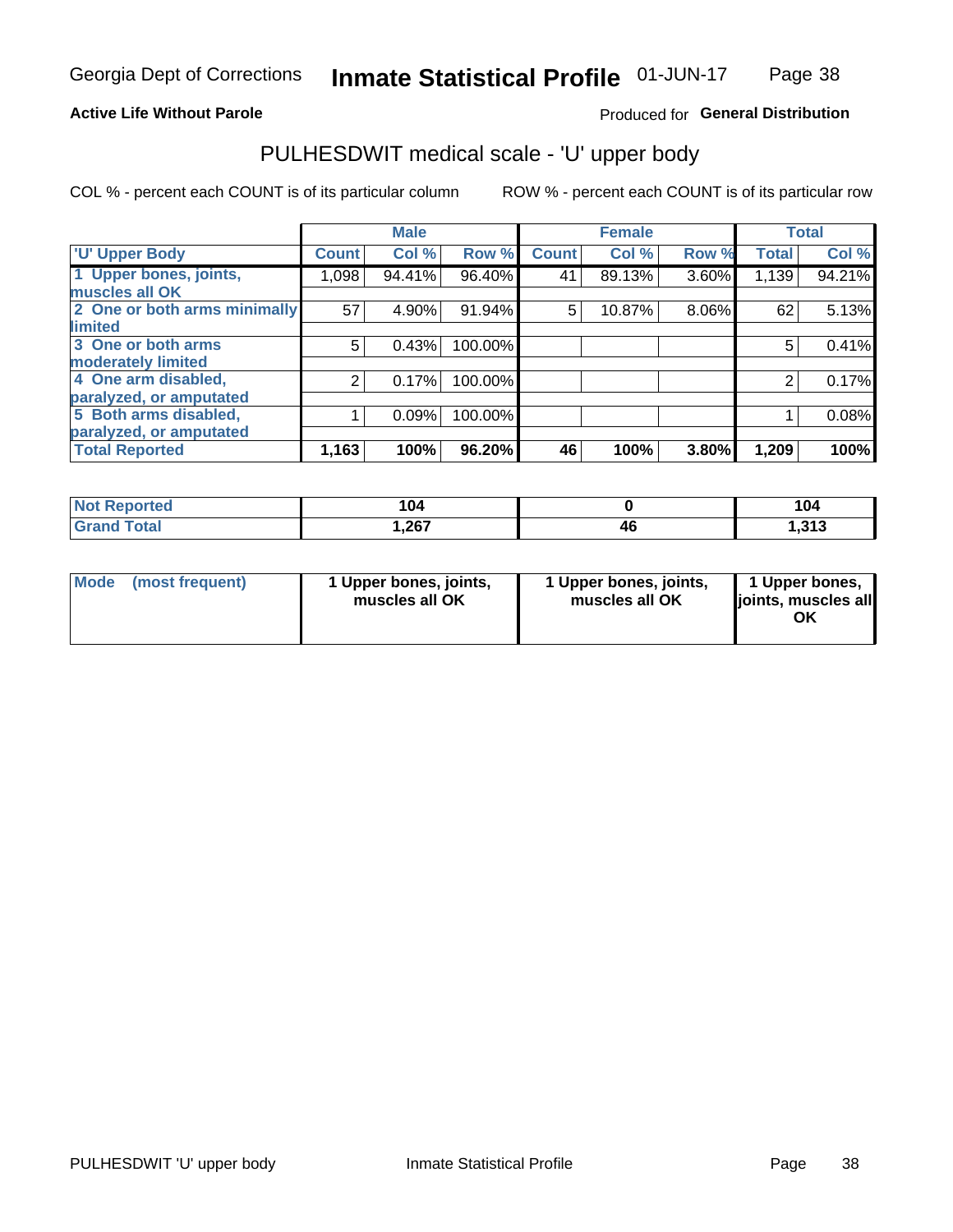Georgia Dept of Corrections **Inmate Statistical Profile** 01-JUN-17

**Active Life Without Parole**

Produced for **General Distribution**

## PULHESDWIT medical scale - 'U' upper body

COL % - percent each COUNT is of its particular column

ROW % - percent each COUNT is of its particular row

| | Male | | | Female | | | Total | |
|---|---|---|---|---|---|---|---|---|
| **'U' Upper Body** | **Count** | **Col %** | **Row %** | **Count** | **Col %** | **Row %** | **Total** | **Col %** |
| **1 Upper bones, joints, muscles all OK** | 1,098 | 94.41% | 96.40% | 41 | 89.13% | 3.60% | 1,139 | 94.21% |
| **2 One or both arms minimally limited** | 57 | 4.90% | 91.94% | 5 | 10.87% | 8.06% | 62 | 5.13% |
| **3 One or both arms moderately limited** | 5 | 0.43% | 100.00% | | | | 5 | 0.41% |
| **4 One arm disabled, paralyzed, or amputated** | 2 | 0.17% | 100.00% | | | | 2 | 0.17% |
| **5 Both arms disabled, paralyzed, or amputated** | 1 | 0.09% | 100.00% | | | | 1 | 0.08% |
| **Total Reported** | **1,163** | **100%** | **96.20%** | **46** | **100%** | **3.80%** | **1,209** | **100%** |

| | Male | Female | Total |
|---|---|---|---|
| **Not Reported** | **104** | **0** | **104** |
| **Grand Total** | **1,267** | **46** | **1,313** |

| | Male | Female | Total |
|---|---|---|---|
| **Mode (most frequent)** | **1 Upper bones, joints, muscles all OK** | **1 Upper bones, joints, muscles all OK** | **1 Upper bones, joints, muscles all OK** |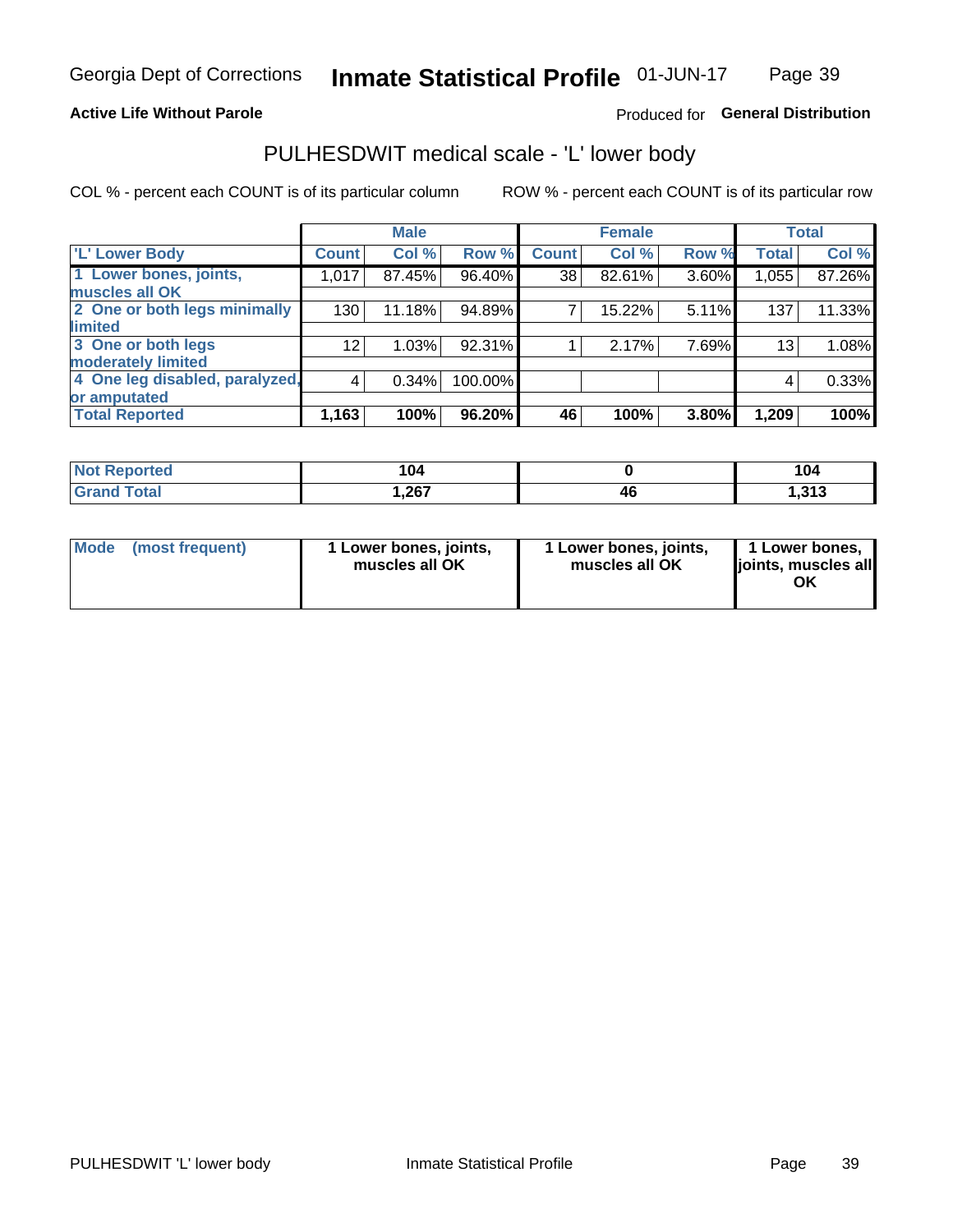Georgia Dept of Corrections **Inmate Statistical Profile** 01-JUN-17

**Active Life Without Parole**

Produced for **General Distribution**

## PULHESDWIT medical scale - 'L' lower body

COL % - percent each COUNT is of its particular column

ROW % - percent each COUNT is of its particular row

| | Male | | | Female | | | Total | |
|---|---|---|---|---|---|---|---|---|
| 'L' Lower Body | Count | Col % | Row % | Count | Col % | Row % | Total | Col % |
| 1 Lower bones, joints, muscles all OK | 1,017 | 87.45% | 96.40% | 38 | 82.61% | 3.60% | 1,055 | 87.26% |
| 2 One or both legs minimally limited | 130 | 11.18% | 94.89% | 7 | 15.22% | 5.11% | 137 | 11.33% |
| 3 One or both legs moderately limited | 12 | 1.03% | 92.31% | 1 | 2.17% | 7.69% | 13 | 1.08% |
| 4 One leg disabled, paralyzed, or amputated | 4 | 0.34% | 100.00% | | | | 4 | 0.33% |
| **Total Reported** | **1,163** | **100%** | **96.20%** | **46** | **100%** | **3.80%** | **1,209** | **100%** |

| | Male | Female | Total |
|---|---|---|---|
| Not Reported | 104 | 0 | 104 |
| Grand Total | 1,267 | 46 | 1,313 |

| | Male | Female | Total |
|---|---|---|---|
| Mode (most frequent) | 1 Lower bones, joints, muscles all OK | 1 Lower bones, joints, muscles all OK | 1 Lower bones, joints, muscles all OK |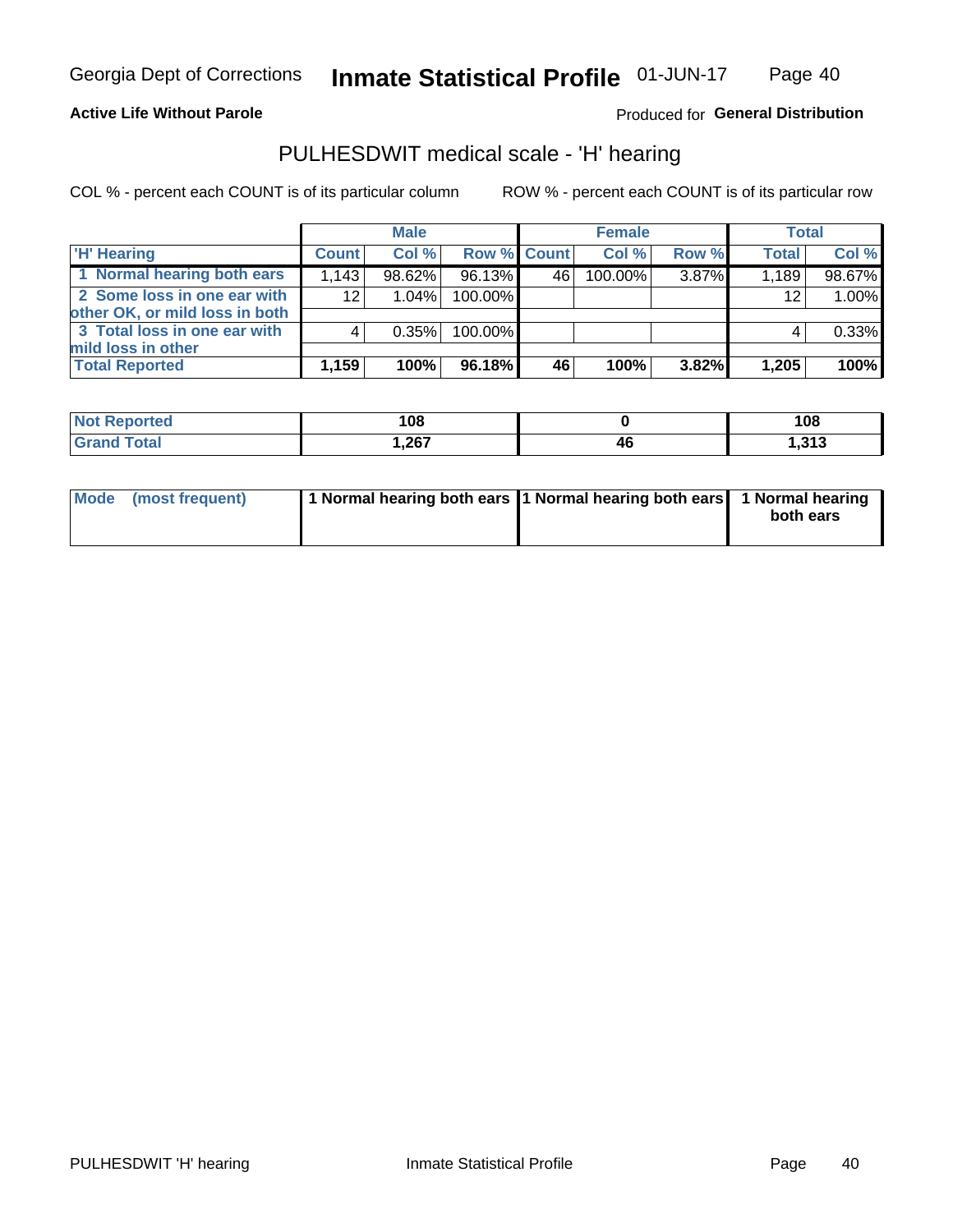Georgia Dept of Corrections **Inmate Statistical Profile** 01-JUN-17

**Active Life Without Parole**

Produced for **General Distribution**

## PULHESDWIT medical scale - 'H' hearing

COL % - percent each COUNT is of its particular column

ROW % - percent each COUNT is of its particular row

| | Male | | | Female | | | Total | |
|---|---|---|---|---|---|---|---|---|
| 'H' Hearing | Count | Col % | Row % | Count | Col % | Row % | Total | Col % |
| 1 Normal hearing both ears | 1,143 | 98.62% | 96.13% | 46 | 100.00% | 3.87% | 1,189 | 98.67% |
| 2 Some loss in one ear with other OK, or mild loss in both | 12 | 1.04% | 100.00% | | | | 12 | 1.00% |
| 3 Total loss in one ear with mild loss in other | 4 | 0.35% | 100.00% | | | | 4 | 0.33% |
| **Total Reported** | **1,159** | **100%** | **96.18%** | **46** | **100%** | **3.82%** | **1,205** | **100%** |

| | Male | Female | Total |
|---|---|---|---|
| Not Reported | 108 | 0 | 108 |
| Grand Total | 1,267 | 46 | 1,313 |

| | Male | Female | Total |
|---|---|---|---|
| Mode (most frequent) | 1 Normal hearing both ears | 1 Normal hearing both ears | 1 Normal hearing both ears |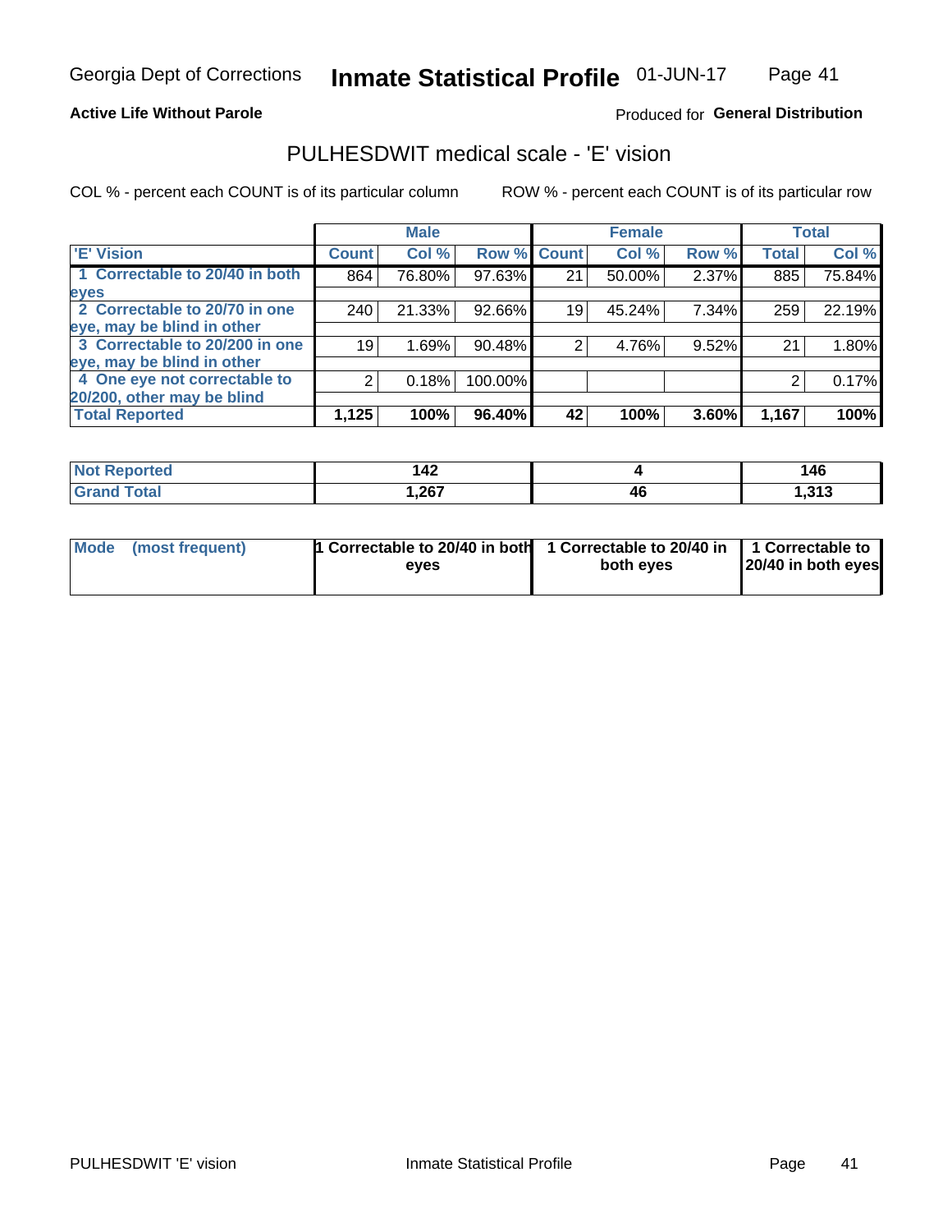Georgia Dept of Corrections **Inmate Statistical Profile** 01-JUN-17

**Active Life Without Parole**

Produced for **General Distribution**

## PULHESDWIT medical scale - 'E' vision

COL % - percent each COUNT is of its particular column ROW % - percent each COUNT is of its particular row

| | Male | | | Female | | | Total | |
|---|---|---|---|---|---|---|---|---|
| 'E' Vision | Count | Col % | Row % | Count | Col % | Row % | Total | Col % |
| 1 Correctable to 20/40 in both eyes | 864 | 76.80% | 97.63% | 21 | 50.00% | 2.37% | 885 | 75.84% |
| 2 Correctable to 20/70 in one eye, may be blind in other | 240 | 21.33% | 92.66% | 19 | 45.24% | 7.34% | 259 | 22.19% |
| 3 Correctable to 20/200 in one eye, may be blind in other | 19 | 1.69% | 90.48% | 2 | 4.76% | 9.52% | 21 | 1.80% |
| 4 One eye not correctable to 20/200, other may be blind | 2 | 0.18% | 100.00% | | | | 2 | 0.17% |
| **Total Reported** | **1,125** | **100%** | **96.40%** | **42** | **100%** | **3.60%** | **1,167** | **100%** |

| | Male | Female | Total |
|---|---|---|---|
| Not Reported | 142 | 4 | 146 |
| Grand Total | 1,267 | 46 | 1,313 |

| | Male | Female | Total |
|---|---|---|---|
| Mode (most frequent) | 1 Correctable to 20/40 in both eyes | 1 Correctable to 20/40 in both eyes | 1 Correctable to 20/40 in both eyes |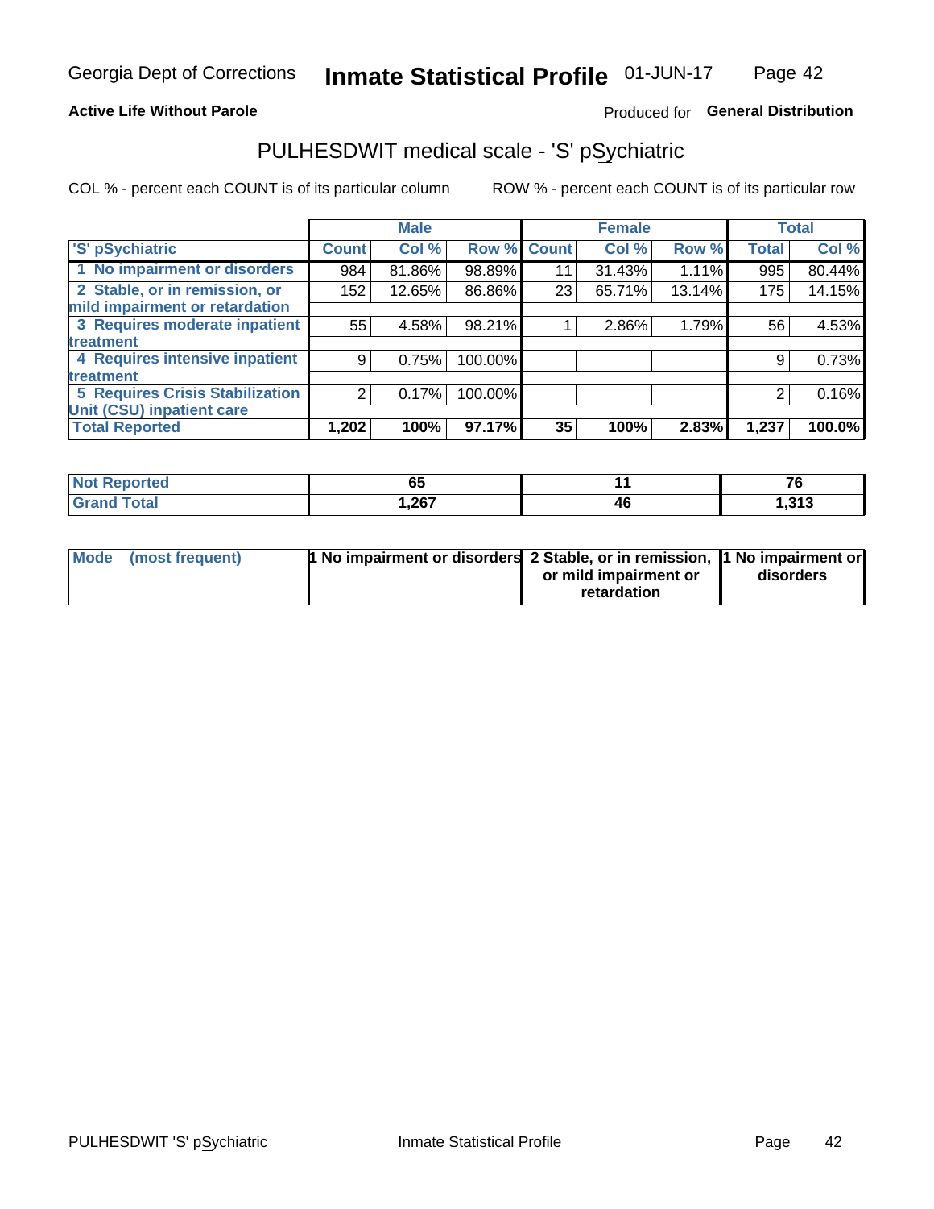Georgia Dept of Corrections **Inmate Statistical Profile** 01-JUN-17

**Active Life Without Parole**

Produced for **General Distribution**

## PULHESDWIT medical scale - 'S' pSychiatric

COL % - percent each COUNT is of its particular column

ROW % - percent each COUNT is of its particular row

| 'S' pSychiatric | Male | | | Female | | | Total | |
|---|---|---|---|---|---|---|---|---|
| | Count | Col % | Row % | Count | Col % | Row % | Total | Col % |
| 1 No impairment or disorders | 984 | 81.86% | 98.89% | 11 | 31.43% | 1.11% | 995 | 80.44% |
| 2 Stable, or in remission, or mild impairment or retardation | 152 | 12.65% | 86.86% | 23 | 65.71% | 13.14% | 175 | 14.15% |
| 3 Requires moderate inpatient treatment | 55 | 4.58% | 98.21% | 1 | 2.86% | 1.79% | 56 | 4.53% |
| 4 Requires intensive inpatient treatment | 9 | 0.75% | 100.00% | | | | 9 | 0.73% |
| 5 Requires Crisis Stabilization Unit (CSU) inpatient care | 2 | 0.17% | 100.00% | | | | 2 | 0.16% |
| **Total Reported** | **1,202** | **100%** | **97.17%** | **35** | **100%** | **2.83%** | **1,237** | **100.0%** |

| | Male | Female | Total |
|---|---|---|---|
| Not Reported | 65 | 11 | 76 |
| Grand Total | 1,267 | 46 | 1,313 |

| | Male | Female | Total |
|---|---|---|---|
| Mode (most frequent) | 1 No impairment or disorders | 2 Stable, or in remission, or mild impairment or retardation | 1 No impairment or disorders |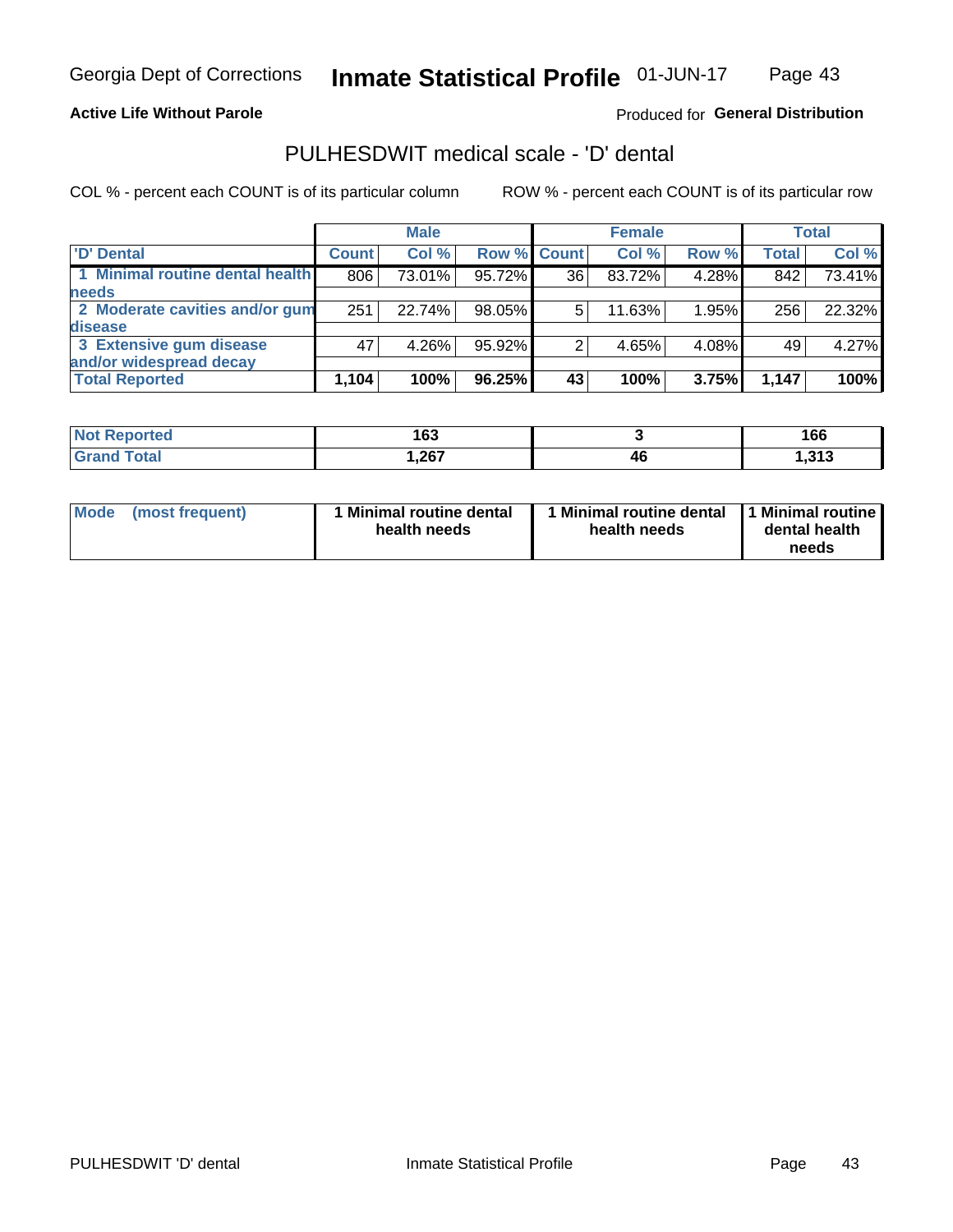Georgia Dept of Corrections **Inmate Statistical Profile** 01-JUN-17

**Active Life Without Parole**

Produced for **General Distribution**

## PULHESDWIT medical scale - 'D' dental

COL % - percent each COUNT is of its particular column ROW % - percent each COUNT is of its particular row

| | Male | | | Female | | | Total | |
|---|---|---|---|---|---|---|---|---|
| 'D' Dental | Count | Col % | Row % | Count | Col % | Row % | Total | Col % |
| 1 Minimal routine dental health needs | 806 | 73.01% | 95.72% | 36 | 83.72% | 4.28% | 842 | 73.41% |
| 2 Moderate cavities and/or gum disease | 251 | 22.74% | 98.05% | 5 | 11.63% | 1.95% | 256 | 22.32% |
| 3 Extensive gum disease and/or widespread decay | 47 | 4.26% | 95.92% | 2 | 4.65% | 4.08% | 49 | 4.27% |
| **Total Reported** | **1,104** | **100%** | **96.25%** | **43** | **100%** | **3.75%** | **1,147** | **100%** |

| | Male | Female | Total |
|---|---|---|---|
| Not Reported | 163 | 3 | 166 |
| Grand Total | 1,267 | 46 | 1,313 |

| | Male | Female | Total |
|---|---|---|---|
| Mode (most frequent) | 1 Minimal routine dental health needs | 1 Minimal routine dental health needs | 1 Minimal routine dental health needs |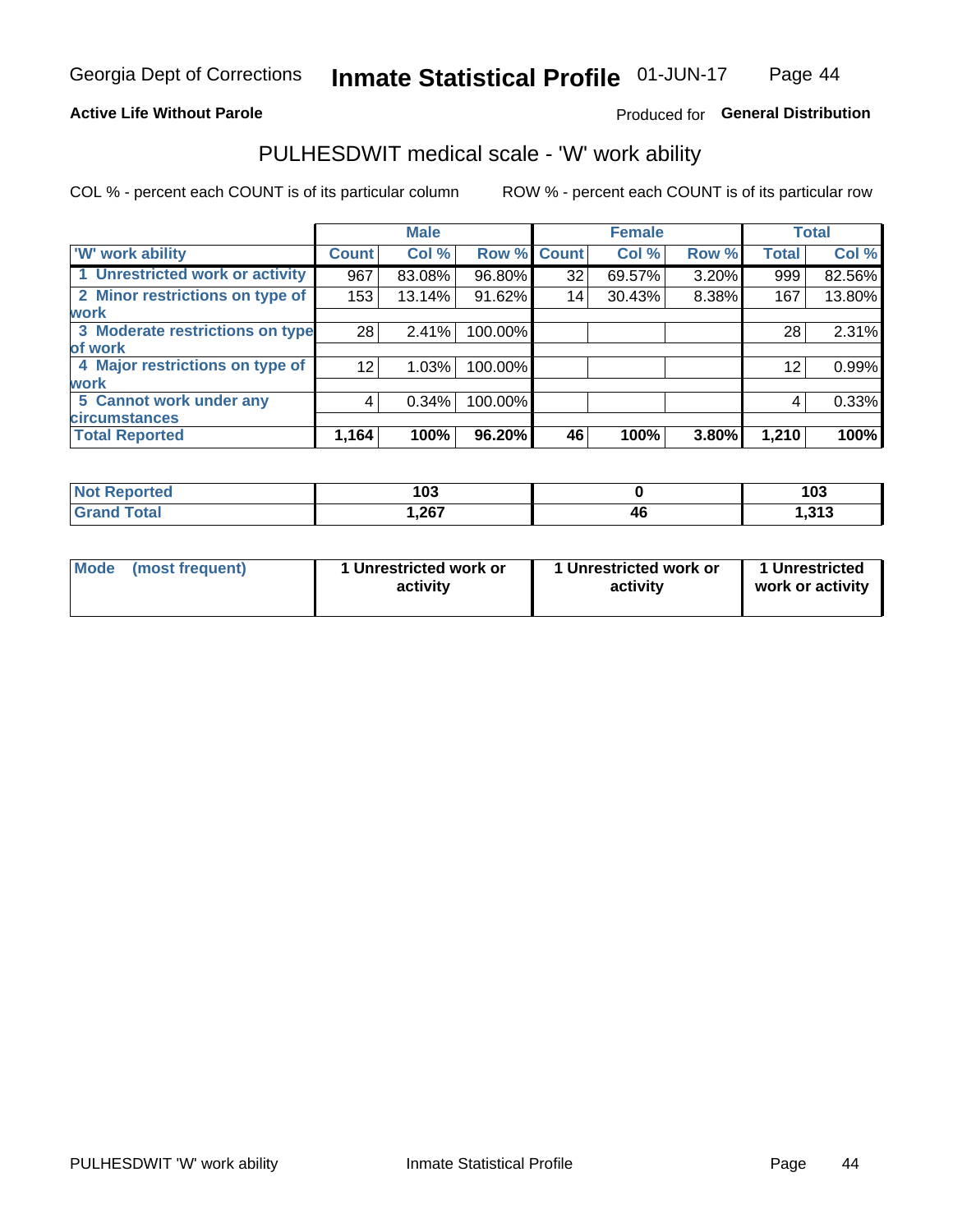Georgia Dept of Corrections **Inmate Statistical Profile** 01-JUN-17

**Active Life Without Parole**

Produced for **General Distribution**

## PULHESDWIT medical scale - 'W' work ability

COL % - percent each COUNT is of its particular column

ROW % - percent each COUNT is of its particular row

| | Male | | | Female | | | Total | |
|---|---|---|---|---|---|---|---|---|
| 'W' work ability | Count | Col % | Row % | Count | Col % | Row % | Total | Col % |
| 1 Unrestricted work or activity | 967 | 83.08% | 96.80% | 32 | 69.57% | 3.20% | 999 | 82.56% |
| 2 Minor restrictions on type of work | 153 | 13.14% | 91.62% | 14 | 30.43% | 8.38% | 167 | 13.80% |
| 3 Moderate restrictions on type of work | 28 | 2.41% | 100.00% | | | | 28 | 2.31% |
| 4 Major restrictions on type of work | 12 | 1.03% | 100.00% | | | | 12 | 0.99% |
| 5 Cannot work under any circumstances | 4 | 0.34% | 100.00% | | | | 4 | 0.33% |
| **Total Reported** | **1,164** | **100%** | **96.20%** | **46** | **100%** | **3.80%** | **1,210** | **100%** |

| | Male | Female | Total |
|---|---|---|---|
| Not Reported | 103 | 0 | 103 |
| Grand Total | 1,267 | 46 | 1,313 |

| | Male | Female | Total |
|---|---|---|---|
| Mode (most frequent) | 1 Unrestricted work or activity | 1 Unrestricted work or activity | 1 Unrestricted work or activity |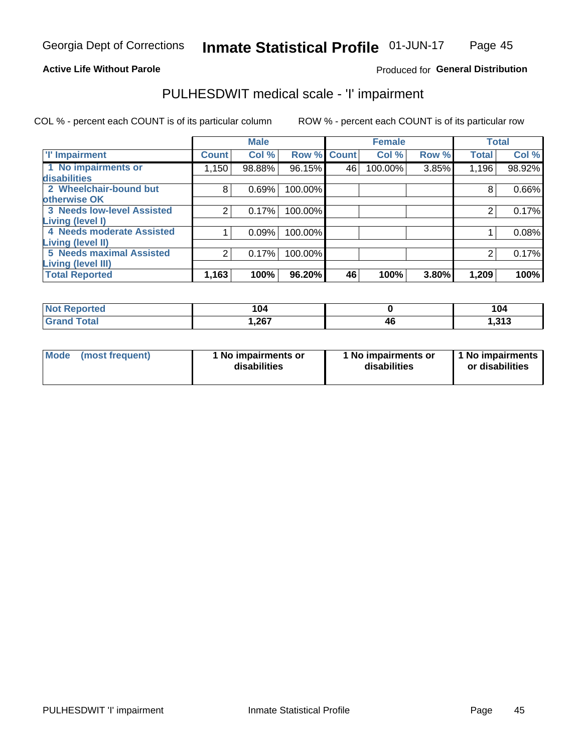Georgia Dept of Corrections **Inmate Statistical Profile** 01-JUN-17

**Active Life Without Parole**

Produced for **General Distribution**

## PULHESDWIT medical scale - 'I' impairment

COL % - percent each COUNT is of its particular column ROW % - percent each COUNT is of its particular row

| | Male | | | Female | | | Total | |
|---|---|---|---|---|---|---|---|---|
| 'I' Impairment | Count | Col % | Row % | Count | Col % | Row % | Total | Col % |
| 1 No impairments or disabilities | 1,150 | 98.88% | 96.15% | 46 | 100.00% | 3.85% | 1,196 | 98.92% |
| 2 Wheelchair-bound but otherwise OK | 8 | 0.69% | 100.00% | | | | 8 | 0.66% |
| 3 Needs low-level Assisted Living (level I) | 2 | 0.17% | 100.00% | | | | 2 | 0.17% |
| 4 Needs moderate Assisted Living (level II) | 1 | 0.09% | 100.00% | | | | 1 | 0.08% |
| 5 Needs maximal Assisted Living (level III) | 2 | 0.17% | 100.00% | | | | 2 | 0.17% |
| **Total Reported** | **1,163** | **100%** | **96.20%** | **46** | **100%** | **3.80%** | **1,209** | **100%** |

| | Male | Female | Total |
|---|---|---|---|
| Not Reported | 104 | 0 | 104 |
| Grand Total | 1,267 | 46 | 1,313 |

| Mode (most frequent) | 1 No impairments or disabilities | 1 No impairments or disabilities | 1 No impairments or disabilities |
|---|---|---|---|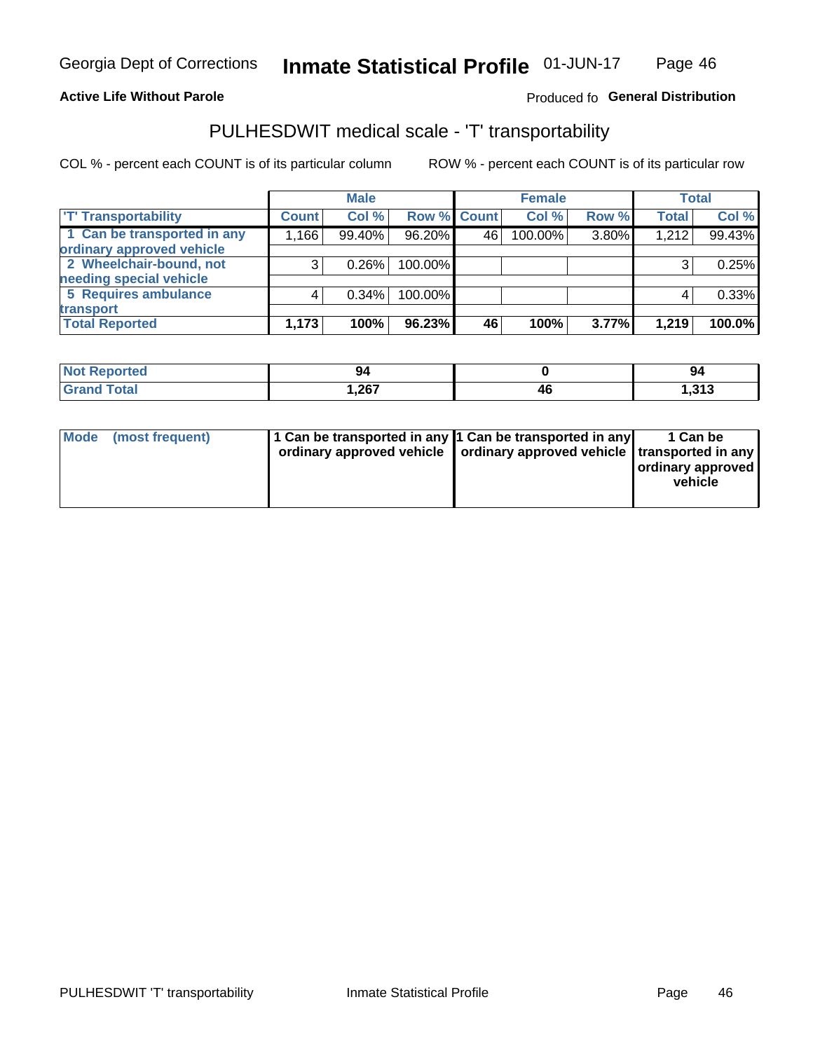Georgia Dept of Corrections **Inmate Statistical Profile** 01-JUN-17

**Active Life Without Parole**

Produced fo **General Distribution**

## PULHESDWIT medical scale - 'T' transportability

COL % - percent each COUNT is of its particular column

ROW % - percent each COUNT is of its particular row

| | Male | | | Female | | | Total | |
|---|---|---|---|---|---|---|---|---|
| **'T' Transportability** | **Count** | **Col %** | **Row %** | **Count** | **Col %** | **Row %** | **Total** | **Col %** |
| **1 Can be transported in any ordinary approved vehicle** | 1,166 | 99.40% | 96.20% | 46 | 100.00% | 3.80% | 1,212 | 99.43% |
| **2 Wheelchair-bound, not needing special vehicle** | 3 | 0.26% | 100.00% | | | | 3 | 0.25% |
| **5 Requires ambulance transport** | 4 | 0.34% | 100.00% | | | | 4 | 0.33% |
| **Total Reported** | **1,173** | **100%** | **96.23%** | **46** | **100%** | **3.77%** | **1,219** | **100.0%** |

| | Male | Female | Total |
|---|---|---|---|
| **Not Reported** | **94** | **0** | **94** |
| **Grand Total** | **1,267** | **46** | **1,313** |

| | Male | Female | Total |
|---|---|---|---|
| **Mode (most frequent)** | **1 Can be transported in any ordinary approved vehicle** | **1 Can be transported in any ordinary approved vehicle** | **1 Can be transported in any ordinary approved vehicle** |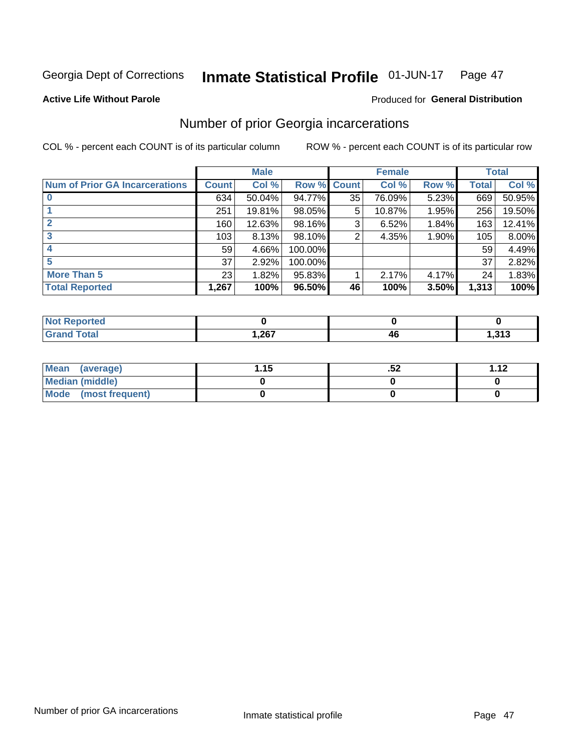Georgia Dept of Corrections **Inmate Statistical Profile** 01-JUN-17

**Active Life Without Parole**

Produced for **General Distribution**

## Number of prior Georgia incarcerations

COL % - percent each COUNT is of its particular column ROW % - percent each COUNT is of its particular row

| | Male | | | Female | | | Total | |
|---|---|---|---|---|---|---|---|---|
| **Num of Prior GA Incarcerations** | **Count** | **Col %** | **Row %** | **Count** | **Col %** | **Row %** | **Total** | **Col %** |
| **0** | 634 | 50.04% | 94.77% | 35 | 76.09% | 5.23% | 669 | 50.95% |
| **1** | 251 | 19.81% | 98.05% | 5 | 10.87% | 1.95% | 256 | 19.50% |
| **2** | 160 | 12.63% | 98.16% | 3 | 6.52% | 1.84% | 163 | 12.41% |
| **3** | 103 | 8.13% | 98.10% | 2 | 4.35% | 1.90% | 105 | 8.00% |
| **4** | 59 | 4.66% | 100.00% | | | | 59 | 4.49% |
| **5** | 37 | 2.92% | 100.00% | | | | 37 | 2.82% |
| **More Than 5** | 23 | 1.82% | 95.83% | 1 | 2.17% | 4.17% | 24 | 1.83% |
| **Total Reported** | **1,267** | **100%** | **96.50%** | **46** | **100%** | **3.50%** | **1,313** | **100%** |

| | Male | Female | Total |
|---|---|---|---|
| **Not Reported** | **0** | **0** | **0** |
| **Grand Total** | **1,267** | **46** | **1,313** |

| | Male | Female | Total |
|---|---|---|---|
| **Mean (average)** | **1.15** | **.52** | **1.12** |
| **Median (middle)** | **0** | **0** | **0** |
| **Mode (most frequent)** | **0** | **0** | **0** |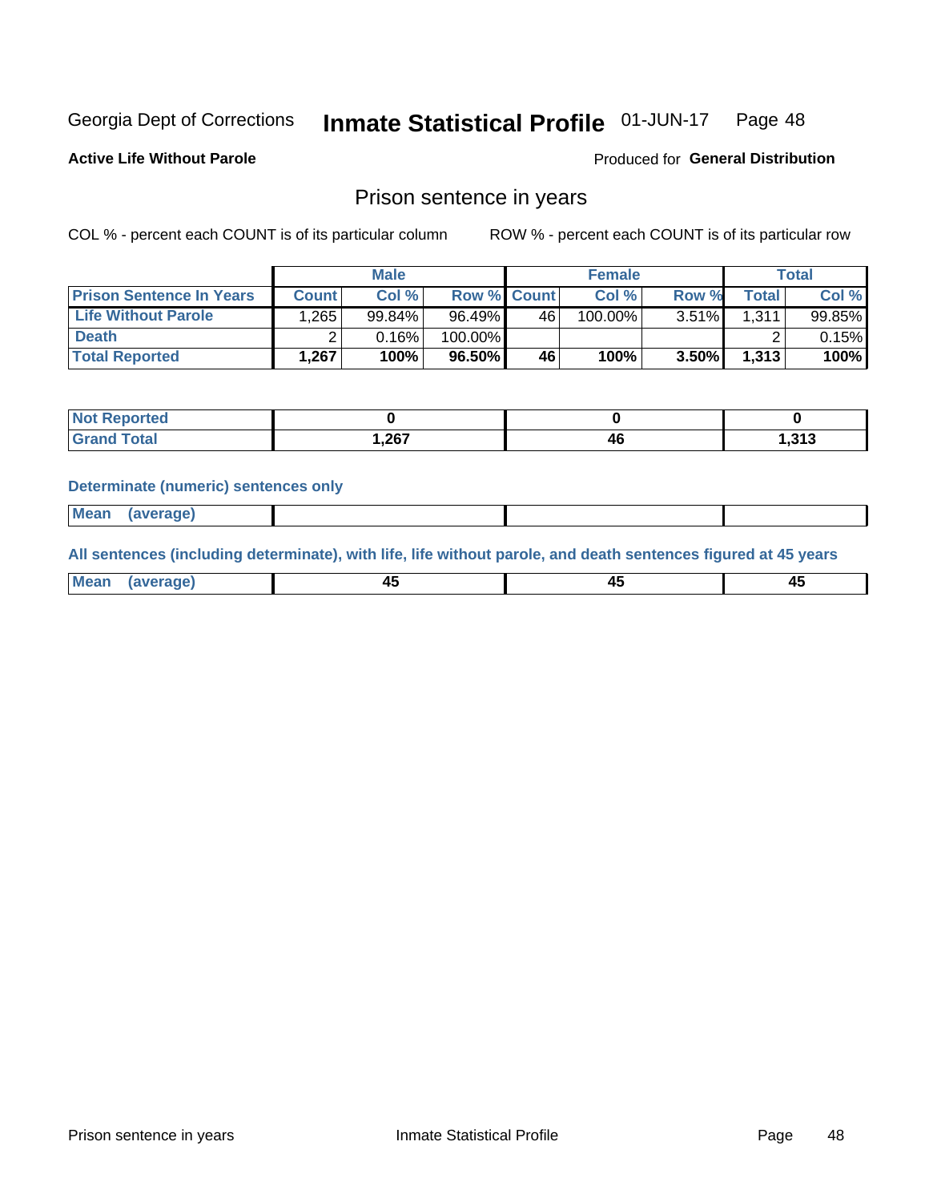Georgia Dept of Corrections **Inmate Statistical Profile** 01-JUN-17 Page 48

**Active Life Without Parole**

Produced for **General Distribution**

## Prison sentence in years

COL % - percent each COUNT is of its particular column ROW % - percent each COUNT is of its particular row

| | Male | | | Female | | | Total | |
|---|---|---|---|---|---|---|---|---|
| **Prison Sentence In Years** | **Count** | **Col %** | **Row %** | **Count** | **Col %** | **Row %** | **Total** | **Col %** |
| **Life Without Parole** | 1,265 | 99.84% | 96.49% | 46 | 100.00% | 3.51% | 1,311 | 99.85% |
| **Death** | 2 | 0.16% | 100.00% | | | | 2 | 0.15% |
| **Total Reported** | **1,267** | **100%** | **96.50%** | **46** | **100%** | **3.50%** | **1,313** | **100%** |

| | Male | Female | Total |
|---|---|---|---|
| **Not Reported** | **0** | **0** | **0** |
| **Grand Total** | **1,267** | **46** | **1,313** |

**Determinate (numeric) sentences only**

| | Male | Female | Total |
|---|---|---|---|
| **Mean (average)** | | | |

**All sentences (including determinate), with life, life without parole, and death sentences figured at 45 years**

| | Male | Female | Total |
|---|---|---|---|
| **Mean (average)** | **45** | **45** | **45** |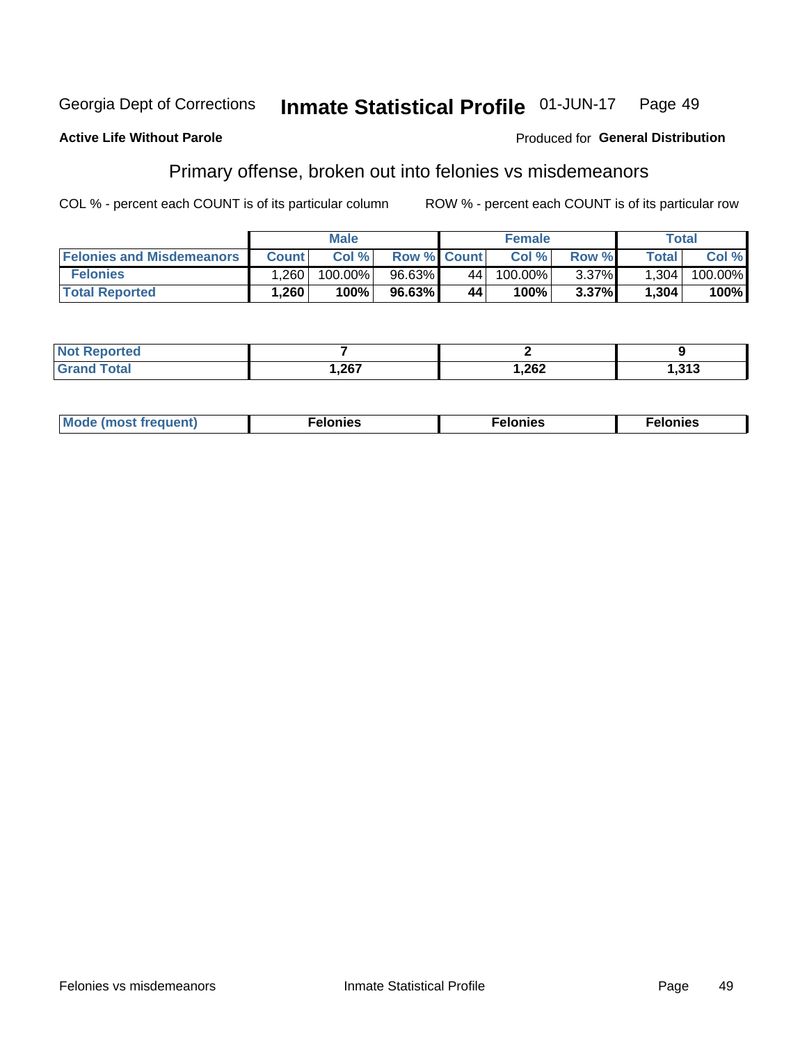Georgia Dept of Corrections **Inmate Statistical Profile** 01-JUN-17

**Active Life Without Parole**

Produced for **General Distribution**

## Primary offense, broken out into felonies vs misdemeanors

COL % - percent each COUNT is of its particular column

ROW % - percent each COUNT is of its particular row

| | Male | | | Female | | | Total | |
|---|---|---|---|---|---|---|---|---|
| **Felonies and Misdemeanors** | **Count** | **Col %** | **Row %** | **Count** | **Col %** | **Row %** | **Total** | **Col %** |
| **Felonies** | 1,260 | 100.00% | 96.63% | 44 | 100.00% | 3.37% | 1,304 | 100.00% |
| **Total Reported** | **1,260** | **100%** | **96.63%** | **44** | **100%** | **3.37%** | **1,304** | **100%** |

| | Male | Female | Total |
|---|---|---|---|
| **Not Reported** | **7** | **2** | **9** |
| **Grand Total** | **1,267** | **1,262** | **1,313** |

| | Male | Female | Total |
|---|---|---|---|
| **Mode (most frequent)** | **Felonies** | **Felonies** | **Felonies** |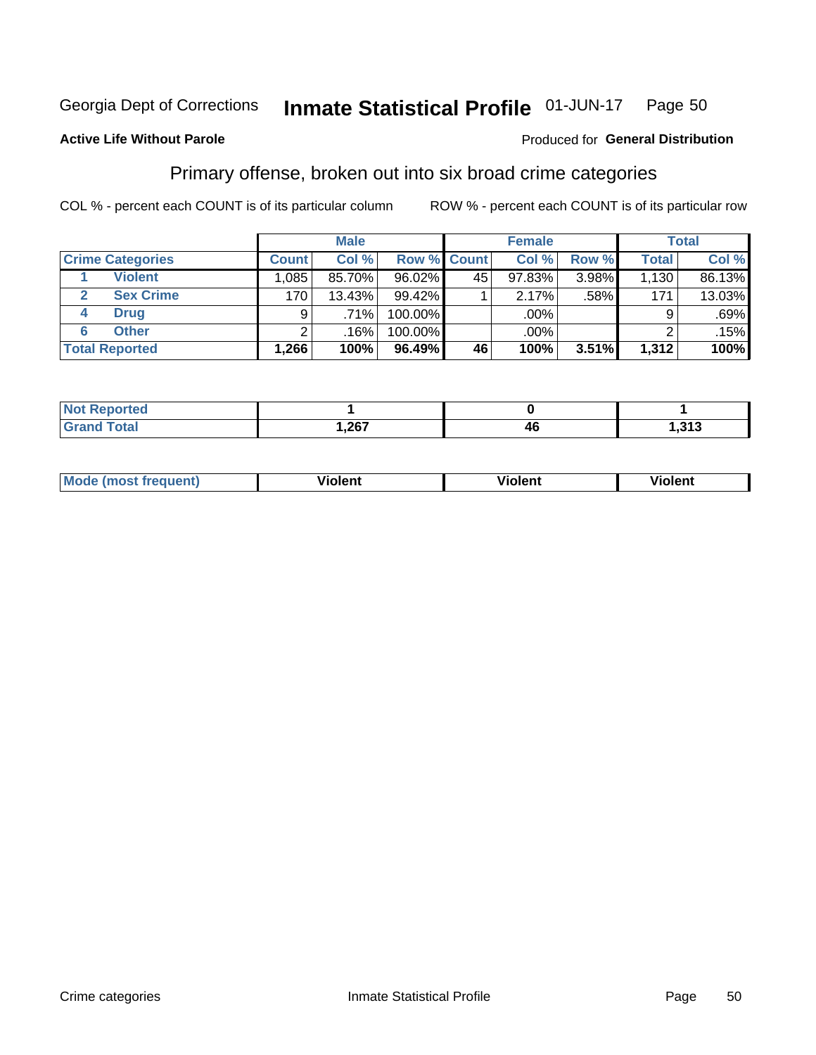Georgia Dept of Corrections **Inmate Statistical Profile** 01-JUN-17 Page 50

**Active Life Without Parole**

Produced for **General Distribution**

## Primary offense, broken out into six broad crime categories

COL % - percent each COUNT is of its particular column

ROW % - percent each COUNT is of its particular row

| | | Male | | | Female | | | Total | |
|---|---|---|---|---|---|---|---|---|---|
| **Crime Categories** | | **Count** | **Col %** | **Row %** | **Count** | **Col %** | **Row %** | **Total** | **Col %** |
| 1 | Violent | 1,085 | 85.70% | 96.02% | 45 | 97.83% | 3.98% | 1,130 | 86.13% |
| 2 | Sex Crime | 170 | 13.43% | 99.42% | 1 | 2.17% | .58% | 171 | 13.03% |
| 4 | Drug | 9 | .71% | 100.00% | | .00% | | 9 | .69% |
| 6 | Other | 2 | .16% | 100.00% | | .00% | | 2 | .15% |
| **Total Reported** | | **1,266** | **100%** | **96.49%** | **46** | **100%** | **3.51%** | **1,312** | **100%** |

| | Male | Female | Total |
|---|---|---|---|
| **Not Reported** | **1** | **0** | **1** |
| **Grand Total** | **1,267** | **46** | **1,313** |

| | Male | Female | Total |
|---|---|---|---|
| **Mode (most frequent)** | **Violent** | **Violent** | **Violent** |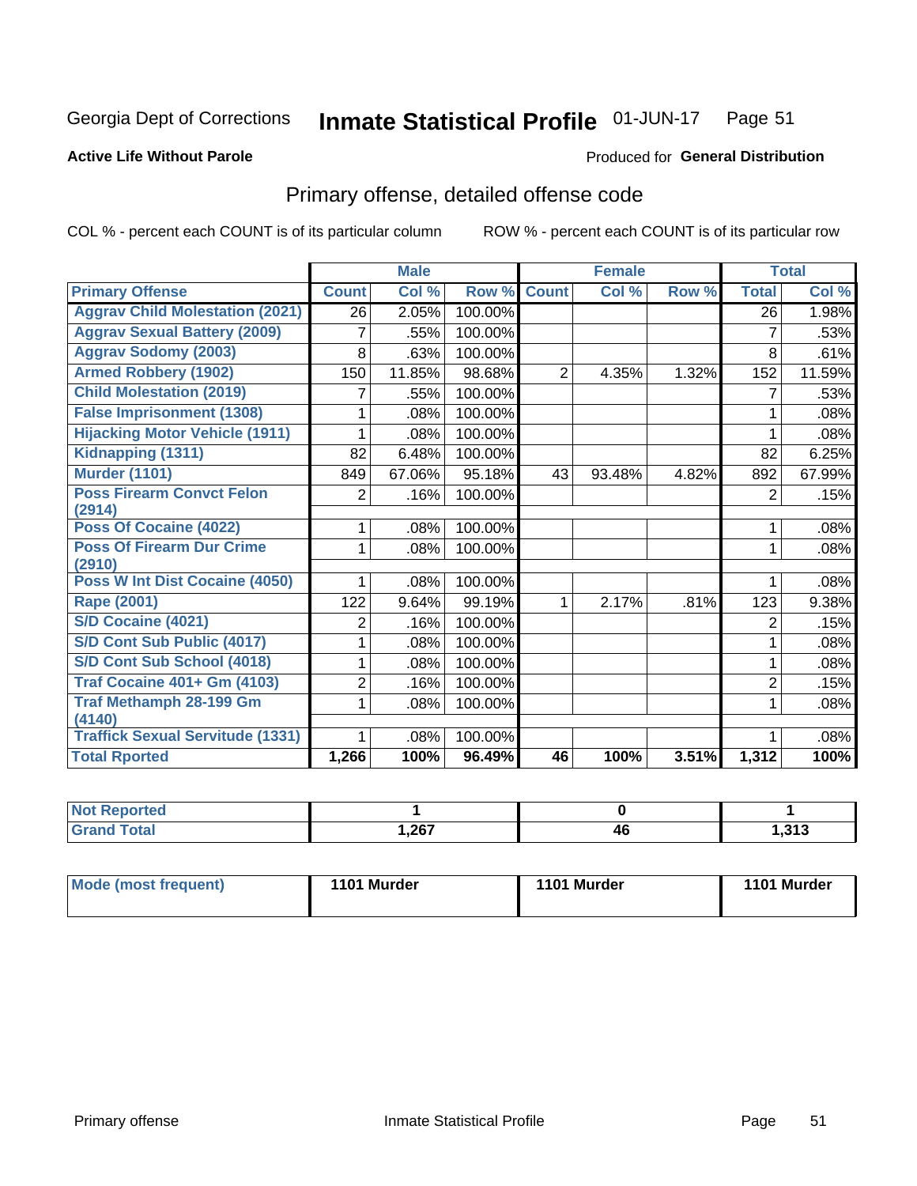Georgia Dept of Corrections **Inmate Statistical Profile** 01-JUN-17 Page 51

**Active Life Without Parole**

Produced for **General Distribution**

## Primary offense, detailed offense code

COL % - percent each COUNT is of its particular column ROW % - percent each COUNT is of its particular row

| | Male | | | Female | | | Total | |
|---|---|---|---|---|---|---|---|---|
| **Primary Offense** | **Count** | **Col %** | **Row %** | **Count** | **Col %** | **Row %** | **Total** | **Col %** |
| **Aggrav Child Molestation (2021)** | 26 | 2.05% | 100.00% | | | | 26 | 1.98% |
| **Aggrav Sexual Battery (2009)** | 7 | .55% | 100.00% | | | | 7 | .53% |
| **Aggrav Sodomy (2003)** | 8 | .63% | 100.00% | | | | 8 | .61% |
| **Armed Robbery (1902)** | 150 | 11.85% | 98.68% | 2 | 4.35% | 1.32% | 152 | 11.59% |
| **Child Molestation (2019)** | 7 | .55% | 100.00% | | | | 7 | .53% |
| **False Imprisonment (1308)** | 1 | .08% | 100.00% | | | | 1 | .08% |
| **Hijacking Motor Vehicle (1911)** | 1 | .08% | 100.00% | | | | 1 | .08% |
| **Kidnapping (1311)** | 82 | 6.48% | 100.00% | | | | 82 | 6.25% |
| **Murder (1101)** | 849 | 67.06% | 95.18% | 43 | 93.48% | 4.82% | 892 | 67.99% |
| **Poss Firearm Convct Felon (2914)** | 2 | .16% | 100.00% | | | | 2 | .15% |
| **Poss Of Cocaine (4022)** | 1 | .08% | 100.00% | | | | 1 | .08% |
| **Poss Of Firearm Dur Crime (2910)** | 1 | .08% | 100.00% | | | | 1 | .08% |
| **Poss W Int Dist Cocaine (4050)** | 1 | .08% | 100.00% | | | | 1 | .08% |
| **Rape (2001)** | 122 | 9.64% | 99.19% | 1 | 2.17% | .81% | 123 | 9.38% |
| **S/D Cocaine (4021)** | 2 | .16% | 100.00% | | | | 2 | .15% |
| **S/D Cont Sub Public (4017)** | 1 | .08% | 100.00% | | | | 1 | .08% |
| **S/D Cont Sub School (4018)** | 1 | .08% | 100.00% | | | | 1 | .08% |
| **Traf Cocaine 401+ Gm (4103)** | 2 | .16% | 100.00% | | | | 2 | .15% |
| **Traf Methamph 28-199 Gm (4140)** | 1 | .08% | 100.00% | | | | 1 | .08% |
| **Traffick Sexual Servitude (1331)** | 1 | .08% | 100.00% | | | | 1 | .08% |
| **Total Rported** | **1,266** | **100%** | **96.49%** | **46** | **100%** | **3.51%** | **1,312** | **100%** |

| | Male | Female | Total |
|---|---|---|---|
| **Not Reported** | **1** | **0** | **1** |
| **Grand Total** | **1,267** | **46** | **1,313** |

| | Male | Female | Total |
|---|---|---|---|
| **Mode (most frequent)** | **1101 Murder** | **1101 Murder** | **1101 Murder** |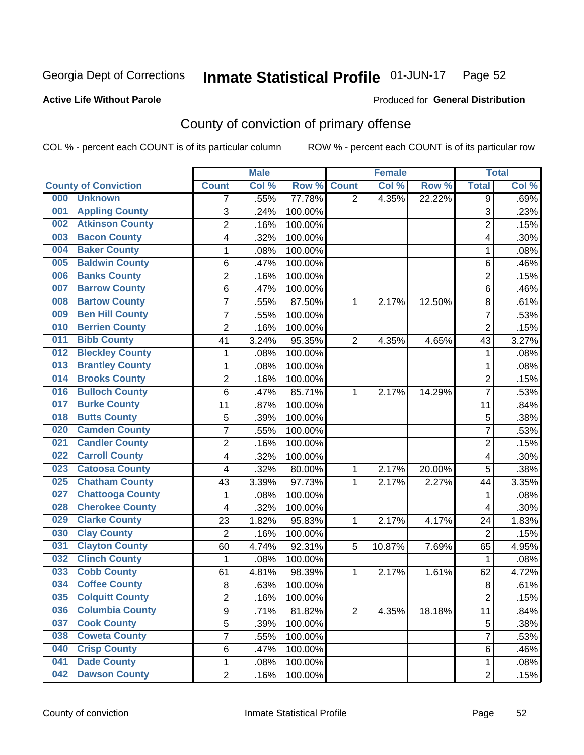Georgia Dept of Corrections **Inmate Statistical Profile** 01-JUN-17 Page 52

**Active Life Without Parole** Produced for **General Distribution**

# County of conviction of primary offense

COL % - percent each COUNT is of its particular column ROW % - percent each COUNT is of its particular row

| County of Conviction | Male | | | Female | | | Total | |
|---|---|---|---|---|---|---|---|---|
| | Count | Col % | Row % | Count | Col % | Row % | Total | Col % |
| 000 Unknown | 7 | .55% | 77.78% | 2 | 4.35% | 22.22% | 9 | .69% |
| 001 Appling County | 3 | .24% | 100.00% | | | | 3 | .23% |
| 002 Atkinson County | 2 | .16% | 100.00% | | | | 2 | .15% |
| 003 Bacon County | 4 | .32% | 100.00% | | | | 4 | .30% |
| 004 Baker County | 1 | .08% | 100.00% | | | | 1 | .08% |
| 005 Baldwin County | 6 | .47% | 100.00% | | | | 6 | .46% |
| 006 Banks County | 2 | .16% | 100.00% | | | | 2 | .15% |
| 007 Barrow County | 6 | .47% | 100.00% | | | | 6 | .46% |
| 008 Bartow County | 7 | .55% | 87.50% | 1 | 2.17% | 12.50% | 8 | .61% |
| 009 Ben Hill County | 7 | .55% | 100.00% | | | | 7 | .53% |
| 010 Berrien County | 2 | .16% | 100.00% | | | | 2 | .15% |
| 011 Bibb County | 41 | 3.24% | 95.35% | 2 | 4.35% | 4.65% | 43 | 3.27% |
| 012 Bleckley County | 1 | .08% | 100.00% | | | | 1 | .08% |
| 013 Brantley County | 1 | .08% | 100.00% | | | | 1 | .08% |
| 014 Brooks County | 2 | .16% | 100.00% | | | | 2 | .15% |
| 016 Bulloch County | 6 | .47% | 85.71% | 1 | 2.17% | 14.29% | 7 | .53% |
| 017 Burke County | 11 | .87% | 100.00% | | | | 11 | .84% |
| 018 Butts County | 5 | .39% | 100.00% | | | | 5 | .38% |
| 020 Camden County | 7 | .55% | 100.00% | | | | 7 | .53% |
| 021 Candler County | 2 | .16% | 100.00% | | | | 2 | .15% |
| 022 Carroll County | 4 | .32% | 100.00% | | | | 4 | .30% |
| 023 Catoosa County | 4 | .32% | 80.00% | 1 | 2.17% | 20.00% | 5 | .38% |
| 025 Chatham County | 43 | 3.39% | 97.73% | 1 | 2.17% | 2.27% | 44 | 3.35% |
| 027 Chattooga County | 1 | .08% | 100.00% | | | | 1 | .08% |
| 028 Cherokee County | 4 | .32% | 100.00% | | | | 4 | .30% |
| 029 Clarke County | 23 | 1.82% | 95.83% | 1 | 2.17% | 4.17% | 24 | 1.83% |
| 030 Clay County | 2 | .16% | 100.00% | | | | 2 | .15% |
| 031 Clayton County | 60 | 4.74% | 92.31% | 5 | 10.87% | 7.69% | 65 | 4.95% |
| 032 Clinch County | 1 | .08% | 100.00% | | | | 1 | .08% |
| 033 Cobb County | 61 | 4.81% | 98.39% | 1 | 2.17% | 1.61% | 62 | 4.72% |
| 034 Coffee County | 8 | .63% | 100.00% | | | | 8 | .61% |
| 035 Colquitt County | 2 | .16% | 100.00% | | | | 2 | .15% |
| 036 Columbia County | 9 | .71% | 81.82% | 2 | 4.35% | 18.18% | 11 | .84% |
| 037 Cook County | 5 | .39% | 100.00% | | | | 5 | .38% |
| 038 Coweta County | 7 | .55% | 100.00% | | | | 7 | .53% |
| 040 Crisp County | 6 | .47% | 100.00% | | | | 6 | .46% |
| 041 Dade County | 1 | .08% | 100.00% | | | | 1 | .08% |
| 042 Dawson County | 2 | .16% | 100.00% | | | | 2 | .15% |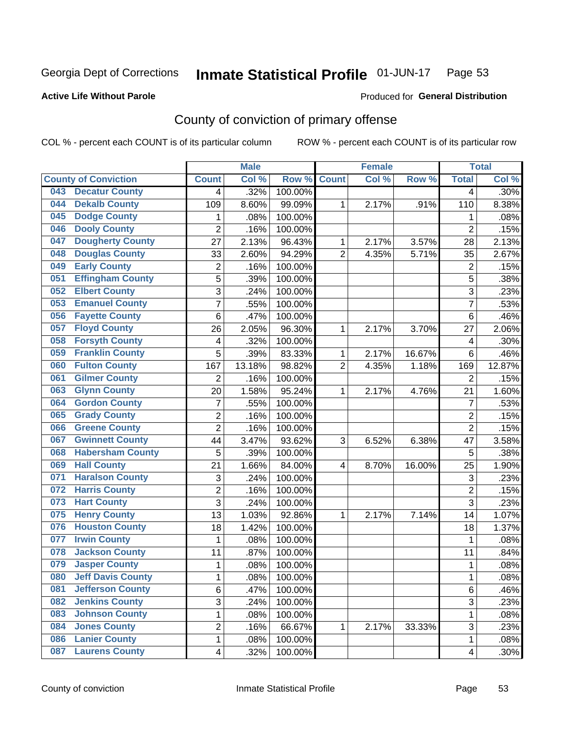Georgia Dept of Corrections **Inmate Statistical Profile** 01-JUN-17

**Active Life Without Parole**

Produced for **General Distribution**

## County of conviction of primary offense

COL % - percent each COUNT is of its particular column    ROW % - percent each COUNT is of its particular row

| County of Conviction | Male | | | Female | | | Total | |
|---|---|---|---|---|---|---|---|---|
| | Count | Col % | Row % | Count | Col % | Row % | Total | Col % |
| 043 Decatur County | 4 | .32% | 100.00% | | | | 4 | .30% |
| 044 Dekalb County | 109 | 8.60% | 99.09% | 1 | 2.17% | .91% | 110 | 8.38% |
| 045 Dodge County | 1 | .08% | 100.00% | | | | 1 | .08% |
| 046 Dooly County | 2 | .16% | 100.00% | | | | 2 | .15% |
| 047 Dougherty County | 27 | 2.13% | 96.43% | 1 | 2.17% | 3.57% | 28 | 2.13% |
| 048 Douglas County | 33 | 2.60% | 94.29% | 2 | 4.35% | 5.71% | 35 | 2.67% |
| 049 Early County | 2 | .16% | 100.00% | | | | 2 | .15% |
| 051 Effingham County | 5 | .39% | 100.00% | | | | 5 | .38% |
| 052 Elbert County | 3 | .24% | 100.00% | | | | 3 | .23% |
| 053 Emanuel County | 7 | .55% | 100.00% | | | | 7 | .53% |
| 056 Fayette County | 6 | .47% | 100.00% | | | | 6 | .46% |
| 057 Floyd County | 26 | 2.05% | 96.30% | 1 | 2.17% | 3.70% | 27 | 2.06% |
| 058 Forsyth County | 4 | .32% | 100.00% | | | | 4 | .30% |
| 059 Franklin County | 5 | .39% | 83.33% | 1 | 2.17% | 16.67% | 6 | .46% |
| 060 Fulton County | 167 | 13.18% | 98.82% | 2 | 4.35% | 1.18% | 169 | 12.87% |
| 061 Gilmer County | 2 | .16% | 100.00% | | | | 2 | .15% |
| 063 Glynn County | 20 | 1.58% | 95.24% | 1 | 2.17% | 4.76% | 21 | 1.60% |
| 064 Gordon County | 7 | .55% | 100.00% | | | | 7 | .53% |
| 065 Grady County | 2 | .16% | 100.00% | | | | 2 | .15% |
| 066 Greene County | 2 | .16% | 100.00% | | | | 2 | .15% |
| 067 Gwinnett County | 44 | 3.47% | 93.62% | 3 | 6.52% | 6.38% | 47 | 3.58% |
| 068 Habersham County | 5 | .39% | 100.00% | | | | 5 | .38% |
| 069 Hall County | 21 | 1.66% | 84.00% | 4 | 8.70% | 16.00% | 25 | 1.90% |
| 071 Haralson County | 3 | .24% | 100.00% | | | | 3 | .23% |
| 072 Harris County | 2 | .16% | 100.00% | | | | 2 | .15% |
| 073 Hart County | 3 | .24% | 100.00% | | | | 3 | .23% |
| 075 Henry County | 13 | 1.03% | 92.86% | 1 | 2.17% | 7.14% | 14 | 1.07% |
| 076 Houston County | 18 | 1.42% | 100.00% | | | | 18 | 1.37% |
| 077 Irwin County | 1 | .08% | 100.00% | | | | 1 | .08% |
| 078 Jackson County | 11 | .87% | 100.00% | | | | 11 | .84% |
| 079 Jasper County | 1 | .08% | 100.00% | | | | 1 | .08% |
| 080 Jeff Davis County | 1 | .08% | 100.00% | | | | 1 | .08% |
| 081 Jefferson County | 6 | .47% | 100.00% | | | | 6 | .46% |
| 082 Jenkins County | 3 | .24% | 100.00% | | | | 3 | .23% |
| 083 Johnson County | 1 | .08% | 100.00% | | | | 1 | .08% |
| 084 Jones County | 2 | .16% | 66.67% | 1 | 2.17% | 33.33% | 3 | .23% |
| 086 Lanier County | 1 | .08% | 100.00% | | | | 1 | .08% |
| 087 Laurens County | 4 | .32% | 100.00% | | | | 4 | .30% |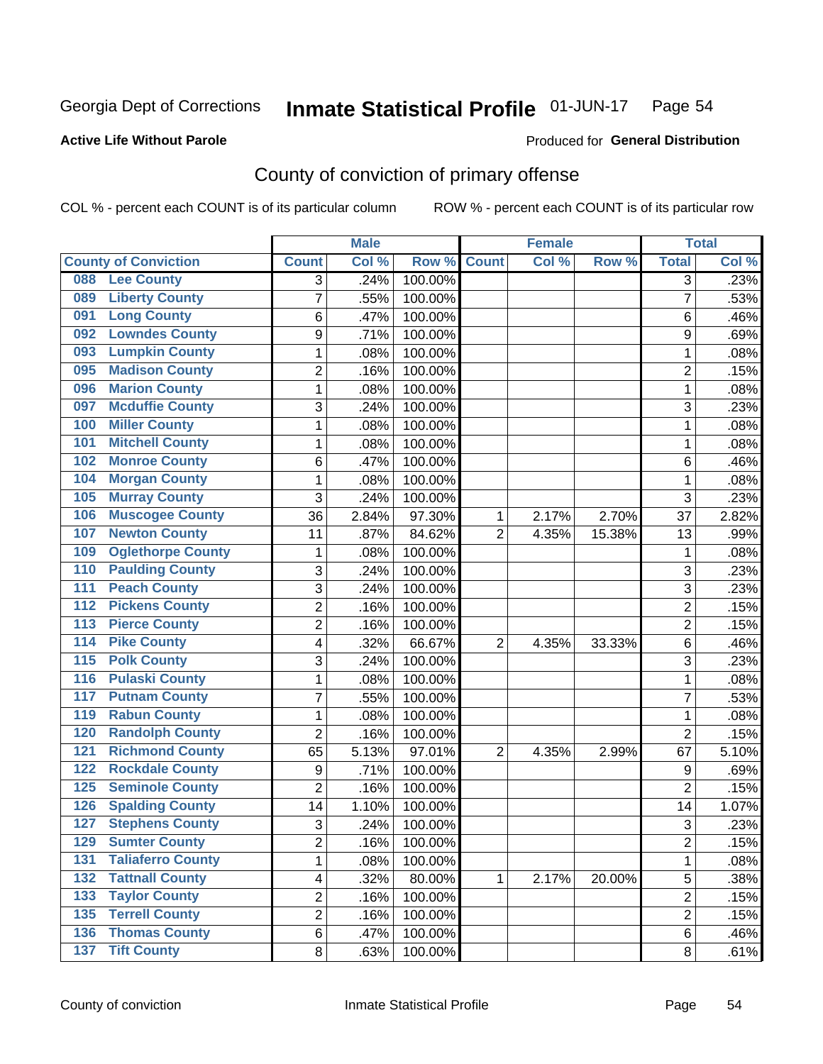Georgia Dept of Corrections **Inmate Statistical Profile** 01-JUN-17

**Active Life Without Parole**

Produced for **General Distribution**

## County of conviction of primary offense

COL % - percent each COUNT is of its particular column ROW % - percent each COUNT is of its particular row

| County of Conviction | Male | | | Female | | | Total | |
|---|---|---|---|---|---|---|---|---|
| | Count | Col % | Row % | Count | Col % | Row % | Total | Col % |
| 088 Lee County | 3 | .24% | 100.00% | | | | 3 | .23% |
| 089 Liberty County | 7 | .55% | 100.00% | | | | 7 | .53% |
| 091 Long County | 6 | .47% | 100.00% | | | | 6 | .46% |
| 092 Lowndes County | 9 | .71% | 100.00% | | | | 9 | .69% |
| 093 Lumpkin County | 1 | .08% | 100.00% | | | | 1 | .08% |
| 095 Madison County | 2 | .16% | 100.00% | | | | 2 | .15% |
| 096 Marion County | 1 | .08% | 100.00% | | | | 1 | .08% |
| 097 Mcduffie County | 3 | .24% | 100.00% | | | | 3 | .23% |
| 100 Miller County | 1 | .08% | 100.00% | | | | 1 | .08% |
| 101 Mitchell County | 1 | .08% | 100.00% | | | | 1 | .08% |
| 102 Monroe County | 6 | .47% | 100.00% | | | | 6 | .46% |
| 104 Morgan County | 1 | .08% | 100.00% | | | | 1 | .08% |
| 105 Murray County | 3 | .24% | 100.00% | | | | 3 | .23% |
| 106 Muscogee County | 36 | 2.84% | 97.30% | 1 | 2.17% | 2.70% | 37 | 2.82% |
| 107 Newton County | 11 | .87% | 84.62% | 2 | 4.35% | 15.38% | 13 | .99% |
| 109 Oglethorpe County | 1 | .08% | 100.00% | | | | 1 | .08% |
| 110 Paulding County | 3 | .24% | 100.00% | | | | 3 | .23% |
| 111 Peach County | 3 | .24% | 100.00% | | | | 3 | .23% |
| 112 Pickens County | 2 | .16% | 100.00% | | | | 2 | .15% |
| 113 Pierce County | 2 | .16% | 100.00% | | | | 2 | .15% |
| 114 Pike County | 4 | .32% | 66.67% | 2 | 4.35% | 33.33% | 6 | .46% |
| 115 Polk County | 3 | .24% | 100.00% | | | | 3 | .23% |
| 116 Pulaski County | 1 | .08% | 100.00% | | | | 1 | .08% |
| 117 Putnam County | 7 | .55% | 100.00% | | | | 7 | .53% |
| 119 Rabun County | 1 | .08% | 100.00% | | | | 1 | .08% |
| 120 Randolph County | 2 | .16% | 100.00% | | | | 2 | .15% |
| 121 Richmond County | 65 | 5.13% | 97.01% | 2 | 4.35% | 2.99% | 67 | 5.10% |
| 122 Rockdale County | 9 | .71% | 100.00% | | | | 9 | .69% |
| 125 Seminole County | 2 | .16% | 100.00% | | | | 2 | .15% |
| 126 Spalding County | 14 | 1.10% | 100.00% | | | | 14 | 1.07% |
| 127 Stephens County | 3 | .24% | 100.00% | | | | 3 | .23% |
| 129 Sumter County | 2 | .16% | 100.00% | | | | 2 | .15% |
| 131 Taliaferro County | 1 | .08% | 100.00% | | | | 1 | .08% |
| 132 Tattnall County | 4 | .32% | 80.00% | 1 | 2.17% | 20.00% | 5 | .38% |
| 133 Taylor County | 2 | .16% | 100.00% | | | | 2 | .15% |
| 135 Terrell County | 2 | .16% | 100.00% | | | | 2 | .15% |
| 136 Thomas County | 6 | .47% | 100.00% | | | | 6 | .46% |
| 137 Tift County | 8 | .63% | 100.00% | | | | 8 | .61% |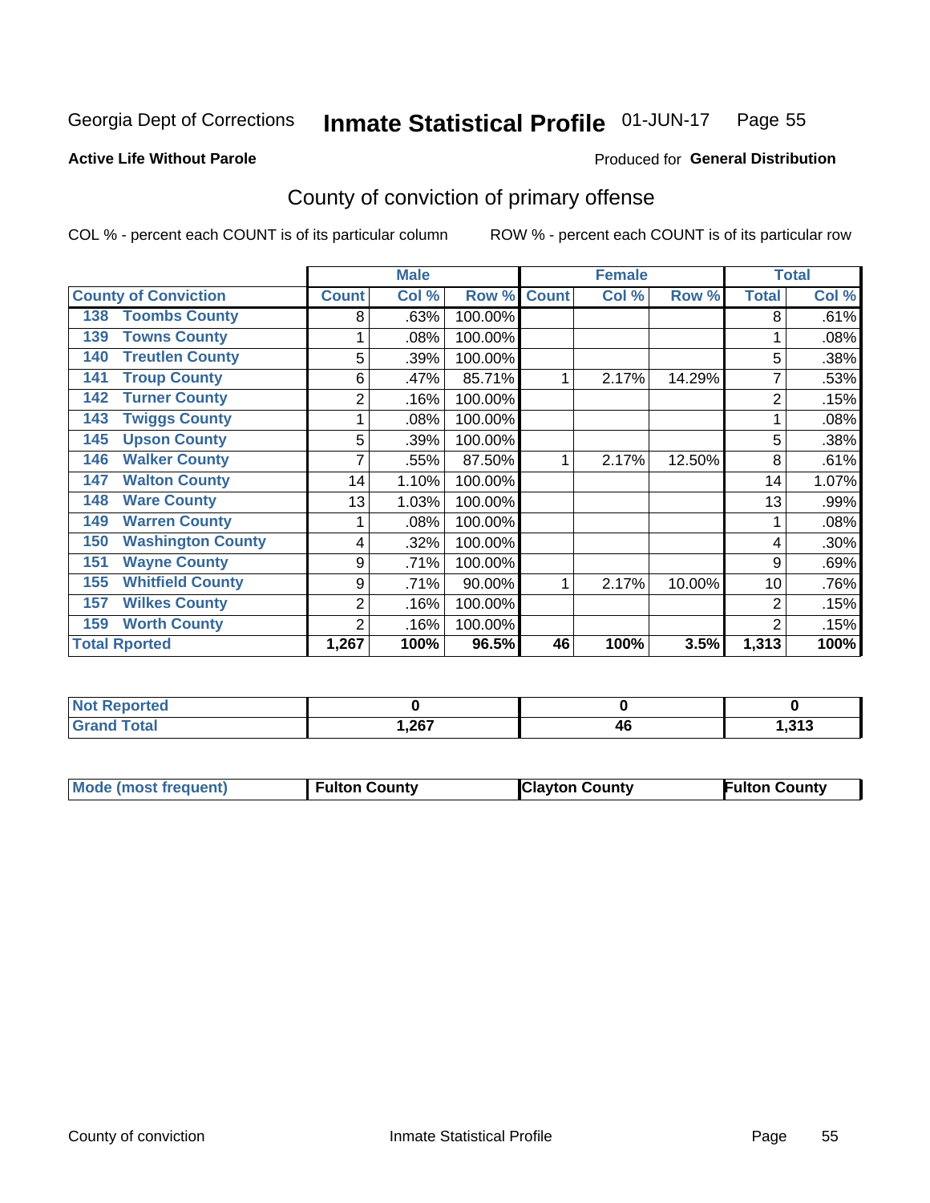Georgia Dept of Corrections **Inmate Statistical Profile** 01-JUN-17 Page 55

**Active Life Without Parole**

Produced for **General Distribution**

## County of conviction of primary offense

COL % - percent each COUNT is of its particular column ROW % - percent each COUNT is of its particular row

| | Male | | | Female | | | Total | |
|---|---|---|---|---|---|---|---|---|
| County of Conviction | Count | Col % | Row % | Count | Col % | Row % | Total | Col % |
| 138 Toombs County | 8 | .63% | 100.00% | | | | 8 | .61% |
| 139 Towns County | 1 | .08% | 100.00% | | | | 1 | .08% |
| 140 Treutlen County | 5 | .39% | 100.00% | | | | 5 | .38% |
| 141 Troup County | 6 | .47% | 85.71% | 1 | 2.17% | 14.29% | 7 | .53% |
| 142 Turner County | 2 | .16% | 100.00% | | | | 2 | .15% |
| 143 Twiggs County | 1 | .08% | 100.00% | | | | 1 | .08% |
| 145 Upson County | 5 | .39% | 100.00% | | | | 5 | .38% |
| 146 Walker County | 7 | .55% | 87.50% | 1 | 2.17% | 12.50% | 8 | .61% |
| 147 Walton County | 14 | 1.10% | 100.00% | | | | 14 | 1.07% |
| 148 Ware County | 13 | 1.03% | 100.00% | | | | 13 | .99% |
| 149 Warren County | 1 | .08% | 100.00% | | | | 1 | .08% |
| 150 Washington County | 4 | .32% | 100.00% | | | | 4 | .30% |
| 151 Wayne County | 9 | .71% | 100.00% | | | | 9 | .69% |
| 155 Whitfield County | 9 | .71% | 90.00% | 1 | 2.17% | 10.00% | 10 | .76% |
| 157 Wilkes County | 2 | .16% | 100.00% | | | | 2 | .15% |
| 159 Worth County | 2 | .16% | 100.00% | | | | 2 | .15% |
| Total Rported | 1,267 | 100% | 96.5% | 46 | 100% | 3.5% | 1,313 | 100% |

| | Male | Female | Total |
|---|---|---|---|
| Not Reported | 0 | 0 | 0 |
| Grand Total | 1,267 | 46 | 1,313 |

| | Male | Female | Total |
|---|---|---|---|
| Mode (most frequent) | Fulton County | Clayton County | Fulton County |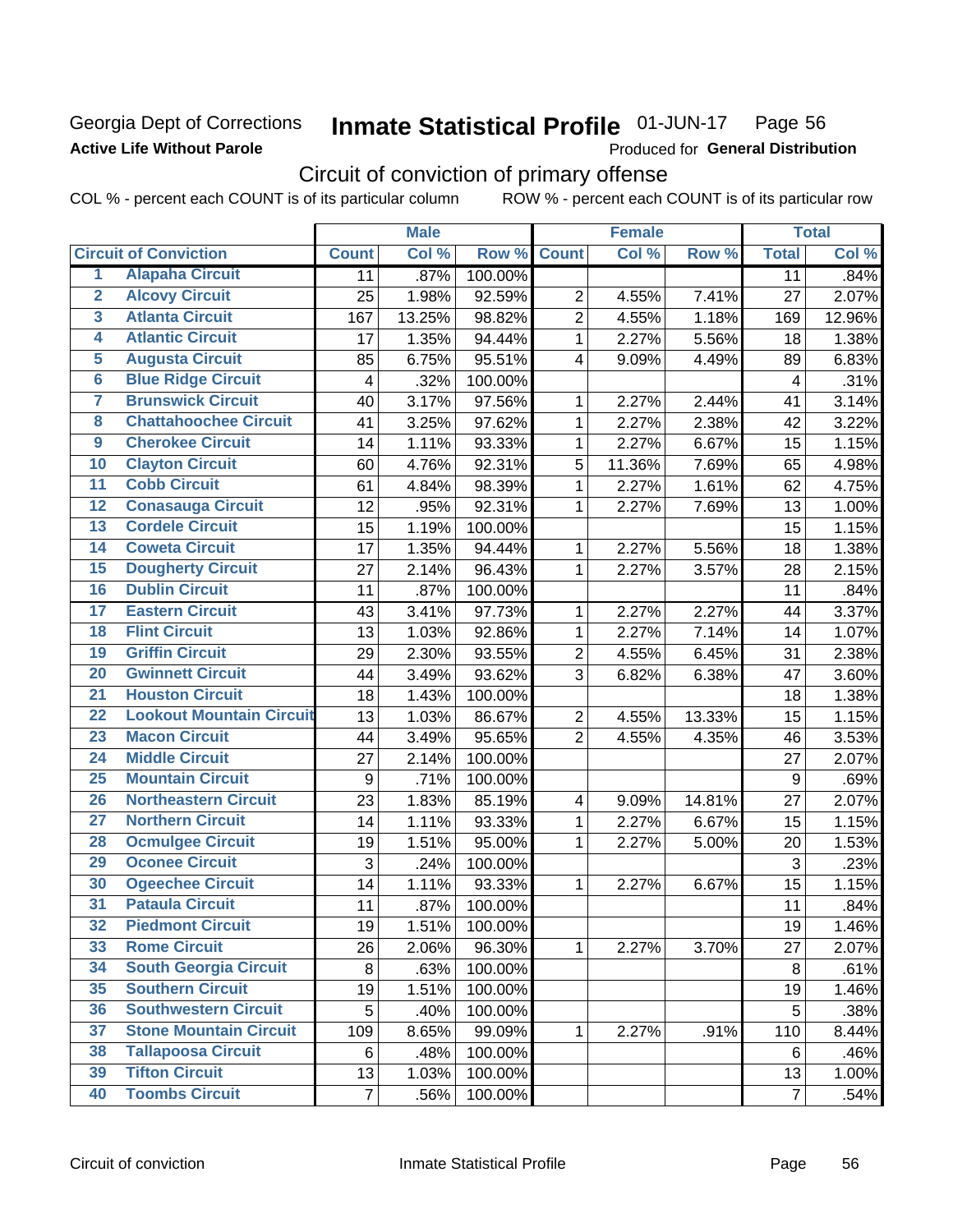Georgia Dept of Corrections **Inmate Statistical Profile** 01-JUN-17 Page 56

**Active Life Without Parole**

Produced for **General Distribution**

## Circuit of conviction of primary offense

COL % - percent each COUNT is of its particular column ROW % - percent each COUNT is of its particular row

| | Circuit of Conviction | Male | | | Female | | | Total | |
|---|---|---|---|---|---|---|---|---|---|
| | | Count | Col % | Row % | Count | Col % | Row % | Total | Col % |
| 1 | Alapaha Circuit | 11 | .87% | 100.00% | | | | 11 | .84% |
| 2 | Alcovy Circuit | 25 | 1.98% | 92.59% | 2 | 4.55% | 7.41% | 27 | 2.07% |
| 3 | Atlanta Circuit | 167 | 13.25% | 98.82% | 2 | 4.55% | 1.18% | 169 | 12.96% |
| 4 | Atlantic Circuit | 17 | 1.35% | 94.44% | 1 | 2.27% | 5.56% | 18 | 1.38% |
| 5 | Augusta Circuit | 85 | 6.75% | 95.51% | 4 | 9.09% | 4.49% | 89 | 6.83% |
| 6 | Blue Ridge Circuit | 4 | .32% | 100.00% | | | | 4 | .31% |
| 7 | Brunswick Circuit | 40 | 3.17% | 97.56% | 1 | 2.27% | 2.44% | 41 | 3.14% |
| 8 | Chattahoochee Circuit | 41 | 3.25% | 97.62% | 1 | 2.27% | 2.38% | 42 | 3.22% |
| 9 | Cherokee Circuit | 14 | 1.11% | 93.33% | 1 | 2.27% | 6.67% | 15 | 1.15% |
| 10 | Clayton Circuit | 60 | 4.76% | 92.31% | 5 | 11.36% | 7.69% | 65 | 4.98% |
| 11 | Cobb Circuit | 61 | 4.84% | 98.39% | 1 | 2.27% | 1.61% | 62 | 4.75% |
| 12 | Conasauga Circuit | 12 | .95% | 92.31% | 1 | 2.27% | 7.69% | 13 | 1.00% |
| 13 | Cordele Circuit | 15 | 1.19% | 100.00% | | | | 15 | 1.15% |
| 14 | Coweta Circuit | 17 | 1.35% | 94.44% | 1 | 2.27% | 5.56% | 18 | 1.38% |
| 15 | Dougherty Circuit | 27 | 2.14% | 96.43% | 1 | 2.27% | 3.57% | 28 | 2.15% |
| 16 | Dublin Circuit | 11 | .87% | 100.00% | | | | 11 | .84% |
| 17 | Eastern Circuit | 43 | 3.41% | 97.73% | 1 | 2.27% | 2.27% | 44 | 3.37% |
| 18 | Flint Circuit | 13 | 1.03% | 92.86% | 1 | 2.27% | 7.14% | 14 | 1.07% |
| 19 | Griffin Circuit | 29 | 2.30% | 93.55% | 2 | 4.55% | 6.45% | 31 | 2.38% |
| 20 | Gwinnett Circuit | 44 | 3.49% | 93.62% | 3 | 6.82% | 6.38% | 47 | 3.60% |
| 21 | Houston Circuit | 18 | 1.43% | 100.00% | | | | 18 | 1.38% |
| 22 | Lookout Mountain Circuit | 13 | 1.03% | 86.67% | 2 | 4.55% | 13.33% | 15 | 1.15% |
| 23 | Macon Circuit | 44 | 3.49% | 95.65% | 2 | 4.55% | 4.35% | 46 | 3.53% |
| 24 | Middle Circuit | 27 | 2.14% | 100.00% | | | | 27 | 2.07% |
| 25 | Mountain Circuit | 9 | .71% | 100.00% | | | | 9 | .69% |
| 26 | Northeastern Circuit | 23 | 1.83% | 85.19% | 4 | 9.09% | 14.81% | 27 | 2.07% |
| 27 | Northern Circuit | 14 | 1.11% | 93.33% | 1 | 2.27% | 6.67% | 15 | 1.15% |
| 28 | Ocmulgee Circuit | 19 | 1.51% | 95.00% | 1 | 2.27% | 5.00% | 20 | 1.53% |
| 29 | Oconee Circuit | 3 | .24% | 100.00% | | | | 3 | .23% |
| 30 | Ogeechee Circuit | 14 | 1.11% | 93.33% | 1 | 2.27% | 6.67% | 15 | 1.15% |
| 31 | Pataula Circuit | 11 | .87% | 100.00% | | | | 11 | .84% |
| 32 | Piedmont Circuit | 19 | 1.51% | 100.00% | | | | 19 | 1.46% |
| 33 | Rome Circuit | 26 | 2.06% | 96.30% | 1 | 2.27% | 3.70% | 27 | 2.07% |
| 34 | South Georgia Circuit | 8 | .63% | 100.00% | | | | 8 | .61% |
| 35 | Southern Circuit | 19 | 1.51% | 100.00% | | | | 19 | 1.46% |
| 36 | Southwestern Circuit | 5 | .40% | 100.00% | | | | 5 | .38% |
| 37 | Stone Mountain Circuit | 109 | 8.65% | 99.09% | 1 | 2.27% | .91% | 110 | 8.44% |
| 38 | Tallapoosa Circuit | 6 | .48% | 100.00% | | | | 6 | .46% |
| 39 | Tifton Circuit | 13 | 1.03% | 100.00% | | | | 13 | 1.00% |
| 40 | Toombs Circuit | 7 | .56% | 100.00% | | | | 7 | .54% |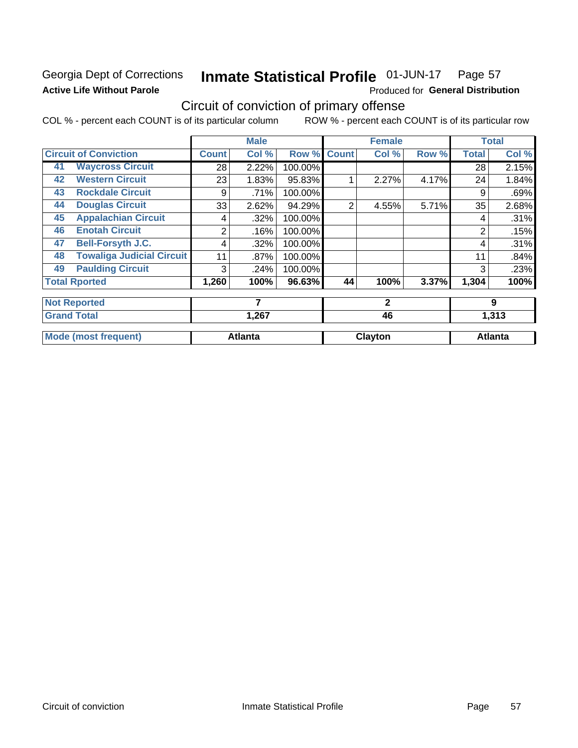Georgia Dept of Corrections **Inmate Statistical Profile** 01-JUN-17 Page 57

**Active Life Without Parole** Produced for **General Distribution**

## Circuit of conviction of primary offense

COL % - percent each COUNT is of its particular column ROW % - percent each COUNT is of its particular row

| Circuit of Conviction | | Male | | | Female | | | Total | |
|---|---|---|---|---|---|---|---|---|---|
| | | Count | Col % | Row % | Count | Col % | Row % | Total | Col % |
| 41 | Waycross Circuit | 28 | 2.22% | 100.00% | | | | 28 | 2.15% |
| 42 | Western Circuit | 23 | 1.83% | 95.83% | 1 | 2.27% | 4.17% | 24 | 1.84% |
| 43 | Rockdale Circuit | 9 | .71% | 100.00% | | | | 9 | .69% |
| 44 | Douglas Circuit | 33 | 2.62% | 94.29% | 2 | 4.55% | 5.71% | 35 | 2.68% |
| 45 | Appalachian Circuit | 4 | .32% | 100.00% | | | | 4 | .31% |
| 46 | Enotah Circuit | 2 | .16% | 100.00% | | | | 2 | .15% |
| 47 | Bell-Forsyth J.C. | 4 | .32% | 100.00% | | | | 4 | .31% |
| 48 | Towaliga Judicial Circuit | 11 | .87% | 100.00% | | | | 11 | .84% |
| 49 | Paulding Circuit | 3 | .24% | 100.00% | | | | 3 | .23% |
| **Total Rported** | | **1,260** | **100%** | **96.63%** | **44** | **100%** | **3.37%** | **1,304** | **100%** |
| **Not Reported** | | **7** | | | **2** | | | **9** | |
| **Grand Total** | | **1,267** | | | **46** | | | **1,313** | |
| **Mode (most frequent)** | | **Atlanta** | | | **Clayton** | | | **Atlanta** | |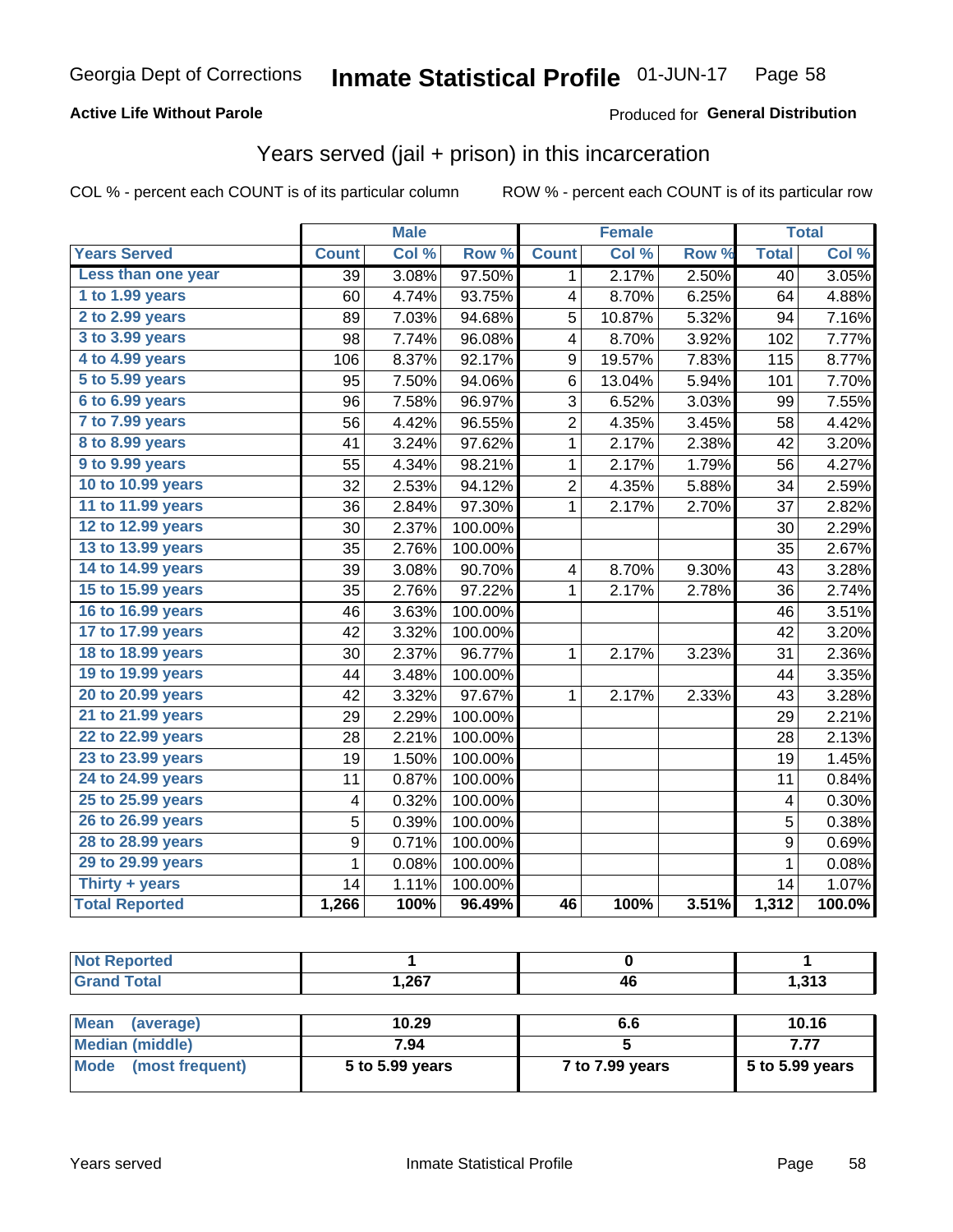Georgia Dept of Corrections **Inmate Statistical Profile** 01-JUN-17

**Active Life Without Parole**

Produced for **General Distribution**

## Years served (jail + prison) in this incarceration

COL % - percent each COUNT is of its particular column    ROW % - percent each COUNT is of its particular row

| | Male | | | Female | | | Total | |
|---|---|---|---|---|---|---|---|---|
| **Years Served** | **Count** | **Col %** | **Row %** | **Count** | **Col %** | **Row %** | **Total** | **Col %** |
| Less than one year | 39 | 3.08% | 97.50% | 1 | 2.17% | 2.50% | 40 | 3.05% |
| 1 to 1.99 years | 60 | 4.74% | 93.75% | 4 | 8.70% | 6.25% | 64 | 4.88% |
| 2 to 2.99 years | 89 | 7.03% | 94.68% | 5 | 10.87% | 5.32% | 94 | 7.16% |
| 3 to 3.99 years | 98 | 7.74% | 96.08% | 4 | 8.70% | 3.92% | 102 | 7.77% |
| 4 to 4.99 years | 106 | 8.37% | 92.17% | 9 | 19.57% | 7.83% | 115 | 8.77% |
| 5 to 5.99 years | 95 | 7.50% | 94.06% | 6 | 13.04% | 5.94% | 101 | 7.70% |
| 6 to 6.99 years | 96 | 7.58% | 96.97% | 3 | 6.52% | 3.03% | 99 | 7.55% |
| 7 to 7.99 years | 56 | 4.42% | 96.55% | 2 | 4.35% | 3.45% | 58 | 4.42% |
| 8 to 8.99 years | 41 | 3.24% | 97.62% | 1 | 2.17% | 2.38% | 42 | 3.20% |
| 9 to 9.99 years | 55 | 4.34% | 98.21% | 1 | 2.17% | 1.79% | 56 | 4.27% |
| 10 to 10.99 years | 32 | 2.53% | 94.12% | 2 | 4.35% | 5.88% | 34 | 2.59% |
| 11 to 11.99 years | 36 | 2.84% | 97.30% | 1 | 2.17% | 2.70% | 37 | 2.82% |
| 12 to 12.99 years | 30 | 2.37% | 100.00% | | | | 30 | 2.29% |
| 13 to 13.99 years | 35 | 2.76% | 100.00% | | | | 35 | 2.67% |
| 14 to 14.99 years | 39 | 3.08% | 90.70% | 4 | 8.70% | 9.30% | 43 | 3.28% |
| 15 to 15.99 years | 35 | 2.76% | 97.22% | 1 | 2.17% | 2.78% | 36 | 2.74% |
| 16 to 16.99 years | 46 | 3.63% | 100.00% | | | | 46 | 3.51% |
| 17 to 17.99 years | 42 | 3.32% | 100.00% | | | | 42 | 3.20% |
| 18 to 18.99 years | 30 | 2.37% | 96.77% | 1 | 2.17% | 3.23% | 31 | 2.36% |
| 19 to 19.99 years | 44 | 3.48% | 100.00% | | | | 44 | 3.35% |
| 20 to 20.99 years | 42 | 3.32% | 97.67% | 1 | 2.17% | 2.33% | 43 | 3.28% |
| 21 to 21.99 years | 29 | 2.29% | 100.00% | | | | 29 | 2.21% |
| 22 to 22.99 years | 28 | 2.21% | 100.00% | | | | 28 | 2.13% |
| 23 to 23.99 years | 19 | 1.50% | 100.00% | | | | 19 | 1.45% |
| 24 to 24.99 years | 11 | 0.87% | 100.00% | | | | 11 | 0.84% |
| 25 to 25.99 years | 4 | 0.32% | 100.00% | | | | 4 | 0.30% |
| 26 to 26.99 years | 5 | 0.39% | 100.00% | | | | 5 | 0.38% |
| 28 to 28.99 years | 9 | 0.71% | 100.00% | | | | 9 | 0.69% |
| 29 to 29.99 years | 1 | 0.08% | 100.00% | | | | 1 | 0.08% |
| Thirty + years | 14 | 1.11% | 100.00% | | | | 14 | 1.07% |
| **Total Reported** | **1,266** | **100%** | **96.49%** | **46** | **100%** | **3.51%** | **1,312** | **100.0%** |

| | Male | Female | Total |
|---|---|---|---|
| Not Reported | 1 | 0 | 1 |
| Grand Total | 1,267 | 46 | 1,313 |

| | Male | Female | Total |
|---|---|---|---|
| Mean (average) | 10.29 | 6.6 | 10.16 |
| Median (middle) | 7.94 | 5 | 7.77 |
| Mode (most frequent) | 5 to 5.99 years | 7 to 7.99 years | 5 to 5.99 years |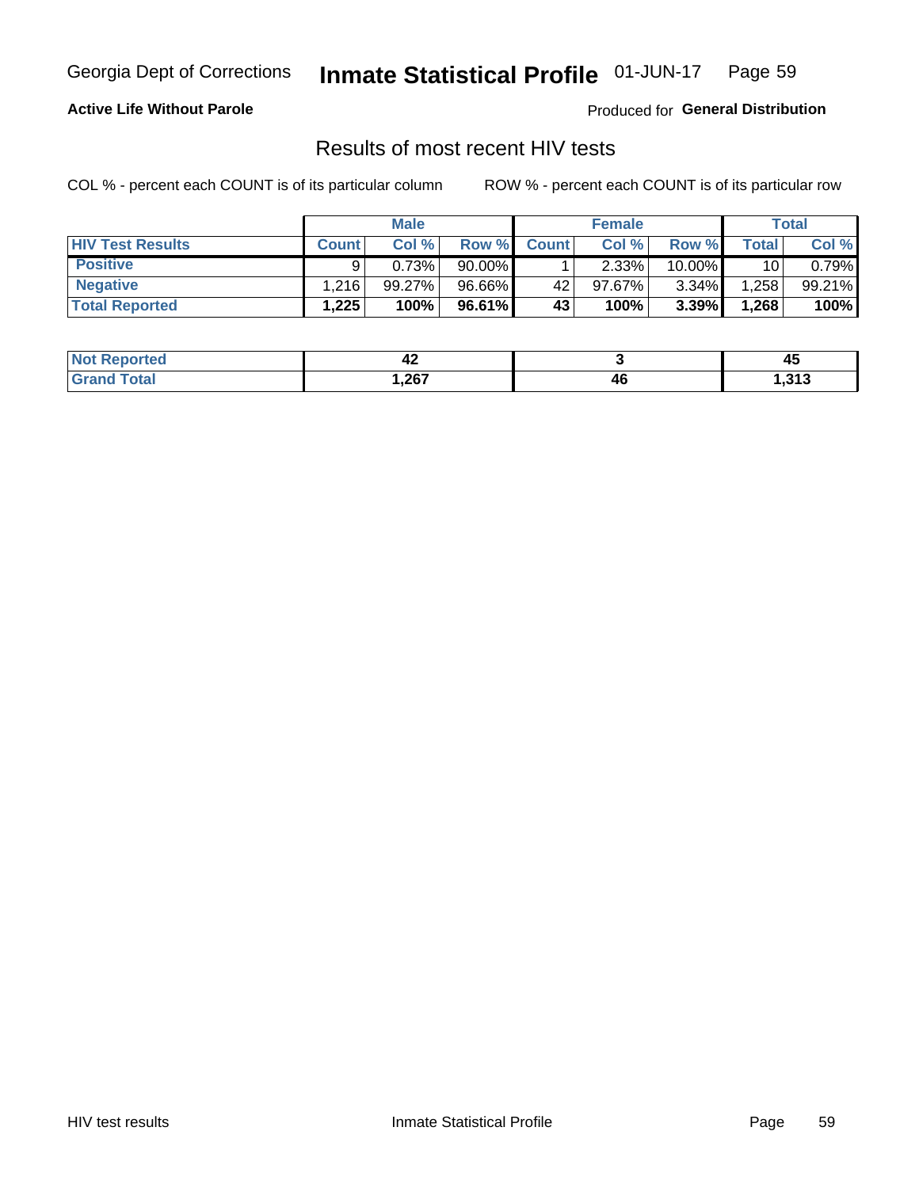Georgia Dept of Corrections **Inmate Statistical Profile** 01-JUN-17

**Active Life Without Parole**

Produced for **General Distribution**

## Results of most recent HIV tests

COL % - percent each COUNT is of its particular column

ROW % - percent each COUNT is of its particular row

| | Male | | | Female | | | Total | |
|---|---|---|---|---|---|---|---|---|
| **HIV Test Results** | **Count** | **Col %** | **Row %** | **Count** | **Col %** | **Row %** | **Total** | **Col %** |
| **Positive** | 9 | 0.73% | 90.00% | 1 | 2.33% | 10.00% | 10 | 0.79% |
| **Negative** | 1,216 | 99.27% | 96.66% | 42 | 97.67% | 3.34% | 1,258 | 99.21% |
| **Total Reported** | **1,225** | **100%** | **96.61%** | **43** | **100%** | **3.39%** | **1,268** | **100%** |

| | Male | Female | Total |
|---|---|---|---|
| **Not Reported** | **42** | **3** | **45** |
| **Grand Total** | **1,267** | **46** | **1,313** |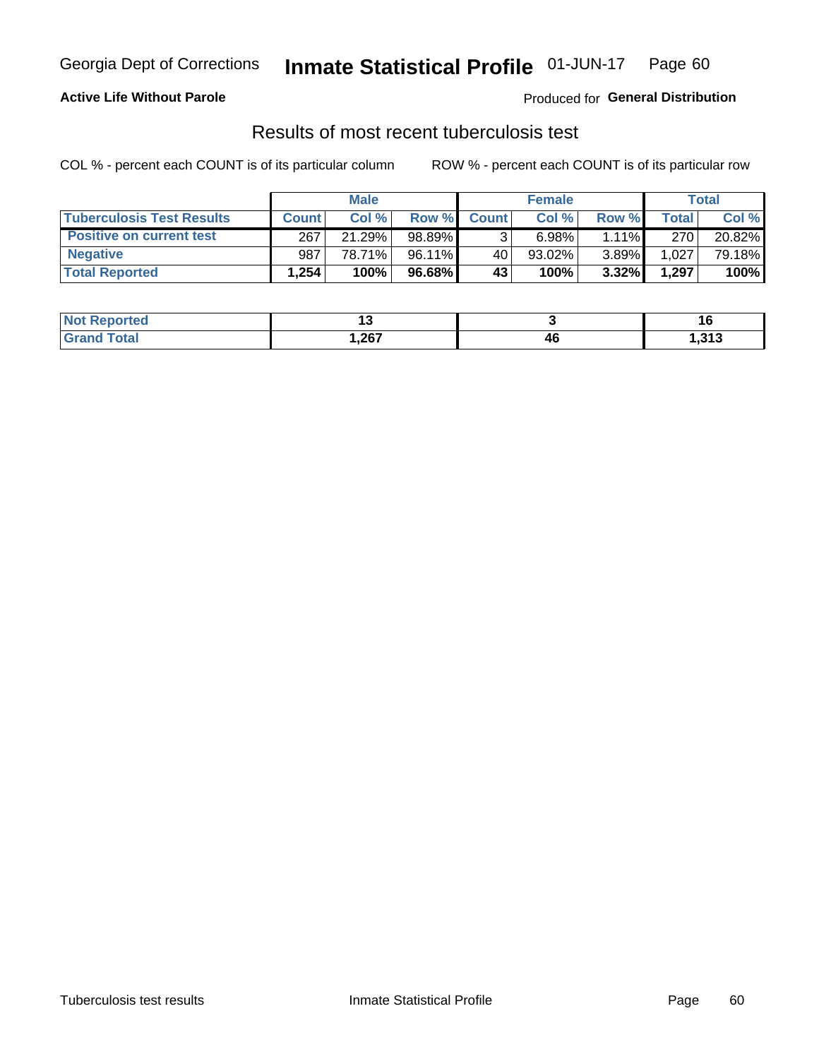Georgia Dept of Corrections **Inmate Statistical Profile** 01-JUN-17

**Active Life Without Parole**

Produced for **General Distribution**

## Results of most recent tuberculosis test

COL % - percent each COUNT is of its particular column

ROW % - percent each COUNT is of its particular row

| | Male | | | Female | | | Total | |
|---|---|---|---|---|---|---|---|---|
| **Tuberculosis Test Results** | **Count** | **Col %** | **Row %** | **Count** | **Col %** | **Row %** | **Total** | **Col %** |
| **Positive on current test** | 267 | 21.29% | 98.89% | 3 | 6.98% | 1.11% | 270 | 20.82% |
| **Negative** | 987 | 78.71% | 96.11% | 40 | 93.02% | 3.89% | 1,027 | 79.18% |
| **Total Reported** | **1,254** | **100%** | **96.68%** | **43** | **100%** | **3.32%** | **1,297** | **100%** |

| | Male | Female | Total |
|---|---|---|---|
| **Not Reported** | **13** | **3** | **16** |
| **Grand Total** | **1,267** | **46** | **1,313** |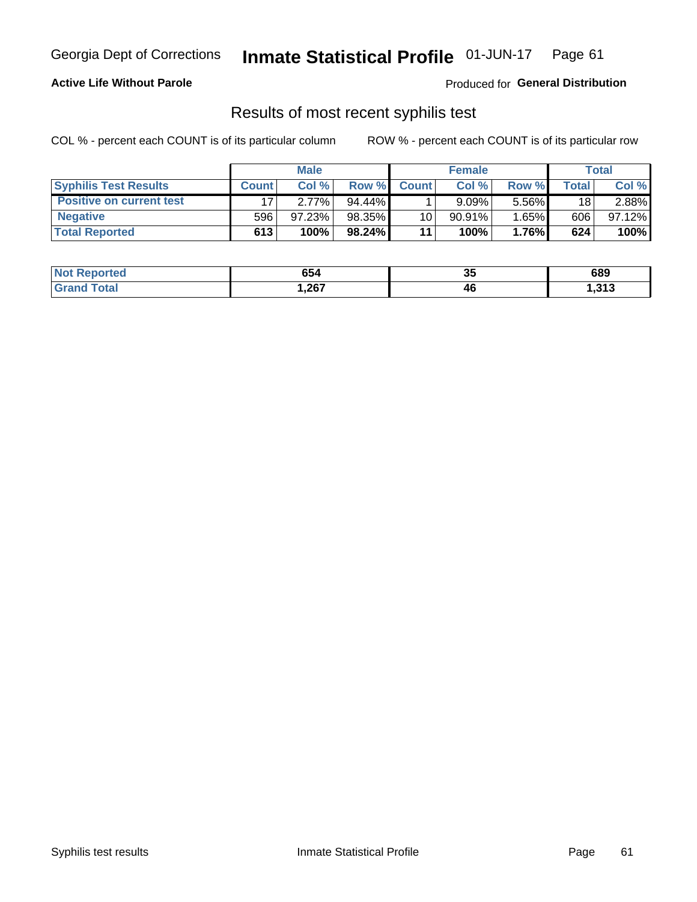Georgia Dept of Corrections **Inmate Statistical Profile** 01-JUN-17

**Active Life Without Parole**

Produced for **General Distribution**

## Results of most recent syphilis test

COL % - percent each COUNT is of its particular column

ROW % - percent each COUNT is of its particular row

| | Male | | | Female | | | Total | |
|---|---|---|---|---|---|---|---|---|
| **Syphilis Test Results** | **Count** | **Col %** | **Row %** | **Count** | **Col %** | **Row %** | **Total** | **Col %** |
| **Positive on current test** | 17 | 2.77% | 94.44% | 1 | 9.09% | 5.56% | 18 | 2.88% |
| **Negative** | 596 | 97.23% | 98.35% | 10 | 90.91% | 1.65% | 606 | 97.12% |
| **Total Reported** | **613** | **100%** | **98.24%** | **11** | **100%** | **1.76%** | **624** | **100%** |

| | Male | Female | Total |
|---|---|---|---|
| **Not Reported** | **654** | **35** | **689** |
| **Grand Total** | **1,267** | **46** | **1,313** |

Syphilis test results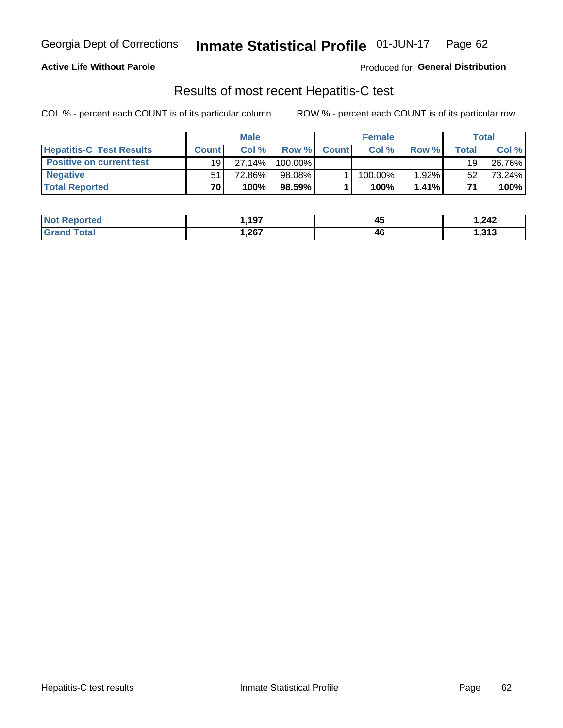Georgia Dept of Corrections **Inmate Statistical Profile** 01-JUN-17

**Active Life Without Parole**

Produced for **General Distribution**

## Results of most recent Hepatitis-C test

COL % - percent each COUNT is of its particular column

ROW % - percent each COUNT is of its particular row

| | Male | | | Female | | | Total | |
|---|---|---|---|---|---|---|---|---|
| **Hepatitis-C Test Results** | **Count** | **Col %** | **Row %** | **Count** | **Col %** | **Row %** | **Total** | **Col %** |
| **Positive on current test** | 19 | 27.14% | 100.00% | | | | 19 | 26.76% |
| **Negative** | 51 | 72.86% | 98.08% | 1 | 100.00% | 1.92% | 52 | 73.24% |
| **Total Reported** | **70** | **100%** | **98.59%** | **1** | **100%** | **1.41%** | **71** | **100%** |

| | Male | Female | Total |
|---|---|---|---|
| **Not Reported** | **1,197** | **45** | **1,242** |
| **Grand Total** | **1,267** | **46** | **1,313** |